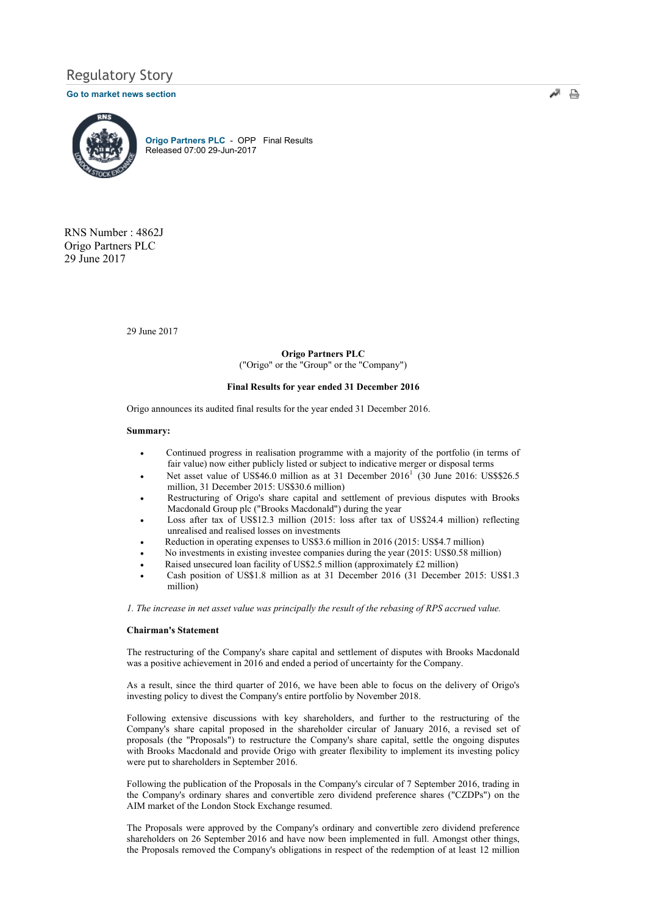Regulatory Story

Go to market news section

Origo Partners PLC - OPP Final Results
Released 07:00 29-Jun-2017

RNS Number : 4862J
Origo Partners PLC
29 June 2017

29 June 2017

**Origo Partners PLC**
("Origo" or the "Group" or the "Company")

**Final Results for year ended 31 December 2016**

Origo announces its audited final results for the year ended 31 December 2016.

**Summary:**

- Continued progress in realisation programme with a majority of the portfolio (in terms of fair value) now either publicly listed or subject to indicative merger or disposal terms
- Net asset value of US$46.0 million as at 31 December 2016[1] (30 June 2016: US$$26.5 million, 31 December 2015: US$30.6 million)
- Restructuring of Origo's share capital and settlement of previous disputes with Brooks Macdonald Group plc ("Brooks Macdonald") during the year
- Loss after tax of US$12.3 million (2015: loss after tax of US$24.4 million) reflecting unrealised and realised losses on investments
- Reduction in operating expenses to US$3.6 million in 2016 (2015: US$4.7 million)
- No investments in existing investee companies during the year (2015: US$0.58 million)
- Raised unsecured loan facility of US$2.5 million (approximately £2 million)
- Cash position of US$1.8 million as at 31 December 2016 (31 December 2015: US$1.3 million)

*1. The increase in net asset value was principally the result of the rebasing of RPS accrued value.*

**Chairman's Statement**

The restructuring of the Company's share capital and settlement of disputes with Brooks Macdonald was a positive achievement in 2016 and ended a period of uncertainty for the Company.

As a result, since the third quarter of 2016, we have been able to focus on the delivery of Origo's investing policy to divest the Company's entire portfolio by November 2018.

Following extensive discussions with key shareholders, and further to the restructuring of the Company's share capital proposed in the shareholder circular of January 2016, a revised set of proposals (the "Proposals") to restructure the Company's share capital, settle the ongoing disputes with Brooks Macdonald and provide Origo with greater flexibility to implement its investing policy were put to shareholders in September 2016.

Following the publication of the Proposals in the Company's circular of 7 September 2016, trading in the Company's ordinary shares and convertible zero dividend preference shares ("CZDPs") on the AIM market of the London Stock Exchange resumed.

The Proposals were approved by the Company's ordinary and convertible zero dividend preference shareholders on 26 September 2016 and have now been implemented in full. Amongst other things, the Proposals removed the Company's obligations in respect of the redemption of at least 12 million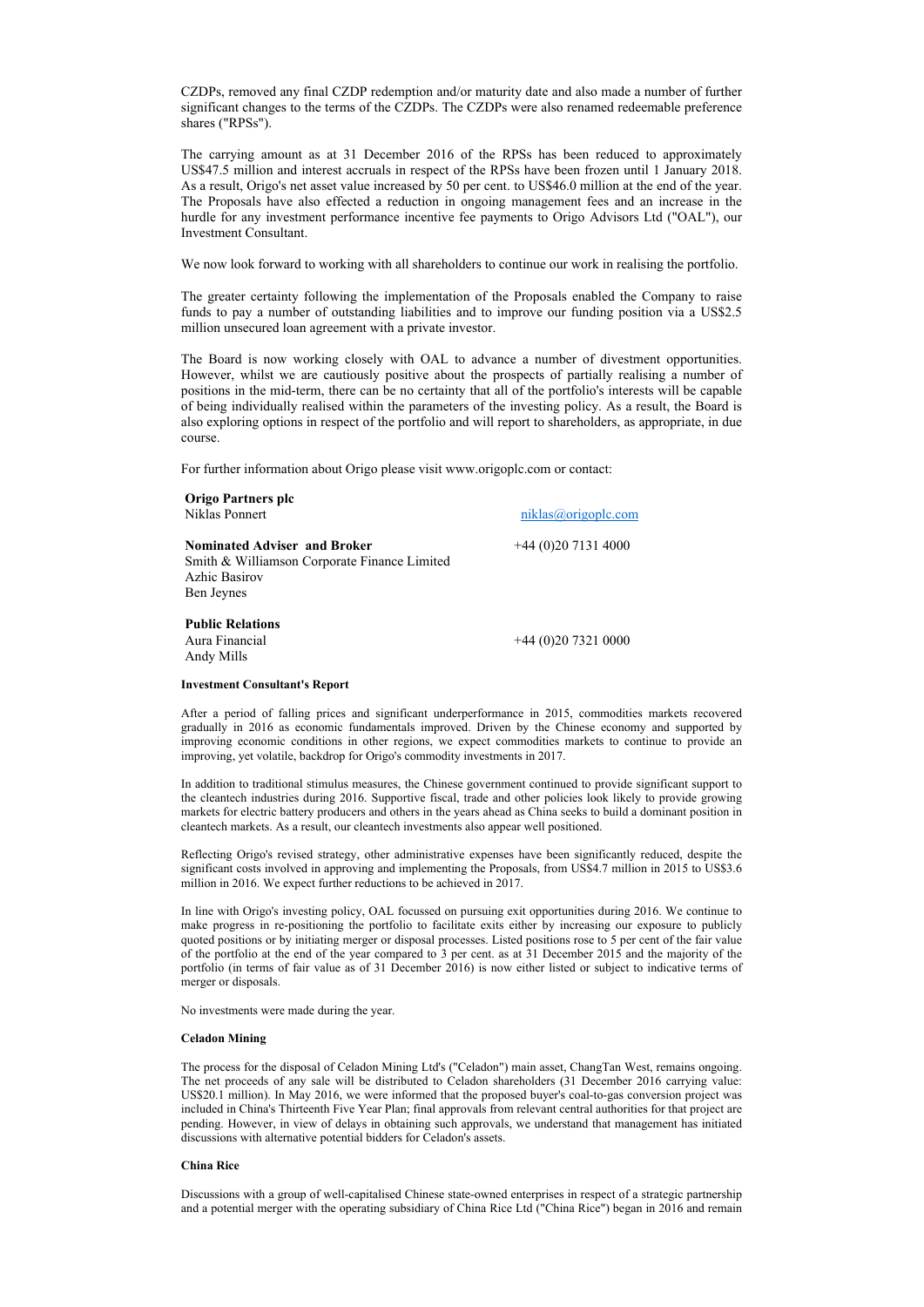CZDPs, removed any final CZDP redemption and/or maturity date and also made a number of further significant changes to the terms of the CZDPs. The CZDPs were also renamed redeemable preference shares ("RPSs").

The carrying amount as at 31 December 2016 of the RPSs has been reduced to approximately US$47.5 million and interest accruals in respect of the RPSs have been frozen until 1 January 2018. As a result, Origo's net asset value increased by 50 per cent. to US$46.0 million at the end of the year. The Proposals have also effected a reduction in ongoing management fees and an increase in the hurdle for any investment performance incentive fee payments to Origo Advisors Ltd ("OAL"), our Investment Consultant.

We now look forward to working with all shareholders to continue our work in realising the portfolio.

The greater certainty following the implementation of the Proposals enabled the Company to raise funds to pay a number of outstanding liabilities and to improve our funding position via a US$2.5 million unsecured loan agreement with a private investor.

The Board is now working closely with OAL to advance a number of divestment opportunities. However, whilst we are cautiously positive about the prospects of partially realising a number of positions in the mid-term, there can be no certainty that all of the portfolio's interests will be capable of being individually realised within the parameters of the investing policy. As a result, the Board is also exploring options in respect of the portfolio and will report to shareholders, as appropriate, in due course.

For further information about Origo please visit www.origoplc.com or contact:

| | |
|---|---|
| **Origo Partners plc** | |
| Niklas Ponnert | niklas@origoplc.com |
| **Nominated Adviser and Broker** | +44 (0)20 7131 4000 |
| Smith & Williamson Corporate Finance Limited | |
| Azhic Basirov | |
| Ben Jeynes | |
| **Public Relations** | |
| Aura Financial | +44 (0)20 7321 0000 |
| Andy Mills | |

**Investment Consultant's Report**

After a period of falling prices and significant underperformance in 2015, commodities markets recovered gradually in 2016 as economic fundamentals improved. Driven by the Chinese economy and supported by improving economic conditions in other regions, we expect commodities markets to continue to provide an improving, yet volatile, backdrop for Origo's commodity investments in 2017.

In addition to traditional stimulus measures, the Chinese government continued to provide significant support to the cleantech industries during 2016. Supportive fiscal, trade and other policies look likely to provide growing markets for electric battery producers and others in the years ahead as China seeks to build a dominant position in cleantech markets. As a result, our cleantech investments also appear well positioned.

Reflecting Origo's revised strategy, other administrative expenses have been significantly reduced, despite the significant costs involved in approving and implementing the Proposals, from US$4.7 million in 2015 to US$3.6 million in 2016. We expect further reductions to be achieved in 2017.

In line with Origo's investing policy, OAL focussed on pursuing exit opportunities during 2016. We continue to make progress in re-positioning the portfolio to facilitate exits either by increasing our exposure to publicly quoted positions or by initiating merger or disposal processes. Listed positions rose to 5 per cent of the fair value of the portfolio at the end of the year compared to 3 per cent. as at 31 December 2015 and the majority of the portfolio (in terms of fair value as of 31 December 2016) is now either listed or subject to indicative terms of merger or disposals.

No investments were made during the year.

**Celadon Mining**

The process for the disposal of Celadon Mining Ltd's ("Celadon") main asset, ChangTan West, remains ongoing. The net proceeds of any sale will be distributed to Celadon shareholders (31 December 2016 carrying value: US$20.1 million). In May 2016, we were informed that the proposed buyer's coal-to-gas conversion project was included in China's Thirteenth Five Year Plan; final approvals from relevant central authorities for that project are pending. However, in view of delays in obtaining such approvals, we understand that management has initiated discussions with alternative potential bidders for Celadon's assets.

**China Rice**

Discussions with a group of well-capitalised Chinese state-owned enterprises in respect of a strategic partnership and a potential merger with the operating subsidiary of China Rice Ltd ("China Rice") began in 2016 and remain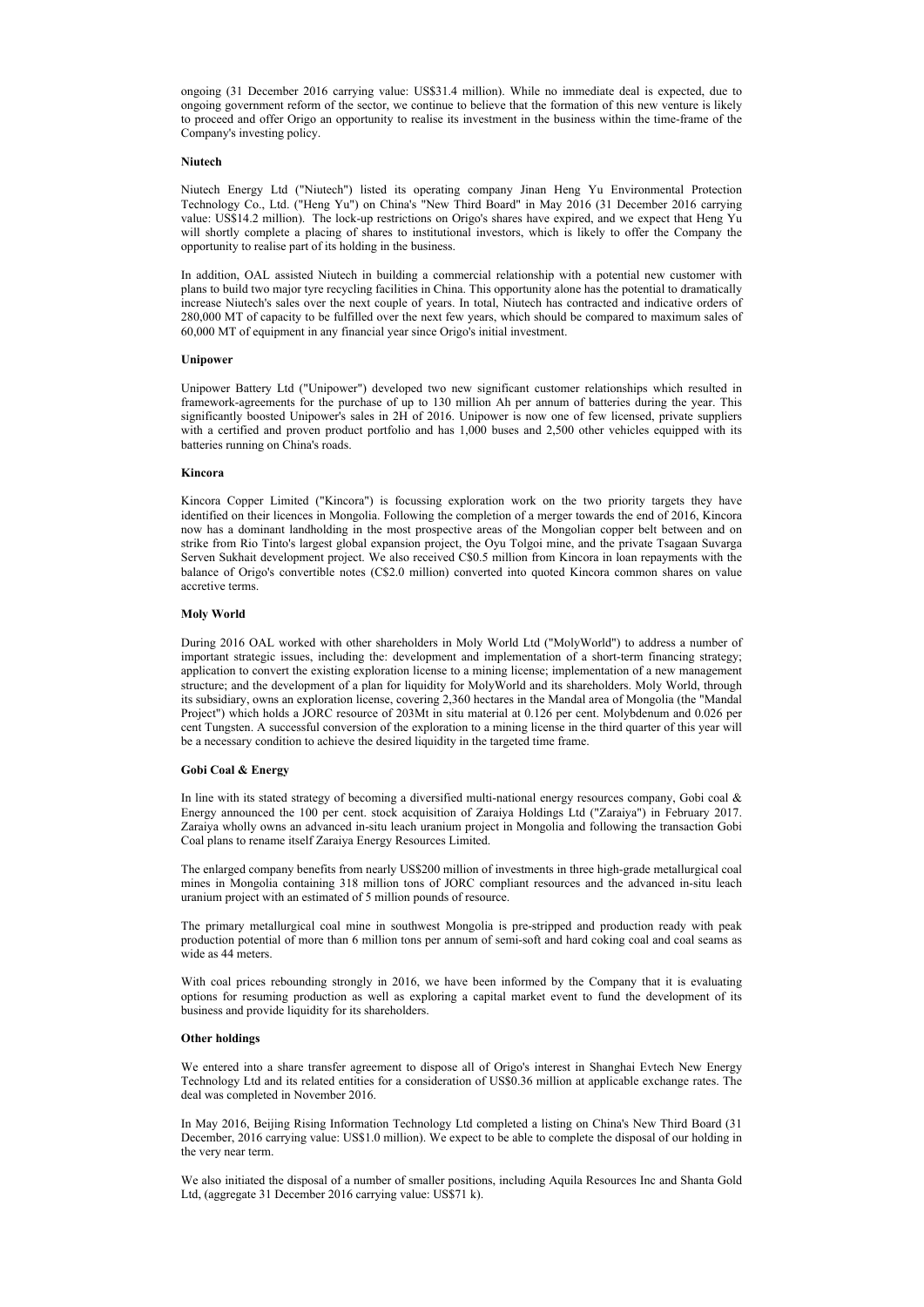ongoing (31 December 2016 carrying value: US$31.4 million). While no immediate deal is expected, due to ongoing government reform of the sector, we continue to believe that the formation of this new venture is likely to proceed and offer Origo an opportunity to realise its investment in the business within the time-frame of the Company's investing policy.

**Niutech**

Niutech Energy Ltd ("Niutech") listed its operating company Jinan Heng Yu Environmental Protection Technology Co., Ltd. ("Heng Yu") on China's "New Third Board" in May 2016 (31 December 2016 carrying value: US$14.2 million). The lock-up restrictions on Origo's shares have expired, and we expect that Heng Yu will shortly complete a placing of shares to institutional investors, which is likely to offer the Company the opportunity to realise part of its holding in the business.

In addition, OAL assisted Niutech in building a commercial relationship with a potential new customer with plans to build two major tyre recycling facilities in China. This opportunity alone has the potential to dramatically increase Niutech's sales over the next couple of years. In total, Niutech has contracted and indicative orders of 280,000 MT of capacity to be fulfilled over the next few years, which should be compared to maximum sales of 60,000 MT of equipment in any financial year since Origo's initial investment.

**Unipower**

Unipower Battery Ltd ("Unipower") developed two new significant customer relationships which resulted in framework-agreements for the purchase of up to 130 million Ah per annum of batteries during the year. This significantly boosted Unipower's sales in 2H of 2016. Unipower is now one of few licensed, private suppliers with a certified and proven product portfolio and has 1,000 buses and 2,500 other vehicles equipped with its batteries running on China's roads.

**Kincora**

Kincora Copper Limited ("Kincora") is focussing exploration work on the two priority targets they have identified on their licences in Mongolia. Following the completion of a merger towards the end of 2016, Kincora now has a dominant landholding in the most prospective areas of the Mongolian copper belt between and on strike from Rio Tinto's largest global expansion project, the Oyu Tolgoi mine, and the private Tsagaan Suvarga Serven Sukhait development project. We also received C$0.5 million from Kincora in loan repayments with the balance of Origo's convertible notes (C$2.0 million) converted into quoted Kincora common shares on value accretive terms.

**Moly World**

During 2016 OAL worked with other shareholders in Moly World Ltd ("MolyWorld") to address a number of important strategic issues, including the: development and implementation of a short-term financing strategy; application to convert the existing exploration license to a mining license; implementation of a new management structure; and the development of a plan for liquidity for MolyWorld and its shareholders. Moly World, through its subsidiary, owns an exploration license, covering 2,360 hectares in the Mandal area of Mongolia (the "Mandal Project") which holds a JORC resource of 203Mt in situ material at 0.126 per cent. Molybdenum and 0.026 per cent Tungsten. A successful conversion of the exploration to a mining license in the third quarter of this year will be a necessary condition to achieve the desired liquidity in the targeted time frame.

**Gobi Coal & Energy**

In line with its stated strategy of becoming a diversified multi-national energy resources company, Gobi coal & Energy announced the 100 per cent. stock acquisition of Zaraiya Holdings Ltd ("Zaraiya") in February 2017. Zaraiya wholly owns an advanced in-situ leach uranium project in Mongolia and following the transaction Gobi Coal plans to rename itself Zaraiya Energy Resources Limited.

The enlarged company benefits from nearly US$200 million of investments in three high-grade metallurgical coal mines in Mongolia containing 318 million tons of JORC compliant resources and the advanced in-situ leach uranium project with an estimated of 5 million pounds of resource.

The primary metallurgical coal mine in southwest Mongolia is pre-stripped and production ready with peak production potential of more than 6 million tons per annum of semi-soft and hard coking coal and coal seams as wide as 44 meters.

With coal prices rebounding strongly in 2016, we have been informed by the Company that it is evaluating options for resuming production as well as exploring a capital market event to fund the development of its business and provide liquidity for its shareholders.

**Other holdings**

We entered into a share transfer agreement to dispose all of Origo's interest in Shanghai Evtech New Energy Technology Ltd and its related entities for a consideration of US$0.36 million at applicable exchange rates. The deal was completed in November 2016.

In May 2016, Beijing Rising Information Technology Ltd completed a listing on China's New Third Board (31 December, 2016 carrying value: US$1.0 million). We expect to be able to complete the disposal of our holding in the very near term.

We also initiated the disposal of a number of smaller positions, including Aquila Resources Inc and Shanta Gold Ltd, (aggregate 31 December 2016 carrying value: US$71 k).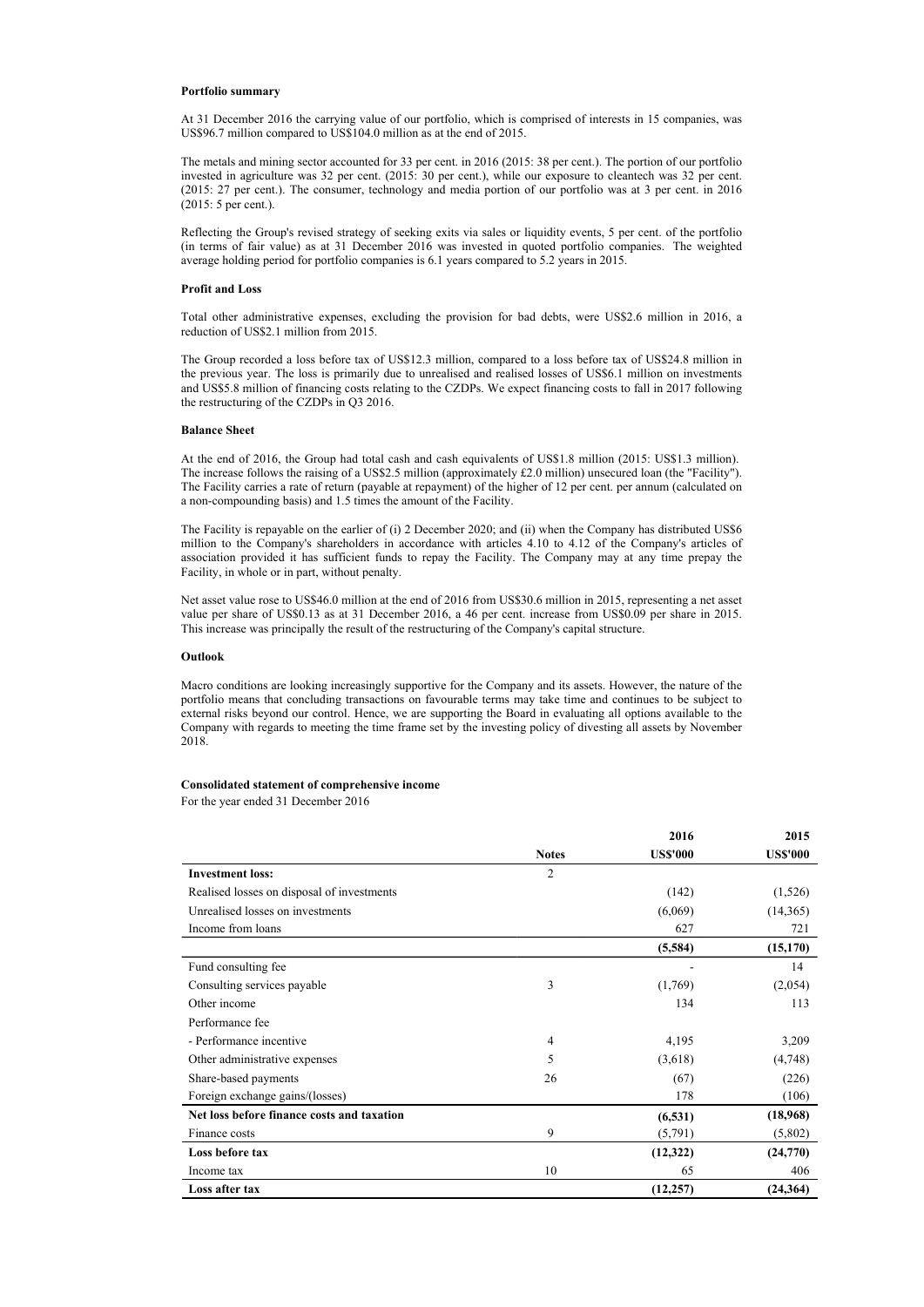**Portfolio summary**

At 31 December 2016 the carrying value of our portfolio, which is comprised of interests in 15 companies, was US$96.7 million compared to US$104.0 million as at the end of 2015.

The metals and mining sector accounted for 33 per cent. in 2016 (2015: 38 per cent.). The portion of our portfolio invested in agriculture was 32 per cent. (2015: 30 per cent.), while our exposure to cleantech was 32 per cent. (2015: 27 per cent.). The consumer, technology and media portion of our portfolio was at 3 per cent. in 2016 (2015: 5 per cent.).

Reflecting the Group's revised strategy of seeking exits via sales or liquidity events, 5 per cent. of the portfolio (in terms of fair value) as at 31 December 2016 was invested in quoted portfolio companies. The weighted average holding period for portfolio companies is 6.1 years compared to 5.2 years in 2015.

**Profit and Loss**

Total other administrative expenses, excluding the provision for bad debts, were US$2.6 million in 2016, a reduction of US$2.1 million from 2015.

The Group recorded a loss before tax of US$12.3 million, compared to a loss before tax of US$24.8 million in the previous year. The loss is primarily due to unrealised and realised losses of US$6.1 million on investments and US$5.8 million of financing costs relating to the CZDPs. We expect financing costs to fall in 2017 following the restructuring of the CZDPs in Q3 2016.

**Balance Sheet**

At the end of 2016, the Group had total cash and cash equivalents of US$1.8 million (2015: US$1.3 million). The increase follows the raising of a US$2.5 million (approximately £2.0 million) unsecured loan (the "Facility"). The Facility carries a rate of return (payable at repayment) of the higher of 12 per cent. per annum (calculated on a non-compounding basis) and 1.5 times the amount of the Facility.

The Facility is repayable on the earlier of (i) 2 December 2020; and (ii) when the Company has distributed US$6 million to the Company's shareholders in accordance with articles 4.10 to 4.12 of the Company's articles of association provided it has sufficient funds to repay the Facility. The Company may at any time prepay the Facility, in whole or in part, without penalty.

Net asset value rose to US$46.0 million at the end of 2016 from US$30.6 million in 2015, representing a net asset value per share of US$0.13 as at 31 December 2016, a 46 per cent. increase from US$0.09 per share in 2015. This increase was principally the result of the restructuring of the Company's capital structure.

**Outlook**

Macro conditions are looking increasingly supportive for the Company and its assets. However, the nature of the portfolio means that concluding transactions on favourable terms may take time and continues to be subject to external risks beyond our control. Hence, we are supporting the Board in evaluating all options available to the Company with regards to meeting the time frame set by the investing policy of divesting all assets by November 2018.

**Consolidated statement of comprehensive income**

For the year ended 31 December 2016

| | Notes | 2016<br>US$'000 | 2015<br>US$'000 |
|---|---|---|---|
| **Investment loss:** | 2 | | |
| Realised losses on disposal of investments | | (142) | (1,526) |
| Unrealised losses on investments | | (6,069) | (14,365) |
| Income from loans | | 627 | 721 |
| | | **(5,584)** | **(15,170)** |
| Fund consulting fee | | - | 14 |
| Consulting services payable | 3 | (1,769) | (2,054) |
| Other income | | 134 | 113 |
| Performance fee | | | |
| - Performance incentive | 4 | 4,195 | 3,209 |
| Other administrative expenses | 5 | (3,618) | (4,748) |
| Share-based payments | 26 | (67) | (226) |
| Foreign exchange gains/(losses) | | 178 | (106) |
| **Net loss before finance costs and taxation** | | **(6,531)** | **(18,968)** |
| Finance costs | 9 | (5,791) | (5,802) |
| **Loss before tax** | | **(12,322)** | **(24,770)** |
| Income tax | 10 | 65 | 406 |
| **Loss after tax** | | **(12,257)** | **(24,364)** |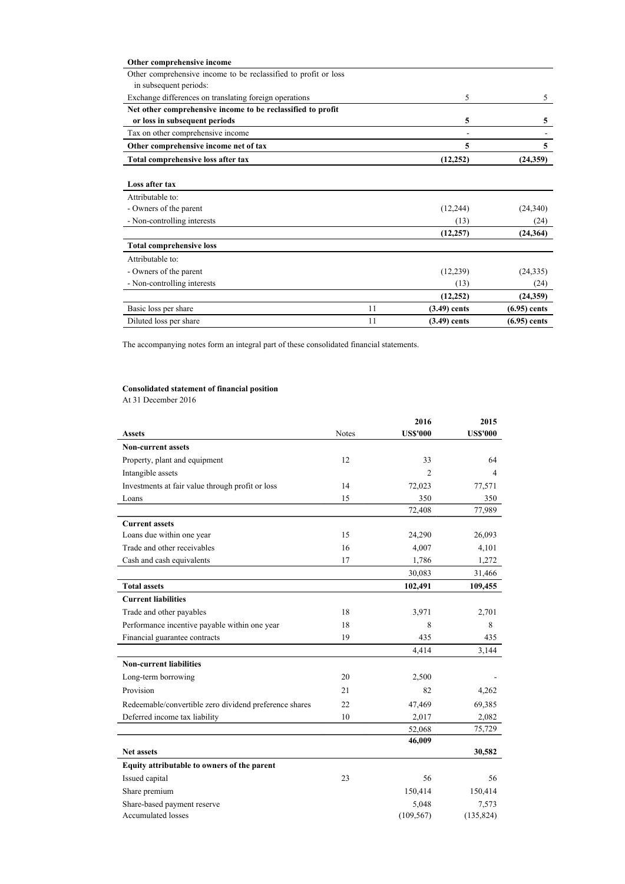| Other comprehensive income | | | |
|---|---|---|---|
| Other comprehensive income to be reclassified to profit or loss in subsequent periods: | | | |
| Exchange differences on translating foreign operations | | 5 | 5 |
| **Net other comprehensive income to be reclassified to profit or loss in subsequent periods** | | **5** | **5** |
| Tax on other comprehensive income | | - | - |
| **Other comprehensive income net of tax** | | **5** | **5** |
| **Total comprehensive loss after tax** | | **(12,252)** | **(24,359)** |
| | | | |
| **Loss after tax** | | | |
| Attributable to: | | | |
| - Owners of the parent | | (12,244) | (24,340) |
| - Non-controlling interests | | (13) | (24) |
| | | **(12,257)** | **(24,364)** |
| **Total comprehensive loss** | | | |
| Attributable to: | | | |
| - Owners of the parent | | (12,239) | (24,335) |
| - Non-controlling interests | | (13) | (24) |
| | | **(12,252)** | **(24,359)** |
| Basic loss per share | 11 | **(3.49) cents** | **(6.95) cents** |
| Diluted loss per share | 11 | **(3.49) cents** | **(6.95) cents** |

The accompanying notes form an integral part of these consolidated financial statements.

**Consolidated statement of financial position**

At 31 December 2016

| Assets | Notes | 2016 US$'000 | 2015 US$'000 |
|---|---|---|---|
| **Non-current assets** | | | |
| Property, plant and equipment | 12 | 33 | 64 |
| Intangible assets | | 2 | 4 |
| Investments at fair value through profit or loss | 14 | 72,023 | 77,571 |
| Loans | 15 | 350 | 350 |
| | | 72,408 | 77,989 |
| **Current assets** | | | |
| Loans due within one year | 15 | 24,290 | 26,093 |
| Trade and other receivables | 16 | 4,007 | 4,101 |
| Cash and cash equivalents | 17 | 1,786 | 1,272 |
| | | 30,083 | 31,466 |
| **Total assets** | | **102,491** | **109,455** |
| **Current liabilities** | | | |
| Trade and other payables | 18 | 3,971 | 2,701 |
| Performance incentive payable within one year | 18 | 8 | 8 |
| Financial guarantee contracts | 19 | 435 | 435 |
| | | 4,414 | 3,144 |
| **Non-current liabilities** | | | |
| Long-term borrowing | 20 | 2,500 | - |
| Provision | 21 | 82 | 4,262 |
| Redeemable/convertible zero dividend preference shares | 22 | 47,469 | 69,385 |
| Deferred income tax liability | 10 | 2,017 | 2,082 |
| | | 52,068 | 75,729 |
| **Net assets** | | **46,009** | **30,582** |
| **Equity attributable to owners of the parent** | | | |
| Issued capital | 23 | 56 | 56 |
| Share premium | | 150,414 | 150,414 |
| Share-based payment reserve | | 5,048 | 7,573 |
| Accumulated losses | | (109,567) | (135,824) |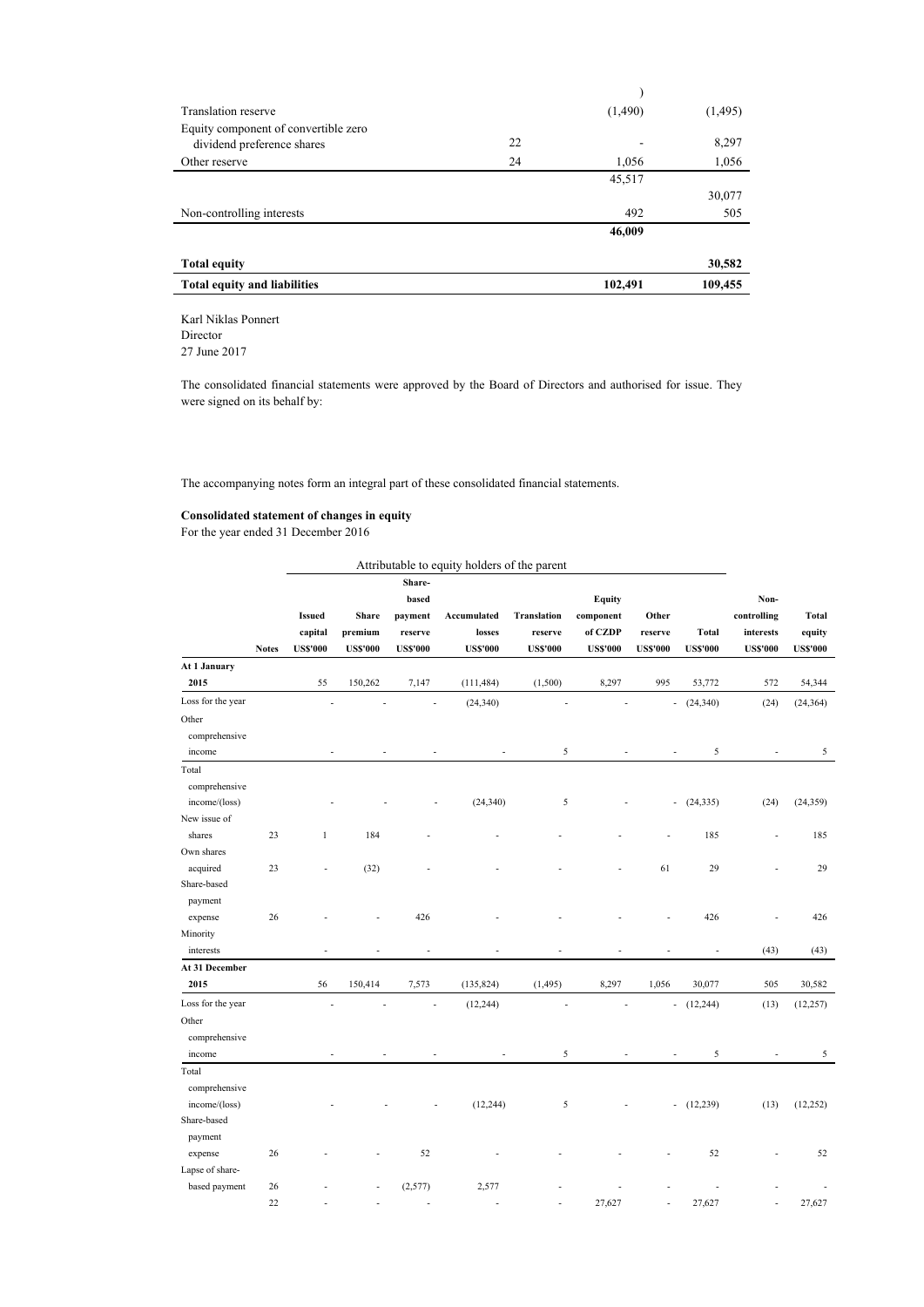| | | | |
|---|---|---|---|
| | | ) | |
| Translation reserve | | (1,490) | (1,495) |
| Equity component of convertible zero dividend preference shares | 22 | - | 8,297 |
| Other reserve | 24 | 1,056 | 1,056 |
| | | 45,517 | |
| | | | 30,077 |
| Non-controlling interests | | 492 | 505 |
| | | **46,009** | |
| **Total equity** | | | **30,582** |
| **Total equity and liabilities** | | **102,491** | **109,455** |

Karl Niklas Ponnert
Director
27 June 2017

The consolidated financial statements were approved by the Board of Directors and authorised for issue. They were signed on its behalf by:

The accompanying notes form an integral part of these consolidated financial statements.

**Consolidated statement of changes in equity**
For the year ended 31 December 2016

| | | Attributable to equity holders of the parent | | | | | | | | | |
|---|---|---|---|---|---|---|---|---|---|---|---|
| | **Notes** | **Issued capital US$'000** | **Share premium US$'000** | **Share-based payment reserve US$'000** | **Accumulated losses US$'000** | **Translation reserve US$'000** | **Equity component of CZDP US$'000** | **Other reserve US$'000** | **Total US$'000** | **Non-controlling interests US$'000** | **Total equity US$'000** |
| **At 1 January 2015** | | 55 | 150,262 | 7,147 | (111,484) | (1,500) | 8,297 | 995 | 53,772 | 572 | 54,344 |
| Loss for the year | | - | - | - | (24,340) | - | - | - | (24,340) | (24) | (24,364) |
| Other comprehensive income | | - | - | - | - | 5 | - | - | 5 | - | 5 |
| Total comprehensive income/(loss) | | - | - | - | (24,340) | 5 | - | - | (24,335) | (24) | (24,359) |
| New issue of shares | 23 | 1 | 184 | - | - | - | - | - | 185 | - | 185 |
| Own shares acquired | 23 | - | (32) | - | - | - | - | 61 | 29 | - | 29 |
| Share-based payment expense | 26 | - | - | 426 | - | - | - | - | 426 | - | 426 |
| Minority interests | | - | - | - | - | - | - | - | - | (43) | (43) |
| **At 31 December 2015** | | 56 | 150,414 | 7,573 | (135,824) | (1,495) | 8,297 | 1,056 | 30,077 | 505 | 30,582 |
| Loss for the year | | - | - | - | (12,244) | - | - | - | (12,244) | (13) | (12,257) |
| Other comprehensive income | | - | - | - | - | 5 | - | - | 5 | - | 5 |
| Total comprehensive income/(loss) | | - | - | - | (12,244) | 5 | - | - | (12,239) | (13) | (12,252) |
| Share-based payment expense | 26 | - | - | 52 | - | - | - | - | 52 | - | 52 |
| Lapse of share-based payment | 26 | - | - | (2,577) | 2,577 | - | - | - | - | - | - |
| | 22 | - | - | - | - | - | 27,627 | - | 27,627 | - | 27,627 |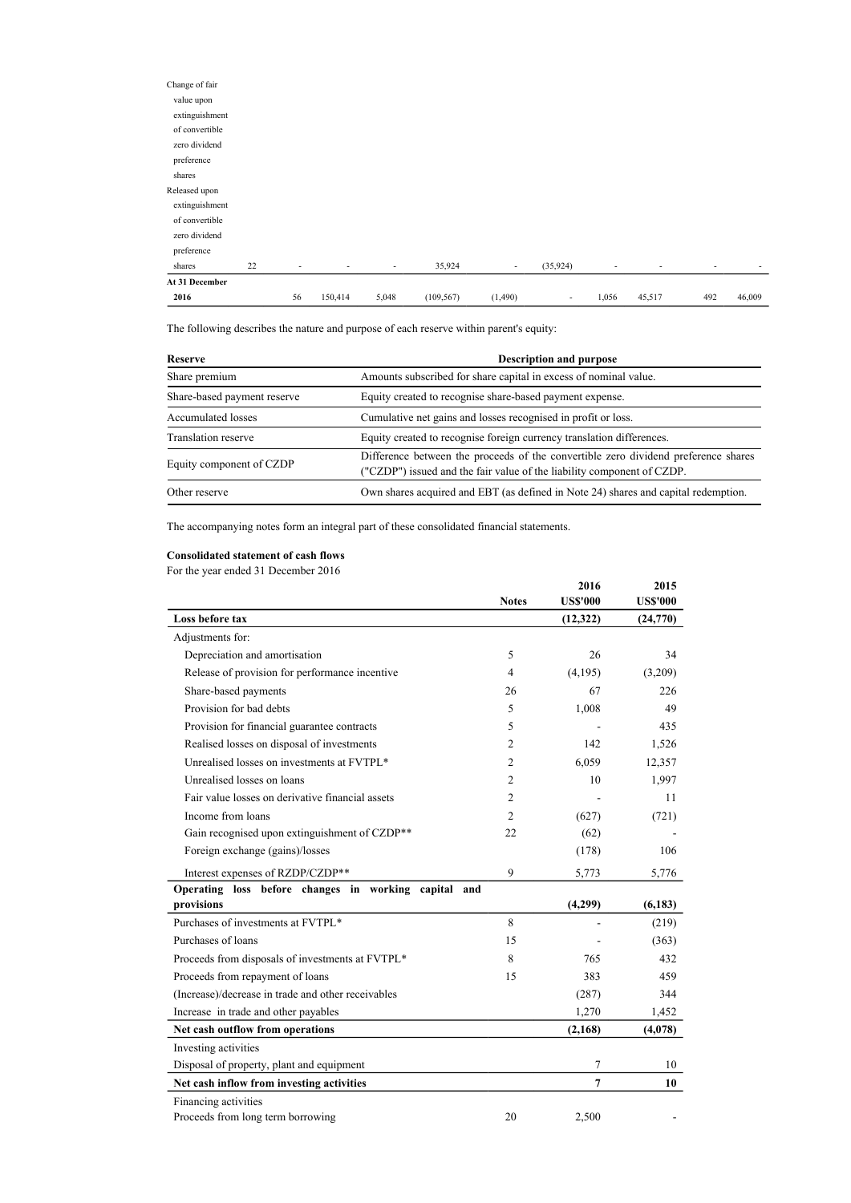| | | | | | | | | | | | | |
|---|---|---|---|---|---|---|---|---|---|---|---|---|
| Change of fair value upon extinguishment of convertible zero dividend preference shares | | | | | | | | | | | | |
| Released upon extinguishment of convertible zero dividend preference shares | 22 | - | - | - | 35,924 | - | (35,924) | - | - | - | - |
| **At 31 December 2016** | | 56 | 150,414 | 5,048 | (109,567) | (1,490) | - | 1,056 | 45,517 | 492 | 46,009 |

The following describes the nature and purpose of each reserve within parent's equity:

| Reserve | Description and purpose |
|---|---|
| Share premium | Amounts subscribed for share capital in excess of nominal value. |
| Share-based payment reserve | Equity created to recognise share-based payment expense. |
| Accumulated losses | Cumulative net gains and losses recognised in profit or loss. |
| Translation reserve | Equity created to recognise foreign currency translation differences. |
| Equity component of CZDP | Difference between the proceeds of the convertible zero dividend preference shares ("CZDP") issued and the fair value of the liability component of CZDP. |
| Other reserve | Own shares acquired and EBT (as defined in Note 24) shares and capital redemption. |

The accompanying notes form an integral part of these consolidated financial statements.

**Consolidated statement of cash flows**

For the year ended 31 December 2016

| | Notes | 2016 US$'000 | 2015 US$'000 |
|---|---|---|---|
| **Loss before tax** | | **(12,322)** | **(24,770)** |
| Adjustments for: | | | |
| Depreciation and amortisation | 5 | 26 | 34 |
| Release of provision for performance incentive | 4 | (4,195) | (3,209) |
| Share-based payments | 26 | 67 | 226 |
| Provision for bad debts | 5 | 1,008 | 49 |
| Provision for financial guarantee contracts | 5 | - | 435 |
| Realised losses on disposal of investments | 2 | 142 | 1,526 |
| Unrealised losses on investments at FVTPL* | 2 | 6,059 | 12,357 |
| Unrealised losses on loans | 2 | 10 | 1,997 |
| Fair value losses on derivative financial assets | 2 | - | 11 |
| Income from loans | 2 | (627) | (721) |
| Gain recognised upon extinguishment of CZDP** | 22 | (62) | - |
| Foreign exchange (gains)/losses | | (178) | 106 |
| Interest expenses of RZDP/CZDP** | 9 | 5,773 | 5,776 |
| **Operating loss before changes in working capital and provisions** | | **(4,299)** | **(6,183)** |
| Purchases of investments at FVTPL* | 8 | - | (219) |
| Purchases of loans | 15 | - | (363) |
| Proceeds from disposals of investments at FVTPL* | 8 | 765 | 432 |
| Proceeds from repayment of loans | 15 | 383 | 459 |
| (Increase)/decrease in trade and other receivables | | (287) | 344 |
| Increase in trade and other payables | | 1,270 | 1,452 |
| **Net cash outflow from operations** | | **(2,168)** | **(4,078)** |
| Investing activities | | | |
| Disposal of property, plant and equipment | | 7 | 10 |
| **Net cash inflow from investing activities** | | **7** | **10** |
| Financing activities | | | |
| Proceeds from long term borrowing | 20 | 2,500 | - |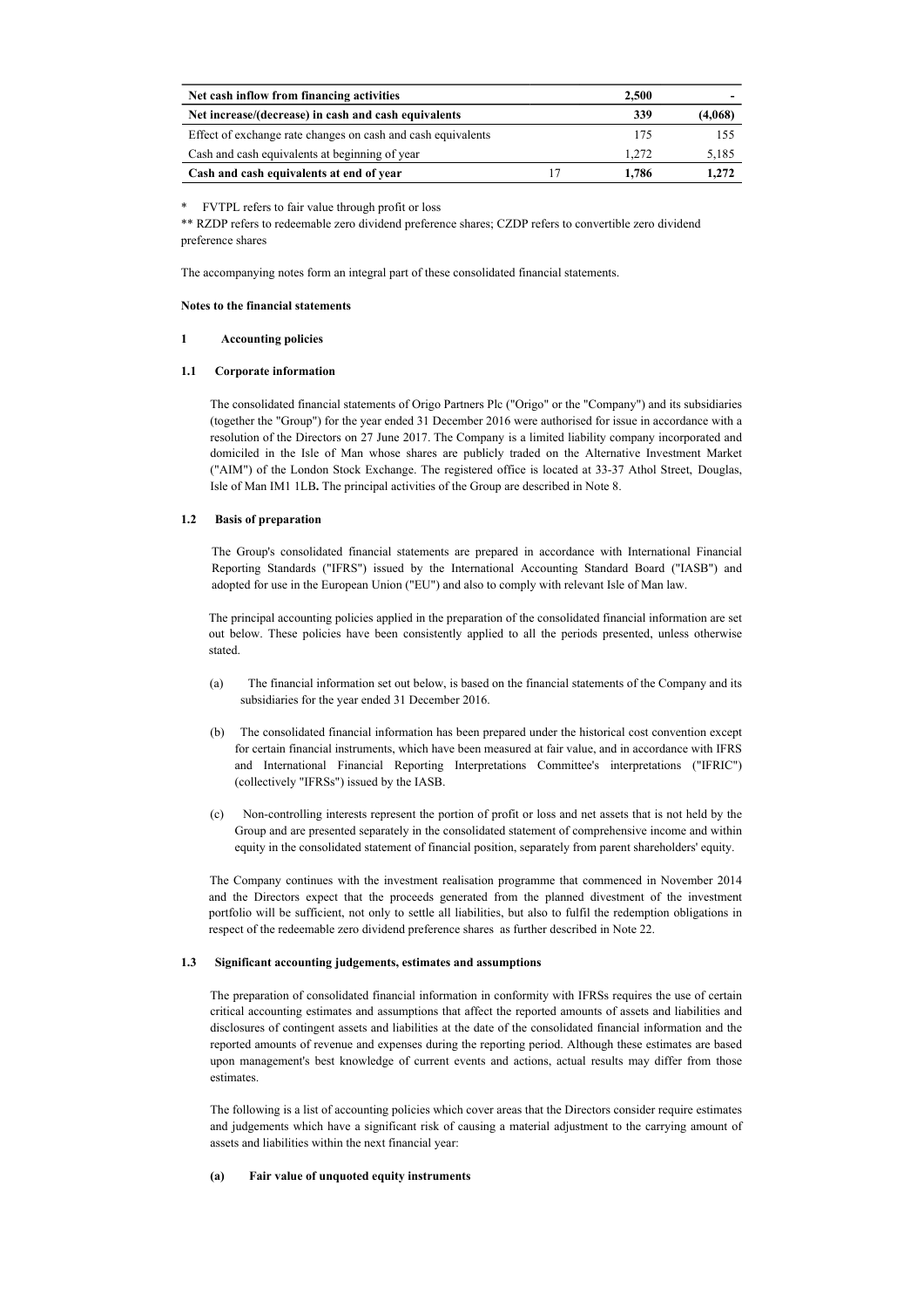| | | | |
|---|---|---|---|
| **Net cash inflow from financing activities** | | **2,500** | **-** |
| **Net increase/(decrease) in cash and cash equivalents** | | **339** | **(4,068)** |
| Effect of exchange rate changes on cash and cash equivalents | | 175 | 155 |
| Cash and cash equivalents at beginning of year | | 1,272 | 5,185 |
| **Cash and cash equivalents at end of year** | 17 | **1,786** | **1,272** |

* FVTPL refers to fair value through profit or loss

** RZDP refers to redeemable zero dividend preference shares; CZDP refers to convertible zero dividend preference shares

The accompanying notes form an integral part of these consolidated financial statements.

**Notes to the financial statements**

## 1 Accounting policies

### 1.1 Corporate information

The consolidated financial statements of Origo Partners Plc ("Origo" or the "Company") and its subsidiaries (together the "Group") for the year ended 31 December 2016 were authorised for issue in accordance with a resolution of the Directors on 27 June 2017. The Company is a limited liability company incorporated and domiciled in the Isle of Man whose shares are publicly traded on the Alternative Investment Market ("AIM") of the London Stock Exchange. The registered office is located at 33-37 Athol Street, Douglas, Isle of Man IM1 1LB**.** The principal activities of the Group are described in Note 8.

### 1.2 Basis of preparation

The Group's consolidated financial statements are prepared in accordance with International Financial Reporting Standards ("IFRS") issued by the International Accounting Standard Board ("IASB") and adopted for use in the European Union ("EU") and also to comply with relevant Isle of Man law.

The principal accounting policies applied in the preparation of the consolidated financial information are set out below. These policies have been consistently applied to all the periods presented, unless otherwise stated.

(a) The financial information set out below, is based on the financial statements of the Company and its subsidiaries for the year ended 31 December 2016.

(b) The consolidated financial information has been prepared under the historical cost convention except for certain financial instruments, which have been measured at fair value, and in accordance with IFRS and International Financial Reporting Interpretations Committee's interpretations ("IFRIC") (collectively "IFRSs") issued by the IASB.

(c) Non-controlling interests represent the portion of profit or loss and net assets that is not held by the Group and are presented separately in the consolidated statement of comprehensive income and within equity in the consolidated statement of financial position, separately from parent shareholders' equity.

The Company continues with the investment realisation programme that commenced in November 2014 and the Directors expect that the proceeds generated from the planned divestment of the investment portfolio will be sufficient, not only to settle all liabilities, but also to fulfil the redemption obligations in respect of the redeemable zero dividend preference shares as further described in Note 22.

### 1.3 Significant accounting judgements, estimates and assumptions

The preparation of consolidated financial information in conformity with IFRSs requires the use of certain critical accounting estimates and assumptions that affect the reported amounts of assets and liabilities and disclosures of contingent assets and liabilities at the date of the consolidated financial information and the reported amounts of revenue and expenses during the reporting period. Although these estimates are based upon management's best knowledge of current events and actions, actual results may differ from those estimates.

The following is a list of accounting policies which cover areas that the Directors consider require estimates and judgements which have a significant risk of causing a material adjustment to the carrying amount of assets and liabilities within the next financial year:

#### (a) Fair value of unquoted equity instruments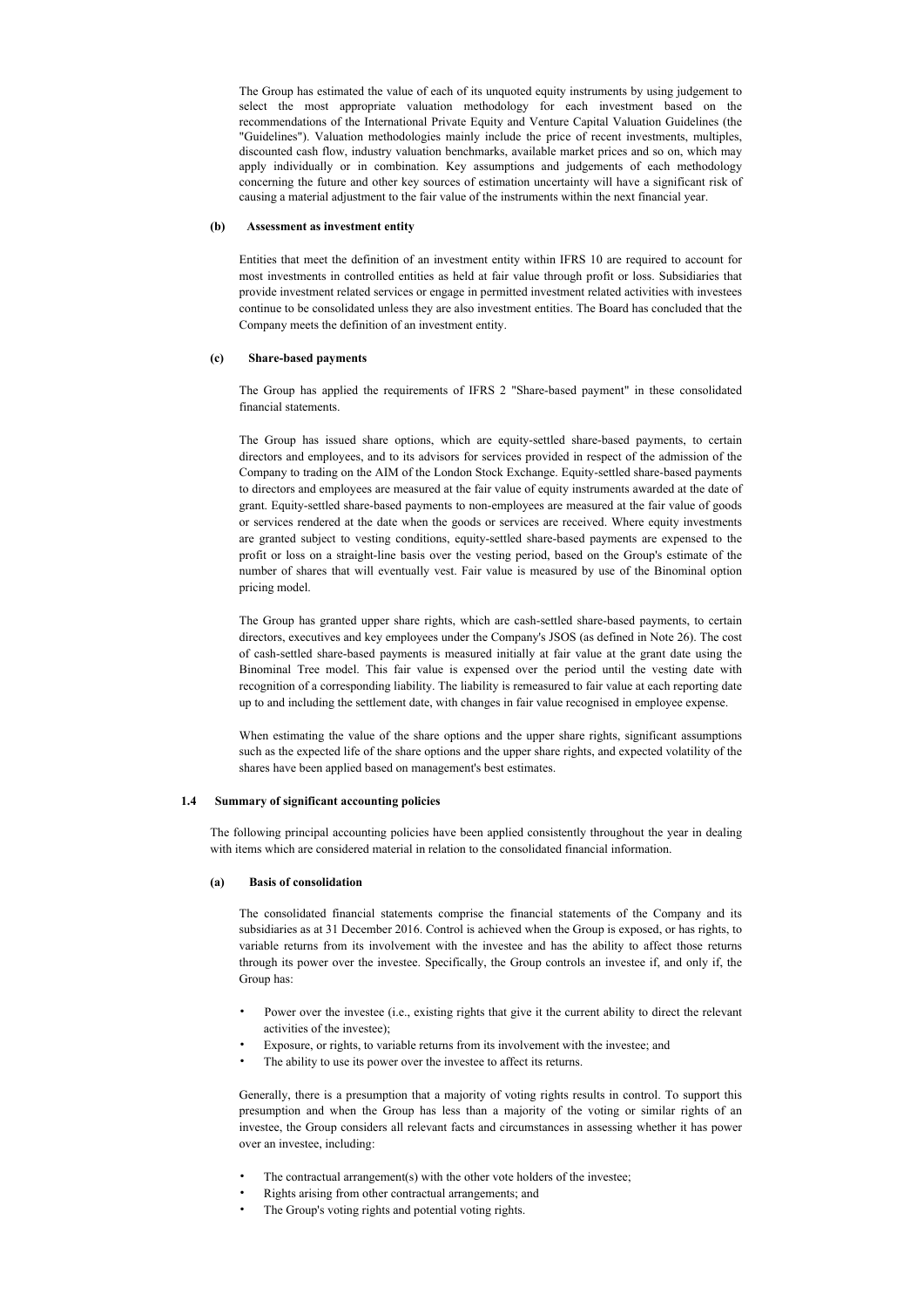The Group has estimated the value of each of its unquoted equity instruments by using judgement to select the most appropriate valuation methodology for each investment based on the recommendations of the International Private Equity and Venture Capital Valuation Guidelines (the "Guidelines"). Valuation methodologies mainly include the price of recent investments, multiples, discounted cash flow, industry valuation benchmarks, available market prices and so on, which may apply individually or in combination. Key assumptions and judgements of each methodology concerning the future and other key sources of estimation uncertainty will have a significant risk of causing a material adjustment to the fair value of the instruments within the next financial year.

**(b) Assessment as investment entity**

Entities that meet the definition of an investment entity within IFRS 10 are required to account for most investments in controlled entities as held at fair value through profit or loss. Subsidiaries that provide investment related services or engage in permitted investment related activities with investees continue to be consolidated unless they are also investment entities. The Board has concluded that the Company meets the definition of an investment entity.

**(c) Share-based payments**

The Group has applied the requirements of IFRS 2 "Share-based payment" in these consolidated financial statements.

The Group has issued share options, which are equity-settled share-based payments, to certain directors and employees, and to its advisors for services provided in respect of the admission of the Company to trading on the AIM of the London Stock Exchange. Equity-settled share-based payments to directors and employees are measured at the fair value of equity instruments awarded at the date of grant. Equity-settled share-based payments to non-employees are measured at the fair value of goods or services rendered at the date when the goods or services are received. Where equity investments are granted subject to vesting conditions, equity-settled share-based payments are expensed to the profit or loss on a straight-line basis over the vesting period, based on the Group's estimate of the number of shares that will eventually vest. Fair value is measured by use of the Binominal option pricing model.

The Group has granted upper share rights, which are cash-settled share-based payments, to certain directors, executives and key employees under the Company's JSOS (as defined in Note 26). The cost of cash-settled share-based payments is measured initially at fair value at the grant date using the Binominal Tree model. This fair value is expensed over the period until the vesting date with recognition of a corresponding liability. The liability is remeasured to fair value at each reporting date up to and including the settlement date, with changes in fair value recognised in employee expense.

When estimating the value of the share options and the upper share rights, significant assumptions such as the expected life of the share options and the upper share rights, and expected volatility of the shares have been applied based on management's best estimates.

## 1.4 Summary of significant accounting policies

The following principal accounting policies have been applied consistently throughout the year in dealing with items which are considered material in relation to the consolidated financial information.

**(a) Basis of consolidation**

The consolidated financial statements comprise the financial statements of the Company and its subsidiaries as at 31 December 2016. Control is achieved when the Group is exposed, or has rights, to variable returns from its involvement with the investee and has the ability to affect those returns through its power over the investee. Specifically, the Group controls an investee if, and only if, the Group has:

- Power over the investee (i.e., existing rights that give it the current ability to direct the relevant activities of the investee);
- Exposure, or rights, to variable returns from its involvement with the investee; and
- The ability to use its power over the investee to affect its returns.

Generally, there is a presumption that a majority of voting rights results in control. To support this presumption and when the Group has less than a majority of the voting or similar rights of an investee, the Group considers all relevant facts and circumstances in assessing whether it has power over an investee, including:

- The contractual arrangement(s) with the other vote holders of the investee;
- Rights arising from other contractual arrangements; and
- The Group's voting rights and potential voting rights.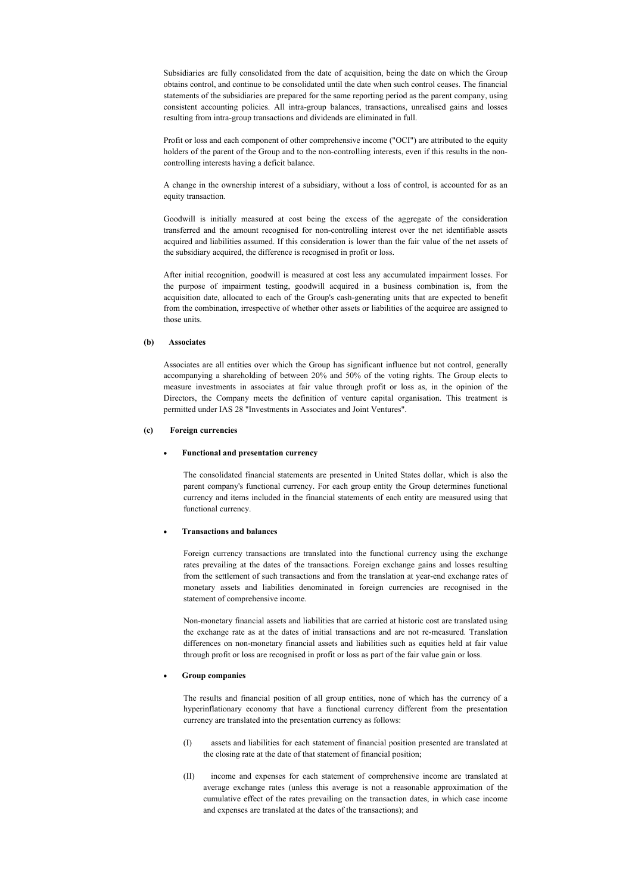Subsidiaries are fully consolidated from the date of acquisition, being the date on which the Group obtains control, and continue to be consolidated until the date when such control ceases. The financial statements of the subsidiaries are prepared for the same reporting period as the parent company, using consistent accounting policies. All intra-group balances, transactions, unrealised gains and losses resulting from intra-group transactions and dividends are eliminated in full.

Profit or loss and each component of other comprehensive income ("OCI") are attributed to the equity holders of the parent of the Group and to the non-controlling interests, even if this results in the non-controlling interests having a deficit balance.

A change in the ownership interest of a subsidiary, without a loss of control, is accounted for as an equity transaction.

Goodwill is initially measured at cost being the excess of the aggregate of the consideration transferred and the amount recognised for non-controlling interest over the net identifiable assets acquired and liabilities assumed. If this consideration is lower than the fair value of the net assets of the subsidiary acquired, the difference is recognised in profit or loss.

After initial recognition, goodwill is measured at cost less any accumulated impairment losses. For the purpose of impairment testing, goodwill acquired in a business combination is, from the acquisition date, allocated to each of the Group's cash-generating units that are expected to benefit from the combination, irrespective of whether other assets or liabilities of the acquiree are assigned to those units.

**(b) Associates**

Associates are all entities over which the Group has significant influence but not control, generally accompanying a shareholding of between 20% and 50% of the voting rights. The Group elects to measure investments in associates at fair value through profit or loss as, in the opinion of the Directors, the Company meets the definition of venture capital organisation. This treatment is permitted under IAS 28 "Investments in Associates and Joint Ventures".

**(c) Foreign currencies**

- **Functional and presentation currency**

  The consolidated financial statements are presented in United States dollar, which is also the parent company's functional currency. For each group entity the Group determines functional currency and items included in the financial statements of each entity are measured using that functional currency.

- **Transactions and balances**

  Foreign currency transactions are translated into the functional currency using the exchange rates prevailing at the dates of the transactions. Foreign exchange gains and losses resulting from the settlement of such transactions and from the translation at year-end exchange rates of monetary assets and liabilities denominated in foreign currencies are recognised in the statement of comprehensive income.

  Non-monetary financial assets and liabilities that are carried at historic cost are translated using the exchange rate as at the dates of initial transactions and are not re-measured. Translation differences on non-monetary financial assets and liabilities such as equities held at fair value through profit or loss are recognised in profit or loss as part of the fair value gain or loss.

- **Group companies**

  The results and financial position of all group entities, none of which has the currency of a hyperinflationary economy that have a functional currency different from the presentation currency are translated into the presentation currency as follows:

  (I) assets and liabilities for each statement of financial position presented are translated at the closing rate at the date of that statement of financial position;

  (II) income and expenses for each statement of comprehensive income are translated at average exchange rates (unless this average is not a reasonable approximation of the cumulative effect of the rates prevailing on the transaction dates, in which case income and expenses are translated at the dates of the transactions); and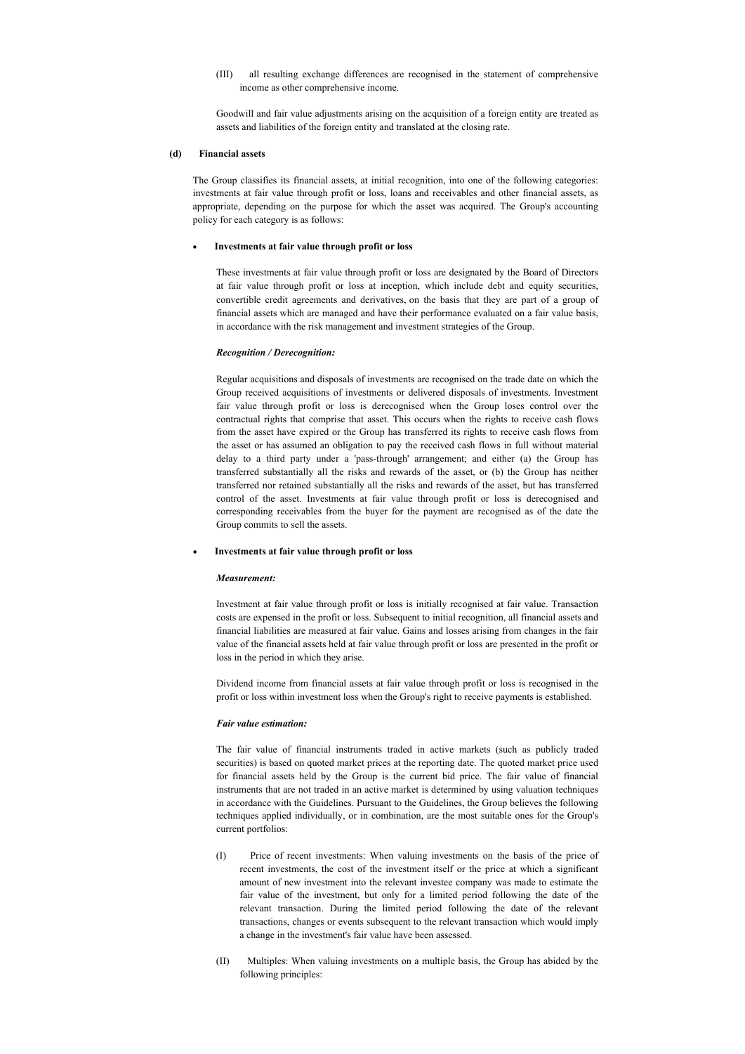(III) all resulting exchange differences are recognised in the statement of comprehensive income as other comprehensive income.

Goodwill and fair value adjustments arising on the acquisition of a foreign entity are treated as assets and liabilities of the foreign entity and translated at the closing rate.

**(d) Financial assets**

The Group classifies its financial assets, at initial recognition, into one of the following categories: investments at fair value through profit or loss, loans and receivables and other financial assets, as appropriate, depending on the purpose for which the asset was acquired. The Group's accounting policy for each category is as follows:

- **Investments at fair value through profit or loss**

These investments at fair value through profit or loss are designated by the Board of Directors at fair value through profit or loss at inception, which include debt and equity securities, convertible credit agreements and derivatives, on the basis that they are part of a group of financial assets which are managed and have their performance evaluated on a fair value basis, in accordance with the risk management and investment strategies of the Group.

***Recognition / Derecognition:***

Regular acquisitions and disposals of investments are recognised on the trade date on which the Group received acquisitions of investments or delivered disposals of investments. Investment fair value through profit or loss is derecognised when the Group loses control over the contractual rights that comprise that asset. This occurs when the rights to receive cash flows from the asset have expired or the Group has transferred its rights to receive cash flows from the asset or has assumed an obligation to pay the received cash flows in full without material delay to a third party under a 'pass-through' arrangement; and either (a) the Group has transferred substantially all the risks and rewards of the asset, or (b) the Group has neither transferred nor retained substantially all the risks and rewards of the asset, but has transferred control of the asset. Investments at fair value through profit or loss is derecognised and corresponding receivables from the buyer for the payment are recognised as of the date the Group commits to sell the assets.

- **Investments at fair value through profit or loss**

***Measurement:***

Investment at fair value through profit or loss is initially recognised at fair value. Transaction costs are expensed in the profit or loss. Subsequent to initial recognition, all financial assets and financial liabilities are measured at fair value. Gains and losses arising from changes in the fair value of the financial assets held at fair value through profit or loss are presented in the profit or loss in the period in which they arise.

Dividend income from financial assets at fair value through profit or loss is recognised in the profit or loss within investment loss when the Group's right to receive payments is established.

***Fair value estimation:***

The fair value of financial instruments traded in active markets (such as publicly traded securities) is based on quoted market prices at the reporting date. The quoted market price used for financial assets held by the Group is the current bid price. The fair value of financial instruments that are not traded in an active market is determined by using valuation techniques in accordance with the Guidelines. Pursuant to the Guidelines, the Group believes the following techniques applied individually, or in combination, are the most suitable ones for the Group's current portfolios:

(I) Price of recent investments: When valuing investments on the basis of the price of recent investments, the cost of the investment itself or the price at which a significant amount of new investment into the relevant investee company was made to estimate the fair value of the investment, but only for a limited period following the date of the relevant transaction. During the limited period following the date of the relevant transactions, changes or events subsequent to the relevant transaction which would imply a change in the investment's fair value have been assessed.

(II) Multiples: When valuing investments on a multiple basis, the Group has abided by the following principles: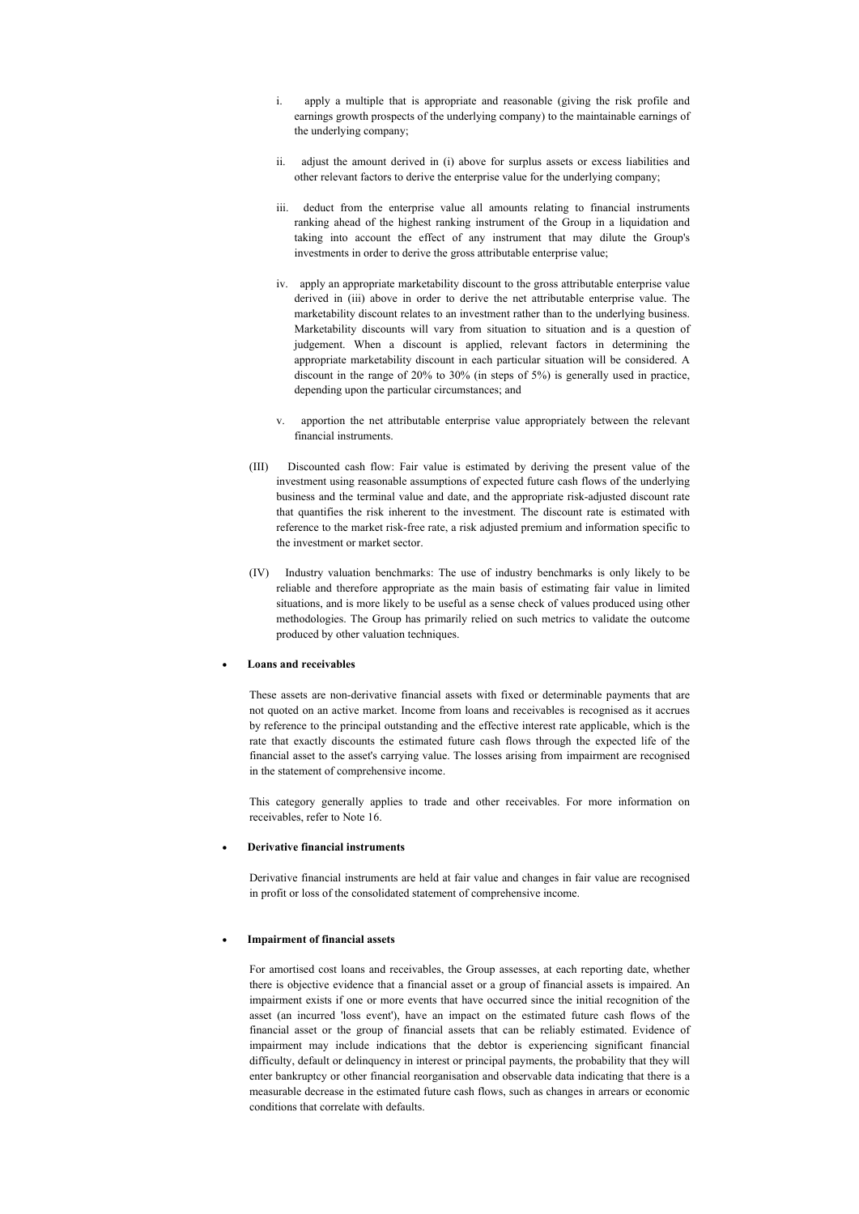i. apply a multiple that is appropriate and reasonable (giving the risk profile and earnings growth prospects of the underlying company) to the maintainable earnings of the underlying company;

ii. adjust the amount derived in (i) above for surplus assets or excess liabilities and other relevant factors to derive the enterprise value for the underlying company;

iii. deduct from the enterprise value all amounts relating to financial instruments ranking ahead of the highest ranking instrument of the Group in a liquidation and taking into account the effect of any instrument that may dilute the Group's investments in order to derive the gross attributable enterprise value;

iv. apply an appropriate marketability discount to the gross attributable enterprise value derived in (iii) above in order to derive the net attributable enterprise value. The marketability discount relates to an investment rather than to the underlying business. Marketability discounts will vary from situation to situation and is a question of judgement. When a discount is applied, relevant factors in determining the appropriate marketability discount in each particular situation will be considered. A discount in the range of 20% to 30% (in steps of 5%) is generally used in practice, depending upon the particular circumstances; and

v. apportion the net attributable enterprise value appropriately between the relevant financial instruments.

(III) Discounted cash flow: Fair value is estimated by deriving the present value of the investment using reasonable assumptions of expected future cash flows of the underlying business and the terminal value and date, and the appropriate risk-adjusted discount rate that quantifies the risk inherent to the investment. The discount rate is estimated with reference to the market risk-free rate, a risk adjusted premium and information specific to the investment or market sector.

(IV) Industry valuation benchmarks: The use of industry benchmarks is only likely to be reliable and therefore appropriate as the main basis of estimating fair value in limited situations, and is more likely to be useful as a sense check of values produced using other methodologies. The Group has primarily relied on such metrics to validate the outcome produced by other valuation techniques.

- **Loans and receivables**

  These assets are non-derivative financial assets with fixed or determinable payments that are not quoted on an active market. Income from loans and receivables is recognised as it accrues by reference to the principal outstanding and the effective interest rate applicable, which is the rate that exactly discounts the estimated future cash flows through the expected life of the financial asset to the asset's carrying value. The losses arising from impairment are recognised in the statement of comprehensive income.

  This category generally applies to trade and other receivables. For more information on receivables, refer to Note 16.

- **Derivative financial instruments**

  Derivative financial instruments are held at fair value and changes in fair value are recognised in profit or loss of the consolidated statement of comprehensive income.

- **Impairment of financial assets**

  For amortised cost loans and receivables, the Group assesses, at each reporting date, whether there is objective evidence that a financial asset or a group of financial assets is impaired. An impairment exists if one or more events that have occurred since the initial recognition of the asset (an incurred 'loss event'), have an impact on the estimated future cash flows of the financial asset or the group of financial assets that can be reliably estimated. Evidence of impairment may include indications that the debtor is experiencing significant financial difficulty, default or delinquency in interest or principal payments, the probability that they will enter bankruptcy or other financial reorganisation and observable data indicating that there is a measurable decrease in the estimated future cash flows, such as changes in arrears or economic conditions that correlate with defaults.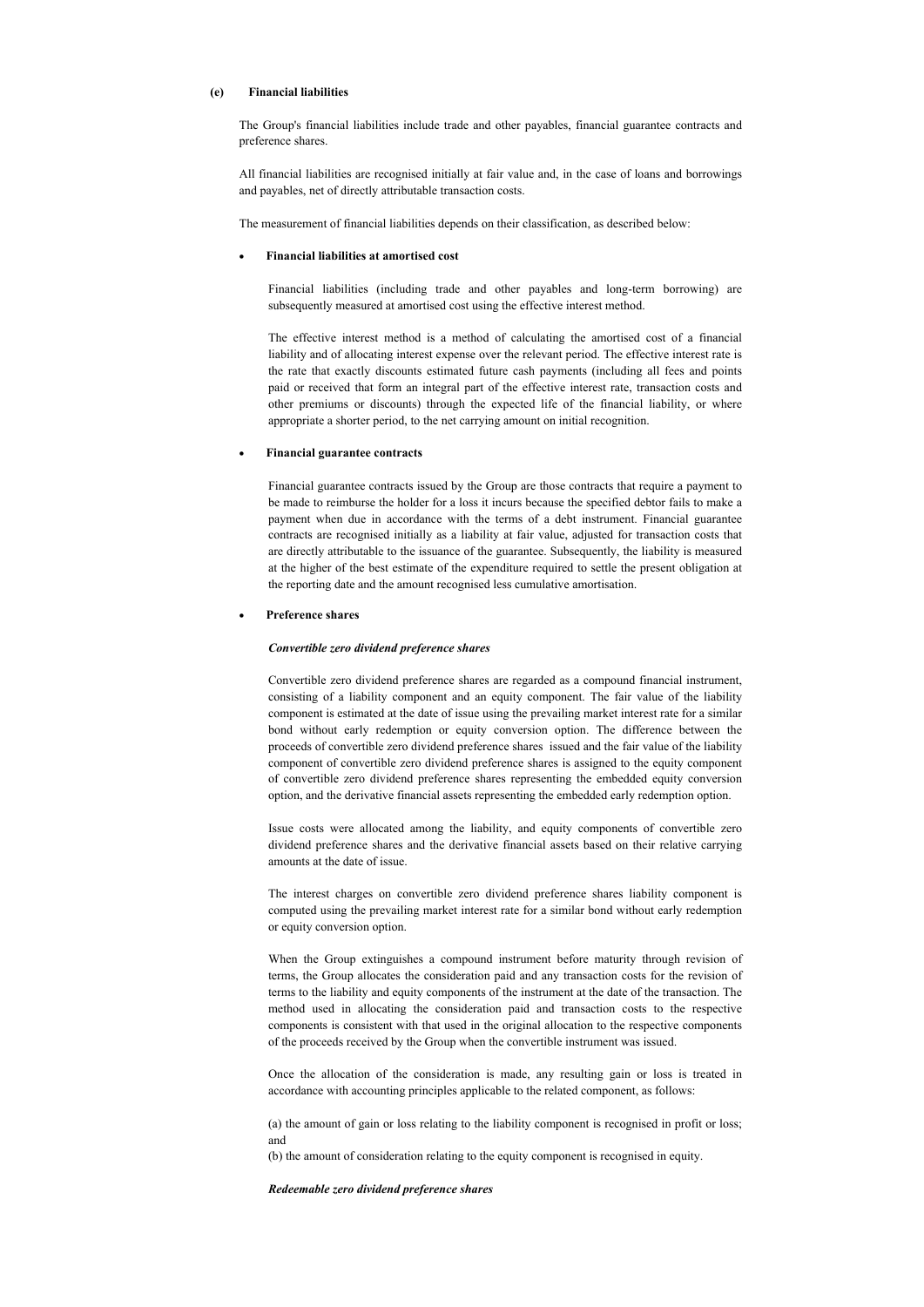**(e) Financial liabilities**

The Group's financial liabilities include trade and other payables, financial guarantee contracts and preference shares.

All financial liabilities are recognised initially at fair value and, in the case of loans and borrowings and payables, net of directly attributable transaction costs.

The measurement of financial liabilities depends on their classification, as described below:

- **Financial liabilities at amortised cost**

  Financial liabilities (including trade and other payables and long-term borrowing) are subsequently measured at amortised cost using the effective interest method.

  The effective interest method is a method of calculating the amortised cost of a financial liability and of allocating interest expense over the relevant period. The effective interest rate is the rate that exactly discounts estimated future cash payments (including all fees and points paid or received that form an integral part of the effective interest rate, transaction costs and other premiums or discounts) through the expected life of the financial liability, or where appropriate a shorter period, to the net carrying amount on initial recognition.

- **Financial guarantee contracts**

  Financial guarantee contracts issued by the Group are those contracts that require a payment to be made to reimburse the holder for a loss it incurs because the specified debtor fails to make a payment when due in accordance with the terms of a debt instrument. Financial guarantee contracts are recognised initially as a liability at fair value, adjusted for transaction costs that are directly attributable to the issuance of the guarantee. Subsequently, the liability is measured at the higher of the best estimate of the expenditure required to settle the present obligation at the reporting date and the amount recognised less cumulative amortisation.

- **Preference shares**

  ***Convertible zero dividend preference shares***

  Convertible zero dividend preference shares are regarded as a compound financial instrument, consisting of a liability component and an equity component. The fair value of the liability component is estimated at the date of issue using the prevailing market interest rate for a similar bond without early redemption or equity conversion option. The difference between the proceeds of convertible zero dividend preference shares issued and the fair value of the liability component of convertible zero dividend preference shares is assigned to the equity component of convertible zero dividend preference shares representing the embedded equity conversion option, and the derivative financial assets representing the embedded early redemption option.

  Issue costs were allocated among the liability, and equity components of convertible zero dividend preference shares and the derivative financial assets based on their relative carrying amounts at the date of issue.

  The interest charges on convertible zero dividend preference shares liability component is computed using the prevailing market interest rate for a similar bond without early redemption or equity conversion option.

  When the Group extinguishes a compound instrument before maturity through revision of terms, the Group allocates the consideration paid and any transaction costs for the revision of terms to the liability and equity components of the instrument at the date of the transaction. The method used in allocating the consideration paid and transaction costs to the respective components is consistent with that used in the original allocation to the respective components of the proceeds received by the Group when the convertible instrument was issued.

  Once the allocation of the consideration is made, any resulting gain or loss is treated in accordance with accounting principles applicable to the related component, as follows:

  (a) the amount of gain or loss relating to the liability component is recognised in profit or loss; and

  (b) the amount of consideration relating to the equity component is recognised in equity.

  ***Redeemable zero dividend preference shares***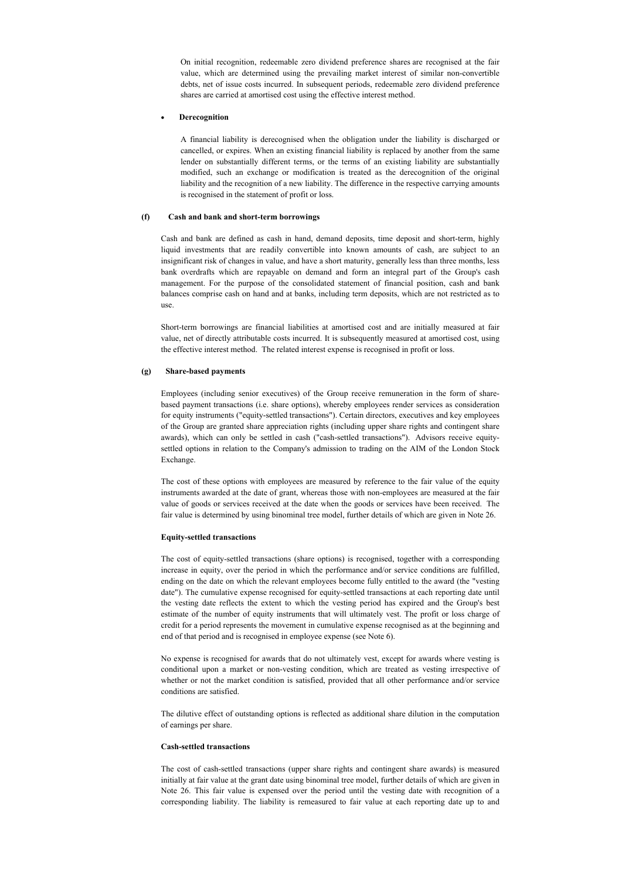On initial recognition, redeemable zero dividend preference shares are recognised at the fair value, which are determined using the prevailing market interest of similar non-convertible debts, net of issue costs incurred. In subsequent periods, redeemable zero dividend preference shares are carried at amortised cost using the effective interest method.

- **Derecognition**

A financial liability is derecognised when the obligation under the liability is discharged or cancelled, or expires. When an existing financial liability is replaced by another from the same lender on substantially different terms, or the terms of an existing liability are substantially modified, such an exchange or modification is treated as the derecognition of the original liability and the recognition of a new liability. The difference in the respective carrying amounts is recognised in the statement of profit or loss.

**(f) Cash and bank and short-term borrowings**

Cash and bank are defined as cash in hand, demand deposits, time deposit and short-term, highly liquid investments that are readily convertible into known amounts of cash, are subject to an insignificant risk of changes in value, and have a short maturity, generally less than three months, less bank overdrafts which are repayable on demand and form an integral part of the Group's cash management. For the purpose of the consolidated statement of financial position, cash and bank balances comprise cash on hand and at banks, including term deposits, which are not restricted as to use.

Short-term borrowings are financial liabilities at amortised cost and are initially measured at fair value, net of directly attributable costs incurred. It is subsequently measured at amortised cost, using the effective interest method. The related interest expense is recognised in profit or loss.

**(g) Share-based payments**

Employees (including senior executives) of the Group receive remuneration in the form of share-based payment transactions (i.e. share options), whereby employees render services as consideration for equity instruments ("equity-settled transactions"). Certain directors, executives and key employees of the Group are granted share appreciation rights (including upper share rights and contingent share awards), which can only be settled in cash ("cash-settled transactions"). Advisors receive equity-settled options in relation to the Company's admission to trading on the AIM of the London Stock Exchange.

The cost of these options with employees are measured by reference to the fair value of the equity instruments awarded at the date of grant, whereas those with non-employees are measured at the fair value of goods or services received at the date when the goods or services have been received. The fair value is determined by using binominal tree model, further details of which are given in Note 26.

**Equity-settled transactions**

The cost of equity-settled transactions (share options) is recognised, together with a corresponding increase in equity, over the period in which the performance and/or service conditions are fulfilled, ending on the date on which the relevant employees become fully entitled to the award (the "vesting date"). The cumulative expense recognised for equity-settled transactions at each reporting date until the vesting date reflects the extent to which the vesting period has expired and the Group's best estimate of the number of equity instruments that will ultimately vest. The profit or loss charge of credit for a period represents the movement in cumulative expense recognised as at the beginning and end of that period and is recognised in employee expense (see Note 6).

No expense is recognised for awards that do not ultimately vest, except for awards where vesting is conditional upon a market or non-vesting condition, which are treated as vesting irrespective of whether or not the market condition is satisfied, provided that all other performance and/or service conditions are satisfied.

The dilutive effect of outstanding options is reflected as additional share dilution in the computation of earnings per share.

**Cash-settled transactions**

The cost of cash-settled transactions (upper share rights and contingent share awards) is measured initially at fair value at the grant date using binominal tree model, further details of which are given in Note 26. This fair value is expensed over the period until the vesting date with recognition of a corresponding liability. The liability is remeasured to fair value at each reporting date up to and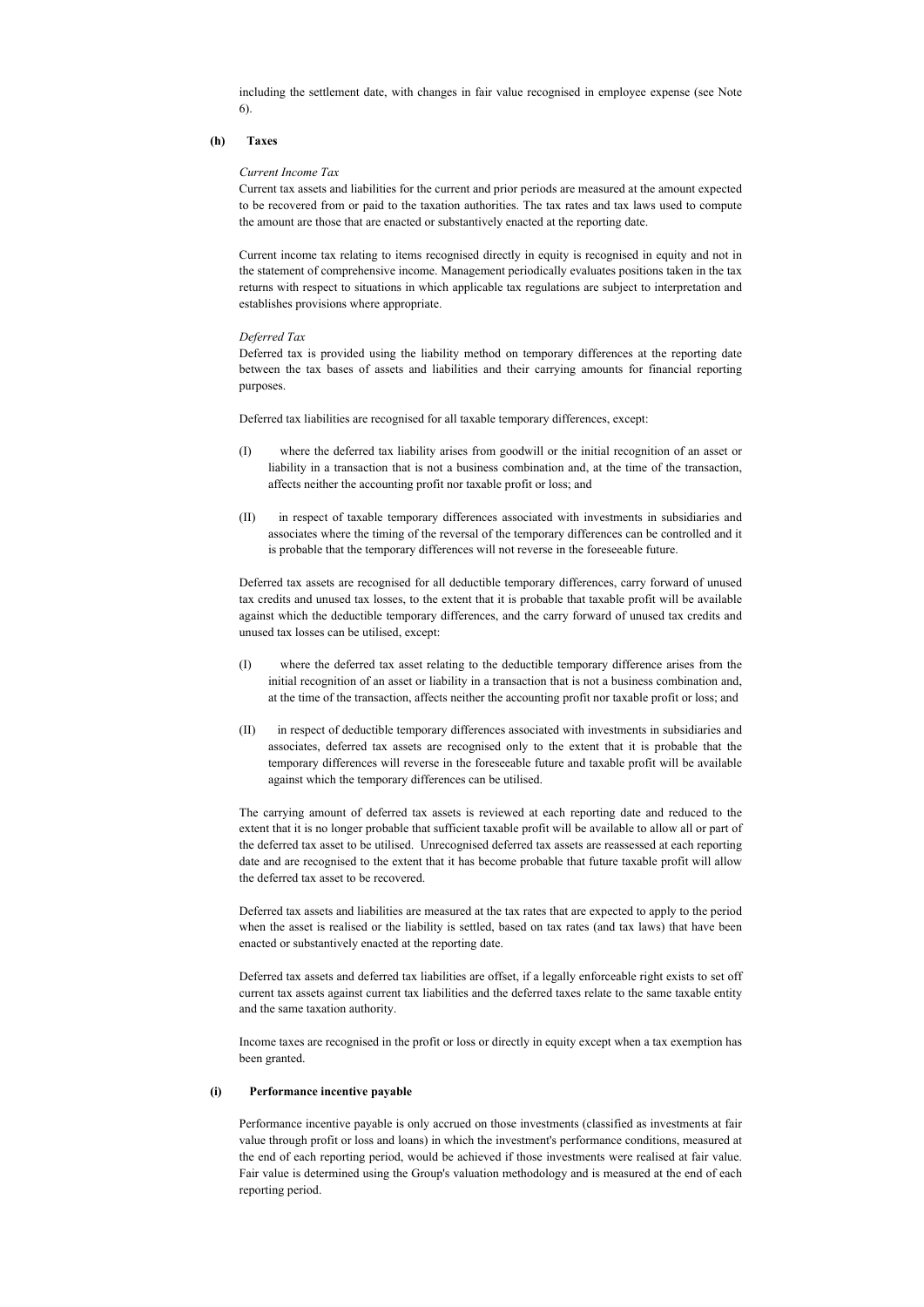including the settlement date, with changes in fair value recognised in employee expense (see Note 6).

### (h) Taxes

*Current Income Tax*

Current tax assets and liabilities for the current and prior periods are measured at the amount expected to be recovered from or paid to the taxation authorities. The tax rates and tax laws used to compute the amount are those that are enacted or substantively enacted at the reporting date.

Current income tax relating to items recognised directly in equity is recognised in equity and not in the statement of comprehensive income. Management periodically evaluates positions taken in the tax returns with respect to situations in which applicable tax regulations are subject to interpretation and establishes provisions where appropriate.

*Deferred Tax*

Deferred tax is provided using the liability method on temporary differences at the reporting date between the tax bases of assets and liabilities and their carrying amounts for financial reporting purposes.

Deferred tax liabilities are recognised for all taxable temporary differences, except:

(I) where the deferred tax liability arises from goodwill or the initial recognition of an asset or liability in a transaction that is not a business combination and, at the time of the transaction, affects neither the accounting profit nor taxable profit or loss; and

(II) in respect of taxable temporary differences associated with investments in subsidiaries and associates where the timing of the reversal of the temporary differences can be controlled and it is probable that the temporary differences will not reverse in the foreseeable future.

Deferred tax assets are recognised for all deductible temporary differences, carry forward of unused tax credits and unused tax losses, to the extent that it is probable that taxable profit will be available against which the deductible temporary differences, and the carry forward of unused tax credits and unused tax losses can be utilised, except:

(I) where the deferred tax asset relating to the deductible temporary difference arises from the initial recognition of an asset or liability in a transaction that is not a business combination and, at the time of the transaction, affects neither the accounting profit nor taxable profit or loss; and

(II) in respect of deductible temporary differences associated with investments in subsidiaries and associates, deferred tax assets are recognised only to the extent that it is probable that the temporary differences will reverse in the foreseeable future and taxable profit will be available against which the temporary differences can be utilised.

The carrying amount of deferred tax assets is reviewed at each reporting date and reduced to the extent that it is no longer probable that sufficient taxable profit will be available to allow all or part of the deferred tax asset to be utilised. Unrecognised deferred tax assets are reassessed at each reporting date and are recognised to the extent that it has become probable that future taxable profit will allow the deferred tax asset to be recovered.

Deferred tax assets and liabilities are measured at the tax rates that are expected to apply to the period when the asset is realised or the liability is settled, based on tax rates (and tax laws) that have been enacted or substantively enacted at the reporting date.

Deferred tax assets and deferred tax liabilities are offset, if a legally enforceable right exists to set off current tax assets against current tax liabilities and the deferred taxes relate to the same taxable entity and the same taxation authority.

Income taxes are recognised in the profit or loss or directly in equity except when a tax exemption has been granted.

### (i) Performance incentive payable

Performance incentive payable is only accrued on those investments (classified as investments at fair value through profit or loss and loans) in which the investment's performance conditions, measured at the end of each reporting period, would be achieved if those investments were realised at fair value. Fair value is determined using the Group's valuation methodology and is measured at the end of each reporting period.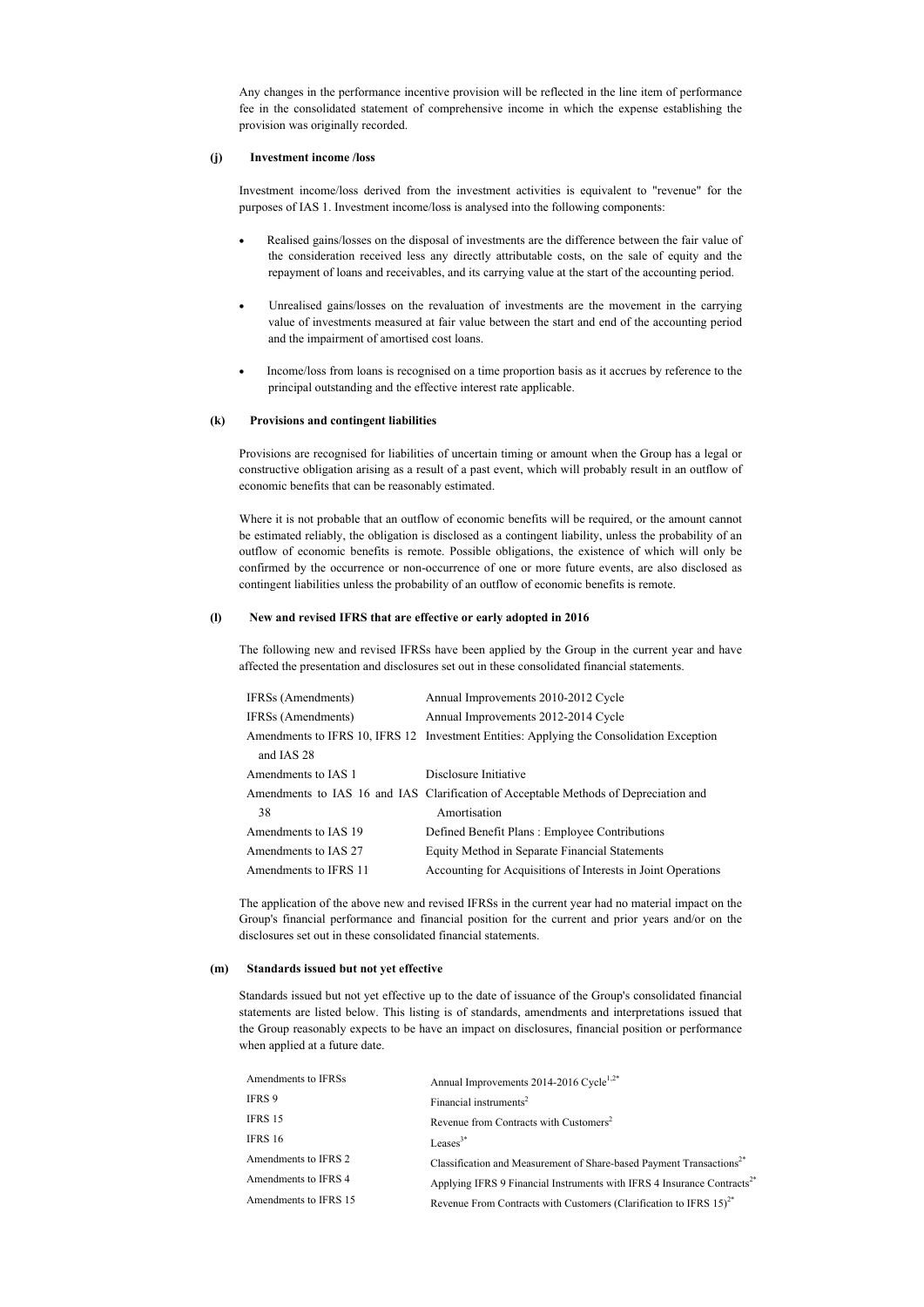Any changes in the performance incentive provision will be reflected in the line item of performance fee in the consolidated statement of comprehensive income in which the expense establishing the provision was originally recorded.

**(j) Investment income /loss**

Investment income/loss derived from the investment activities is equivalent to "revenue" for the purposes of IAS 1. Investment income/loss is analysed into the following components:

- Realised gains/losses on the disposal of investments are the difference between the fair value of the consideration received less any directly attributable costs, on the sale of equity and the repayment of loans and receivables, and its carrying value at the start of the accounting period.
- Unrealised gains/losses on the revaluation of investments are the movement in the carrying value of investments measured at fair value between the start and end of the accounting period and the impairment of amortised cost loans.
- Income/loss from loans is recognised on a time proportion basis as it accrues by reference to the principal outstanding and the effective interest rate applicable.

**(k) Provisions and contingent liabilities**

Provisions are recognised for liabilities of uncertain timing or amount when the Group has a legal or constructive obligation arising as a result of a past event, which will probably result in an outflow of economic benefits that can be reasonably estimated.

Where it is not probable that an outflow of economic benefits will be required, or the amount cannot be estimated reliably, the obligation is disclosed as a contingent liability, unless the probability of an outflow of economic benefits is remote. Possible obligations, the existence of which will only be confirmed by the occurrence or non-occurrence of one or more future events, are also disclosed as contingent liabilities unless the probability of an outflow of economic benefits is remote.

**(l) New and revised IFRS that are effective or early adopted in 2016**

The following new and revised IFRSs have been applied by the Group in the current year and have affected the presentation and disclosures set out in these consolidated financial statements.

| | |
|---|---|
| IFRSs (Amendments) | Annual Improvements 2010-2012 Cycle |
| IFRSs (Amendments) | Annual Improvements 2012-2014 Cycle |
| Amendments to IFRS 10, IFRS 12 and IAS 28 | Investment Entities: Applying the Consolidation Exception |
| Amendments to IAS 1 | Disclosure Initiative |
| Amendments to IAS 16 and IAS 38 | Clarification of Acceptable Methods of Depreciation and Amortisation |
| Amendments to IAS 19 | Defined Benefit Plans : Employee Contributions |
| Amendments to IAS 27 | Equity Method in Separate Financial Statements |
| Amendments to IFRS 11 | Accounting for Acquisitions of Interests in Joint Operations |

The application of the above new and revised IFRSs in the current year had no material impact on the Group's financial performance and financial position for the current and prior years and/or on the disclosures set out in these consolidated financial statements.

**(m) Standards issued but not yet effective**

Standards issued but not yet effective up to the date of issuance of the Group's consolidated financial statements are listed below. This listing is of standards, amendments and interpretations issued that the Group reasonably expects to be have an impact on disclosures, financial position or performance when applied at a future date.

| | |
|---|---|
| Amendments to IFRSs | Annual Improvements 2014-2016 Cycle[1,2*] |
| IFRS 9 | Financial instruments[2] |
| IFRS 15 | Revenue from Contracts with Customers[2] |
| IFRS 16 | Leases[3*] |
| Amendments to IFRS 2 | Classification and Measurement of Share-based Payment Transactions[2*] |
| Amendments to IFRS 4 | Applying IFRS 9 Financial Instruments with IFRS 4 Insurance Contracts[2*] |
| Amendments to IFRS 15 | Revenue From Contracts with Customers (Clarification to IFRS 15)[2*] |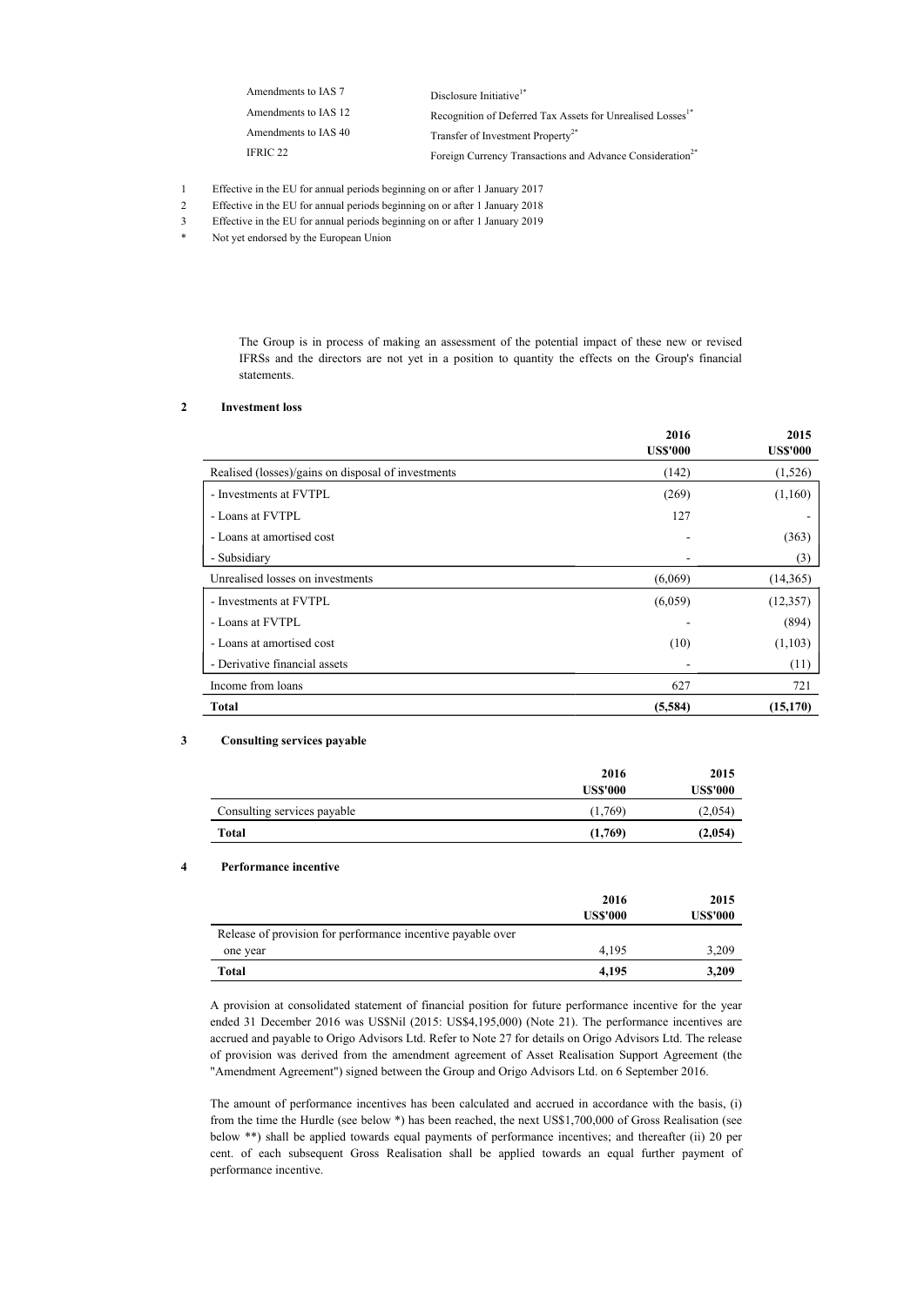| | |
|---|---|
| Amendments to IAS 7 | Disclosure Initiative[1*] |
| Amendments to IAS 12 | Recognition of Deferred Tax Assets for Unrealised Losses[1*] |
| Amendments to IAS 40 | Transfer of Investment Property[2*] |
| IFRIC 22 | Foreign Currency Transactions and Advance Consideration[2*] |

1 Effective in the EU for annual periods beginning on or after 1 January 2017

2 Effective in the EU for annual periods beginning on or after 1 January 2018

3 Effective in the EU for annual periods beginning on or after 1 January 2019

\* Not yet endorsed by the European Union

The Group is in process of making an assessment of the potential impact of these new or revised IFRSs and the directors are not yet in a position to quantity the effects on the Group's financial statements.

## 2 Investment loss

| | 2016 US$'000 | 2015 US$'000 |
|---|---|---|
| Realised (losses)/gains on disposal of investments | (142) | (1,526) |
| - Investments at FVTPL | (269) | (1,160) |
| - Loans at FVTPL | 127 | - |
| - Loans at amortised cost | - | (363) |
| - Subsidiary | - | (3) |
| Unrealised losses on investments | (6,069) | (14,365) |
| - Investments at FVTPL | (6,059) | (12,357) |
| - Loans at FVTPL | - | (894) |
| - Loans at amortised cost | (10) | (1,103) |
| - Derivative financial assets | - | (11) |
| Income from loans | 627 | 721 |
| **Total** | **(5,584)** | **(15,170)** |

## 3 Consulting services payable

| | 2016 US$'000 | 2015 US$'000 |
|---|---|---|
| Consulting services payable | (1,769) | (2,054) |
| **Total** | **(1,769)** | **(2,054)** |

## 4 Performance incentive

| | 2016 US$'000 | 2015 US$'000 |
|---|---|---|
| Release of provision for performance incentive payable over one year | 4,195 | 3,209 |
| **Total** | **4,195** | **3,209** |

A provision at consolidated statement of financial position for future performance incentive for the year ended 31 December 2016 was US$Nil (2015: US$4,195,000) (Note 21). The performance incentives are accrued and payable to Origo Advisors Ltd. Refer to Note 27 for details on Origo Advisors Ltd. The release of provision was derived from the amendment agreement of Asset Realisation Support Agreement (the "Amendment Agreement") signed between the Group and Origo Advisors Ltd. on 6 September 2016.

The amount of performance incentives has been calculated and accrued in accordance with the basis, (i) from the time the Hurdle (see below *) has been reached, the next US$1,700,000 of Gross Realisation (see below **) shall be applied towards equal payments of performance incentives; and thereafter (ii) 20 per cent. of each subsequent Gross Realisation shall be applied towards an equal further payment of performance incentive.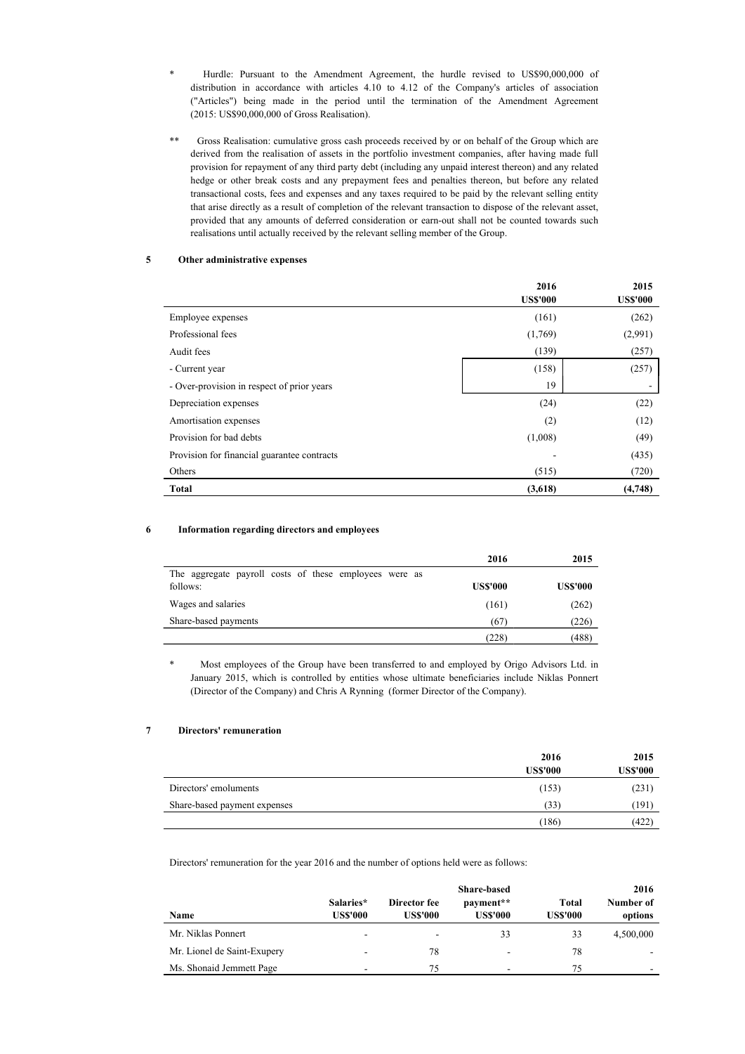\* Hurdle: Pursuant to the Amendment Agreement, the hurdle revised to US$90,000,000 of distribution in accordance with articles 4.10 to 4.12 of the Company's articles of association ("Articles") being made in the period until the termination of the Amendment Agreement (2015: US$90,000,000 of Gross Realisation).

\*\* Gross Realisation: cumulative gross cash proceeds received by or on behalf of the Group which are derived from the realisation of assets in the portfolio investment companies, after having made full provision for repayment of any third party debt (including any unpaid interest thereon) and any related hedge or other break costs and any prepayment fees and penalties thereon, but before any related transactional costs, fees and expenses and any taxes required to be paid by the relevant selling entity that arise directly as a result of completion of the relevant transaction to dispose of the relevant asset, provided that any amounts of deferred consideration or earn-out shall not be counted towards such realisations until actually received by the relevant selling member of the Group.

## 5 Other administrative expenses

| | 2016<br>US$'000 | 2015<br>US$'000 |
|---|---|---|
| Employee expenses | (161) | (262) |
| Professional fees | (1,769) | (2,991) |
| Audit fees | (139) | (257) |
| - Current year | (158) | (257) |
| - Over-provision in respect of prior years | 19 | - |
| Depreciation expenses | (24) | (22) |
| Amortisation expenses | (2) | (12) |
| Provision for bad debts | (1,008) | (49) |
| Provision for financial guarantee contracts | - | (435) |
| Others | (515) | (720) |
| **Total** | **(3,618)** | **(4,748)** |

## 6 Information regarding directors and employees

| | 2016 | 2015 |
|---|---|---|
| The aggregate payroll costs of these employees were as follows: | US$'000 | US$'000 |
| Wages and salaries | (161) | (262) |
| Share-based payments | (67) | (226) |
| | (228) | (488) |

\* Most employees of the Group have been transferred to and employed by Origo Advisors Ltd. in January 2015, which is controlled by entities whose ultimate beneficiaries include Niklas Ponnert (Director of the Company) and Chris A Rynning (former Director of the Company).

## 7 Directors' remuneration

| | 2016<br>US$'000 | 2015<br>US$'000 |
|---|---|---|
| Directors' emoluments | (153) | (231) |
| Share-based payment expenses | (33) | (191) |
| | (186) | (422) |

Directors' remuneration for the year 2016 and the number of options held were as follows:

| Name | Salaries*<br>US$'000 | Director fee<br>US$'000 | Share-based payment**<br>US$'000 | Total<br>US$'000 | 2016<br>Number of options |
|---|---|---|---|---|---|
| Mr. Niklas Ponnert | - | - | 33 | 33 | 4,500,000 |
| Mr. Lionel de Saint-Exupery | - | 78 | - | 78 | - |
| Ms. Shonaid Jemmett Page | - | 75 | - | 75 | - |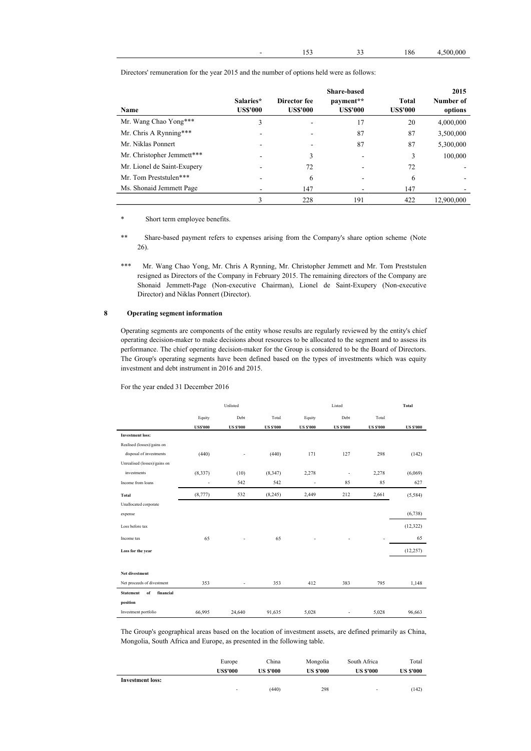| | | | | |
|---|---|---|---|---|
| - | 153 | 33 | 186 | 4,500,000 |

Directors' remuneration for the year 2015 and the number of options held were as follows:

| Name | Salaries* US$'000 | Director fee US$'000 | Share-based payment** US$'000 | Total US$'000 | 2015 Number of options |
|---|---|---|---|---|---|
| Mr. Wang Chao Yong*** | 3 | - | 17 | 20 | 4,000,000 |
| Mr. Chris A Rynning*** | - | - | 87 | 87 | 3,500,000 |
| Mr. Niklas Ponnert | - | - | 87 | 87 | 5,300,000 |
| Mr. Christopher Jemmett*** | - | 3 | - | 3 | 100,000 |
| Mr. Lionel de Saint-Exupery | - | 72 | - | 72 | - |
| Mr. Tom Preststulen*** | - | 6 | - | 6 | - |
| Ms. Shonaid Jemmett Page | - | 147 | - | 147 | - |
| | 3 | 228 | 191 | 422 | 12,900,000 |

\* Short term employee benefits.

\*\* Share-based payment refers to expenses arising from the Company's share option scheme (Note 26).

\*\*\* Mr. Wang Chao Yong, Mr. Chris A Rynning, Mr. Christopher Jemmett and Mr. Tom Preststulen resigned as Directors of the Company in February 2015. The remaining directors of the Company are Shonaid Jemmett-Page (Non-executive Chairman), Lionel de Saint-Exupery (Non-executive Director) and Niklas Ponnert (Director).

## 8 Operating segment information

Operating segments are components of the entity whose results are regularly reviewed by the entity's chief operating decision-maker to make decisions about resources to be allocated to the segment and to assess its performance. The chief operating decision-maker for the Group is considered to be the Board of Directors. The Group's operating segments have been defined based on the types of investments which was equity investment and debt instrument in 2016 and 2015.

For the year ended 31 December 2016

| | Unlisted | | | Listed | | | Total |
|---|---|---|---|---|---|---|---|
| | Equity US$'000 | Debt US $'000 | Total US $'000 | Equity US $'000 | Debt US $'000 | Total US $'000 | US $'000 |
| **Investment loss:** | | | | | | | |
| Realised (losses)/gains on disposal of investments | (440) | - | (440) | 171 | 127 | 298 | (142) |
| Unrealised (losses)/gains on investments | (8,337) | (10) | (8,347) | 2,278 | - | 2,278 | (6,069) |
| Income from loans | - | 542 | 542 | - | 85 | 85 | 627 |
| **Total** | (8,777) | 532 | (8,245) | 2,449 | 212 | 2,661 | (5,584) |
| Unallocated corporate expense | | | | | | | (6,738) |
| Loss before tax | | | | | | | (12,322) |
| Income tax | 65 | - | 65 | - | - | - | 65 |
| **Loss for the year** | | | | | | | (12,257) |
| | | | | | | | |
| **Net divestment** | | | | | | | |
| Net proceeds of divestment | 353 | - | 353 | 412 | 383 | 795 | 1,148 |
| **Statement of financial position** | | | | | | | |
| Investment portfolio | 66,995 | 24,640 | 91,635 | 5,028 | - | 5,028 | 96,663 |

The Group's geographical areas based on the location of investment assets, are defined primarily as China, Mongolia, South Africa and Europe, as presented in the following table.

| | Europe US$'000 | China US $'000 | Mongolia US $'000 | South Africa US $'000 | Total US $'000 |
|---|---|---|---|---|---|
| **Investment loss:** | | | | | |
| | - | (440) | 298 | - | (142) |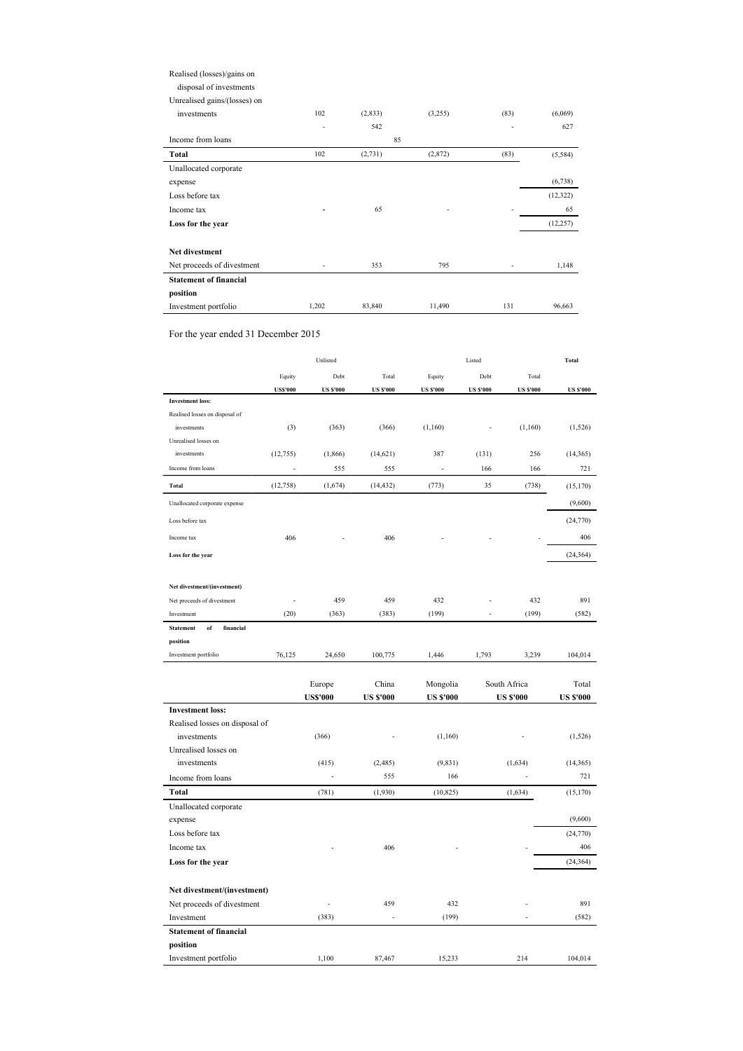| | | | | | |
|---|---|---|---|---|---|
| Realised (losses)/gains on disposal of investments | | | | | |
| Unrealised gains/(losses) on investments | 102 | (2,833) | (3,255) | (83) | (6,069) |
| | - | 542 | | - | 627 |
| Income from loans | | 85 | | | |
| **Total** | 102 | (2,731) | (2,872) | (83) | (5,584) |
| Unallocated corporate expense | | | | | (6,738) |
| Loss before tax | | | | | (12,322) |
| Income tax | - | 65 | - | - | 65 |
| **Loss for the year** | | | | | (12,257) |
| | | | | | |
| **Net divestment** | | | | | |
| Net proceeds of divestment | - | 353 | 795 | - | 1,148 |
| **Statement of financial position** | | | | | |
| Investment portfolio | 1,202 | 83,840 | 11,490 | 131 | 96,663 |

For the year ended 31 December 2015

| | Unlisted | | | Listed | | | **Total** |
|---|---|---|---|---|---|---|---|
| | Equity | Debt | Total | Equity | Debt | Total | |
| | **US$'000** | **US $'000** | **US $'000** | **US $'000** | **US $'000** | **US $'000** | **US $'000** |
| **Investment loss:** | | | | | | | |
| Realised losses on disposal of investments | (3) | (363) | (366) | (1,160) | - | (1,160) | (1,526) |
| Unrealised losses on investments | (12,755) | (1,866) | (14,621) | 387 | (131) | 256 | (14,365) |
| Income from loans | - | 555 | 555 | - | 166 | 166 | 721 |
| **Total** | (12,758) | (1,674) | (14,432) | (773) | 35 | (738) | (15,170) |
| Unallocated corporate expense | | | | | | | (9,600) |
| Loss before tax | | | | | | | (24,770) |
| Income tax | 406 | - | 406 | - | - | - | 406 |
| **Loss for the year** | | | | | | | (24,364) |
| | | | | | | | |
| **Net divestment/(investment)** | | | | | | | |
| Net proceeds of divestment | - | 459 | 459 | 432 | - | 432 | 891 |
| Investment | (20) | (363) | (383) | (199) | - | (199) | (582) |
| **Statement of financial position** | | | | | | | |
| Investment portfolio | 76,125 | 24,650 | 100,775 | 1,446 | 1,793 | 3,239 | 104,014 |

| | Europe | China | Mongolia | South Africa | Total |
|---|---|---|---|---|---|
| | **US$'000** | **US $'000** | **US $'000** | **US $'000** | **US $'000** |
| **Investment loss:** | | | | | |
| Realised losses on disposal of investments | (366) | - | (1,160) | - | (1,526) |
| Unrealised losses on investments | (415) | (2,485) | (9,831) | (1,634) | (14,365) |
| Income from loans | - | 555 | 166 | - | 721 |
| **Total** | (781) | (1,930) | (10,825) | (1,634) | (15,170) |
| Unallocated corporate expense | | | | | (9,600) |
| Loss before tax | | | | | (24,770) |
| Income tax | - | 406 | - | - | 406 |
| **Loss for the year** | | | | | (24,364) |
| | | | | | |
| **Net divestment/(investment)** | | | | | |
| Net proceeds of divestment | - | 459 | 432 | - | 891 |
| Investment | (383) | - | (199) | - | (582) |
| **Statement of financial position** | | | | | |
| Investment portfolio | 1,100 | 87,467 | 15,233 | 214 | 104,014 |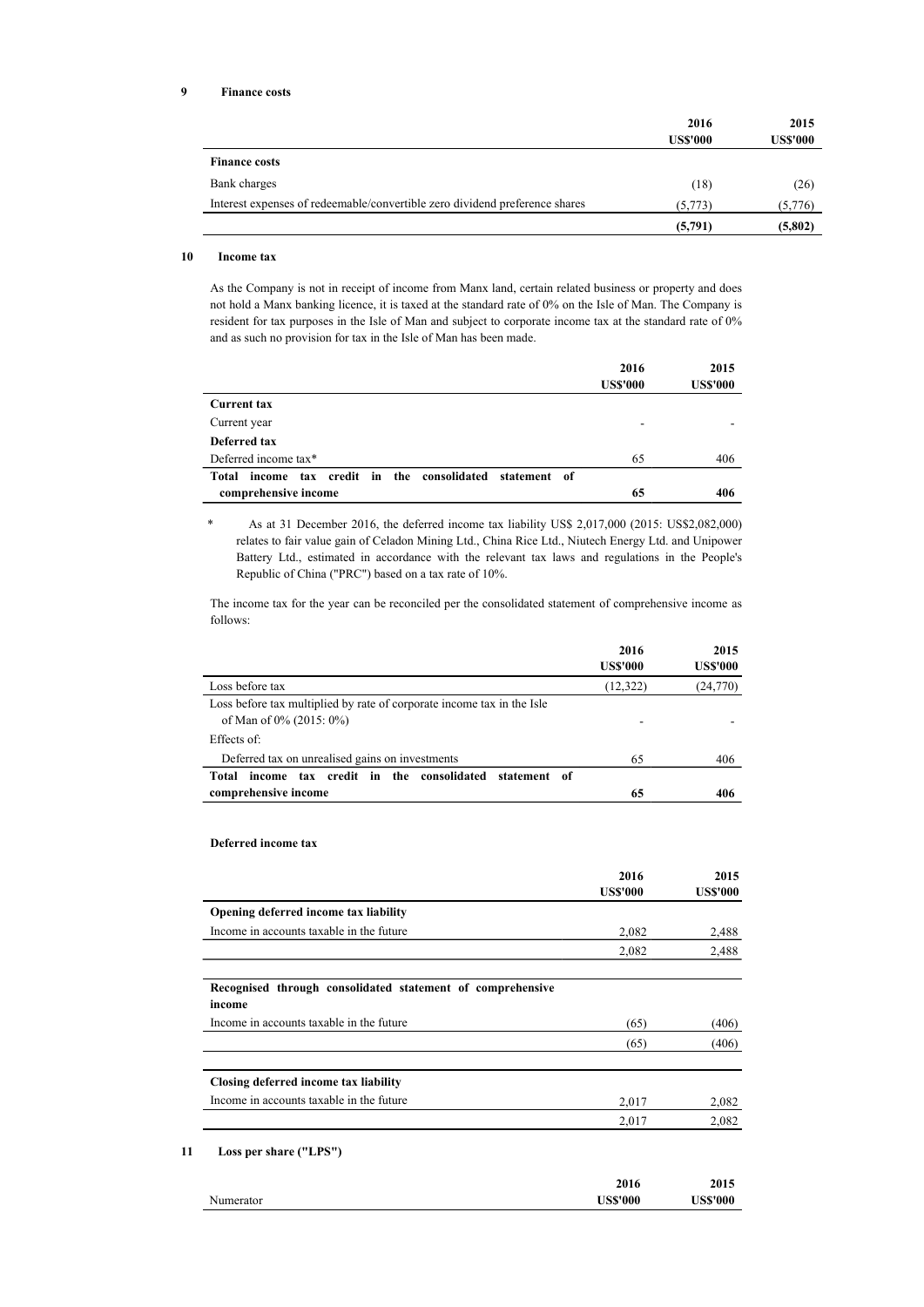## 9 Finance costs

| | 2016 US$'000 | 2015 US$'000 |
|---|---|---|
| **Finance costs** | | |
| Bank charges | (18) | (26) |
| Interest expenses of redeemable/convertible zero dividend preference shares | (5,773) | (5,776) |
| | **(5,791)** | **(5,802)** |

## 10 Income tax

As the Company is not in receipt of income from Manx land, certain related business or property and does not hold a Manx banking licence, it is taxed at the standard rate of 0% on the Isle of Man. The Company is resident for tax purposes in the Isle of Man and subject to corporate income tax at the standard rate of 0% and as such no provision for tax in the Isle of Man has been made.

| | 2016 US$'000 | 2015 US$'000 |
|---|---|---|
| **Current tax** | | |
| Current year | - | - |
| **Deferred tax** | | |
| Deferred income tax* | 65 | 406 |
| **Total income tax credit in the consolidated statement of comprehensive income** | **65** | **406** |

\* As at 31 December 2016, the deferred income tax liability US$ 2,017,000 (2015: US$2,082,000) relates to fair value gain of Celadon Mining Ltd., China Rice Ltd., Niutech Energy Ltd. and Unipower Battery Ltd., estimated in accordance with the relevant tax laws and regulations in the People's Republic of China ("PRC") based on a tax rate of 10%.

The income tax for the year can be reconciled per the consolidated statement of comprehensive income as follows:

| | 2016 US$'000 | 2015 US$'000 |
|---|---|---|
| Loss before tax | (12,322) | (24,770) |
| Loss before tax multiplied by rate of corporate income tax in the Isle of Man of 0% (2015: 0%) | - | - |
| Effects of: | | |
| Deferred tax on unrealised gains on investments | 65 | 406 |
| **Total income tax credit in the consolidated statement of comprehensive income** | **65** | **406** |

### Deferred income tax

| | 2016 US$'000 | 2015 US$'000 |
|---|---|---|
| **Opening deferred income tax liability** | | |
| Income in accounts taxable in the future | 2,082 | 2,488 |
| | 2,082 | 2,488 |
| **Recognised through consolidated statement of comprehensive income** | | |
| Income in accounts taxable in the future | (65) | (406) |
| | (65) | (406) |
| **Closing deferred income tax liability** | | |
| Income in accounts taxable in the future | 2,017 | 2,082 |
| | 2,017 | 2,082 |

## 11 Loss per share ("LPS")

| | 2016 US$'000 | 2015 US$'000 |
|---|---|---|
| Numerator | | |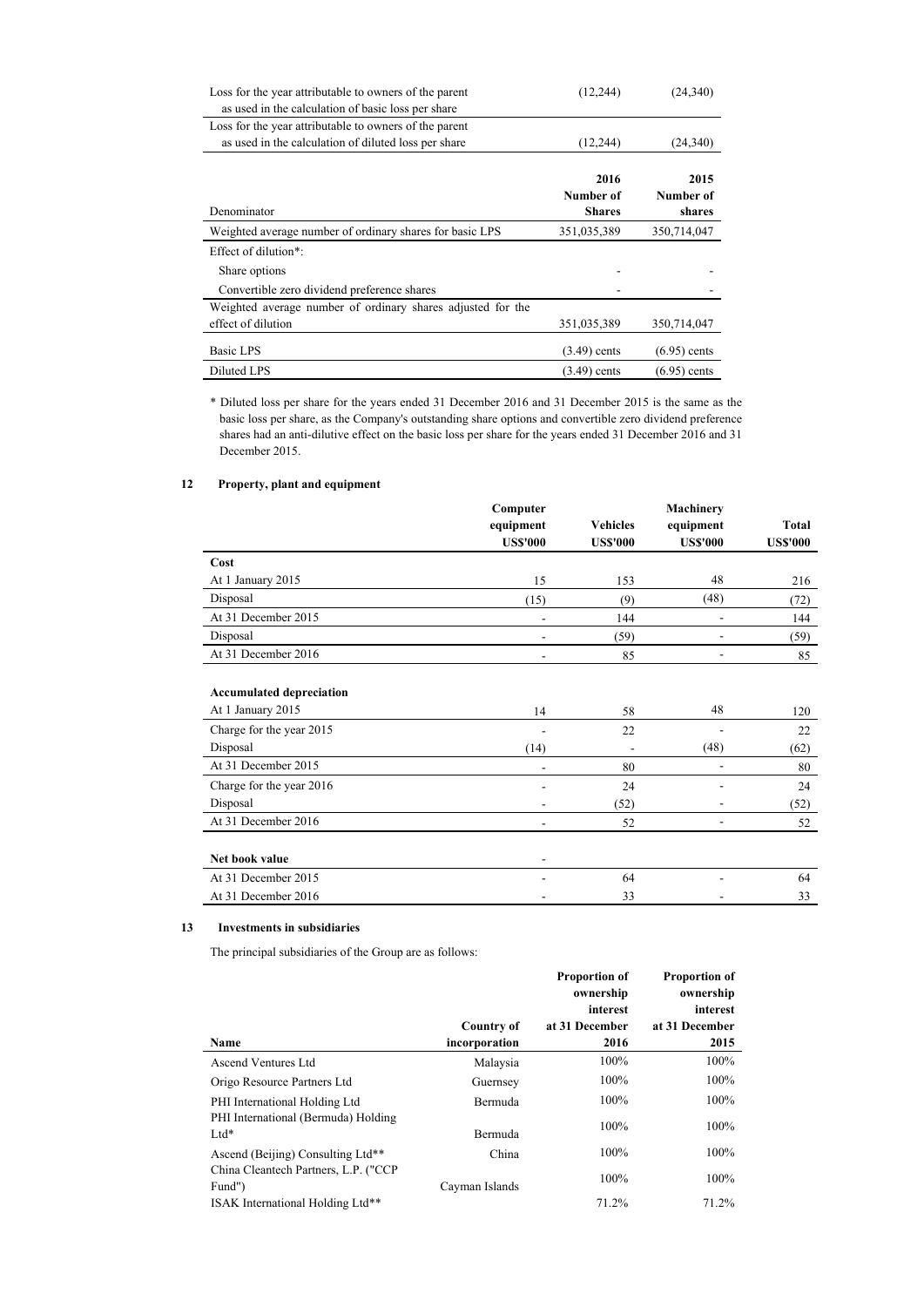| | | |
|---|---|---|
| Loss for the year attributable to owners of the parent as used in the calculation of basic loss per share | (12,244) | (24,340) |
| Loss for the year attributable to owners of the parent as used in the calculation of diluted loss per share | (12,244) | (24,340) |

| Denominator | 2016 Number of Shares | 2015 Number of shares |
|---|---|---|
| Weighted average number of ordinary shares for basic LPS | 351,035,389 | 350,714,047 |
| Effect of dilution*: | | |
| Share options | - | - |
| Convertible zero dividend preference shares | - | - |
| Weighted average number of ordinary shares adjusted for the effect of dilution | 351,035,389 | 350,714,047 |
| Basic LPS | (3.49) cents | (6.95) cents |
| Diluted LPS | (3.49) cents | (6.95) cents |

\* Diluted loss per share for the years ended 31 December 2016 and 31 December 2015 is the same as the basic loss per share, as the Company's outstanding share options and convertible zero dividend preference shares had an anti-dilutive effect on the basic loss per share for the years ended 31 December 2016 and 31 December 2015.

## 12 Property, plant and equipment

| | Computer equipment US$'000 | Vehicles US$'000 | Machinery equipment US$'000 | Total US$'000 |
|---|---|---|---|---|
| **Cost** | | | | |
| At 1 January 2015 | 15 | 153 | 48 | 216 |
| Disposal | (15) | (9) | (48) | (72) |
| At 31 December 2015 | - | 144 | - | 144 |
| Disposal | - | (59) | - | (59) |
| At 31 December 2016 | - | 85 | - | 85 |
| | | | | |
| **Accumulated depreciation** | | | | |
| At 1 January 2015 | 14 | 58 | 48 | 120 |
| Charge for the year 2015 | - | 22 | - | 22 |
| Disposal | (14) | - | (48) | (62) |
| At 31 December 2015 | - | 80 | - | 80 |
| Charge for the year 2016 | - | 24 | - | 24 |
| Disposal | - | (52) | - | (52) |
| At 31 December 2016 | - | 52 | - | 52 |
| | | | | |
| **Net book value** | - | | | |
| At 31 December 2015 | - | 64 | - | 64 |
| At 31 December 2016 | - | 33 | - | 33 |

## 13 Investments in subsidiaries

The principal subsidiaries of the Group are as follows:

| Name | Country of incorporation | Proportion of ownership interest at 31 December 2016 | Proportion of ownership interest at 31 December 2015 |
|---|---|---|---|
| Ascend Ventures Ltd | Malaysia | 100% | 100% |
| Origo Resource Partners Ltd | Guernsey | 100% | 100% |
| PHI International Holding Ltd | Bermuda | 100% | 100% |
| PHI International (Bermuda) Holding Ltd* | Bermuda | 100% | 100% |
| Ascend (Beijing) Consulting Ltd** | China | 100% | 100% |
| China Cleantech Partners, L.P. ("CCP Fund") | Cayman Islands | 100% | 100% |
| ISAK International Holding Ltd** | | 71.2% | 71.2% |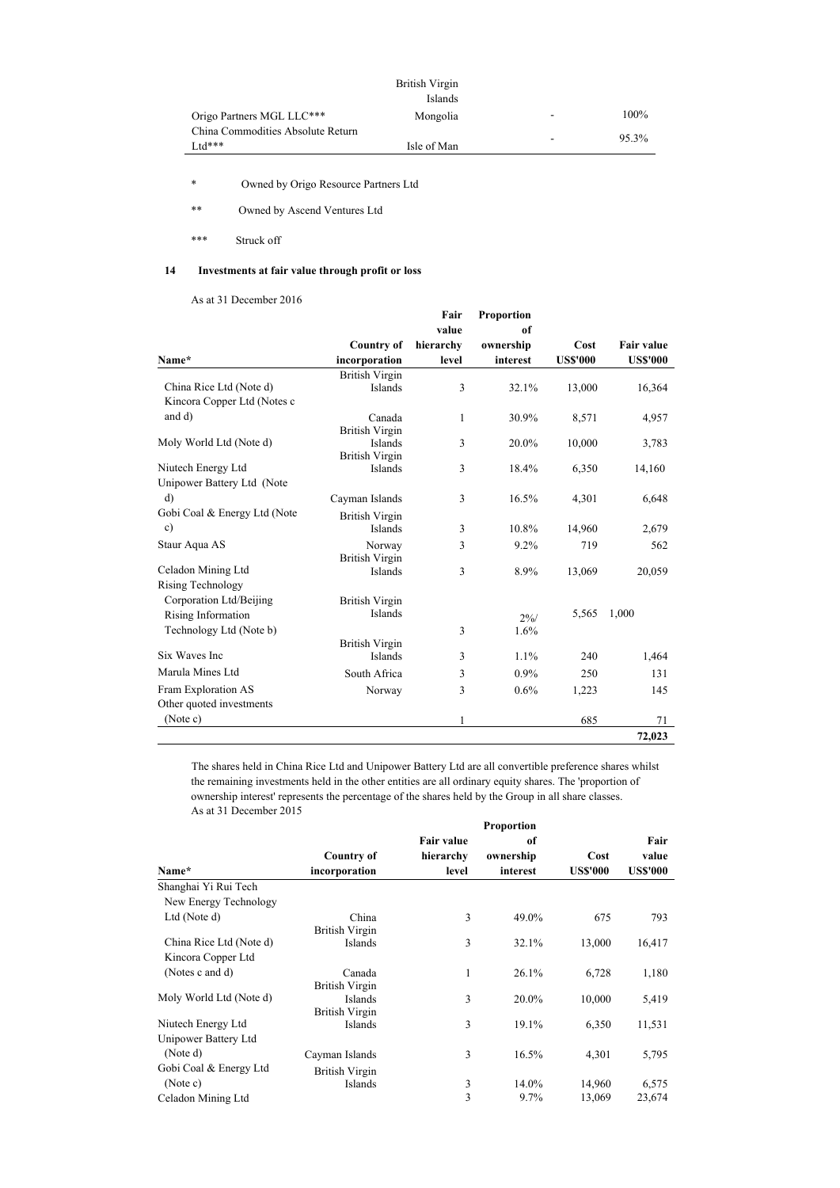| | | | |
|---|---|---|---|
| | British Virgin Islands | | |
| Origo Partners MGL LLC*** | Mongolia | - | 100% |
| China Commodities Absolute Return Ltd*** | Isle of Man | - | 95.3% |

\* Owned by Origo Resource Partners Ltd

\*\* Owned by Ascend Ventures Ltd

\*\*\* Struck off

## 14 Investments at fair value through profit or loss

As at 31 December 2016

| Name* | Country of incorporation | Fair value hierarchy level | Proportion of ownership interest | Cost US$'000 | Fair value US$'000 |
|---|---|---|---|---|---|
| China Rice Ltd (Note d) | British Virgin Islands | 3 | 32.1% | 13,000 | 16,364 |
| Kincora Copper Ltd (Notes c and d) | Canada | 1 | 30.9% | 8,571 | 4,957 |
| Moly World Ltd (Note d) | British Virgin Islands | 3 | 20.0% | 10,000 | 3,783 |
| Niutech Energy Ltd | British Virgin Islands | 3 | 18.4% | 6,350 | 14,160 |
| Unipower Battery Ltd (Note d) | Cayman Islands | 3 | 16.5% | 4,301 | 6,648 |
| Gobi Coal & Energy Ltd (Note c) | British Virgin Islands | 3 | 10.8% | 14,960 | 2,679 |
| Staur Aqua AS | Norway | 3 | 9.2% | 719 | 562 |
| Celadon Mining Ltd | British Virgin Islands | 3 | 8.9% | 13,069 | 20,059 |
| Rising Technology Corporation Ltd/Beijing Rising Information Technology Ltd (Note b) | British Virgin Islands | 3 | 2%/ 1.6% | 5,565 | 1,000 |
| Six Waves Inc | British Virgin Islands | 3 | 1.1% | 240 | 1,464 |
| Marula Mines Ltd | South Africa | 3 | 0.9% | 250 | 131 |
| Fram Exploration AS | Norway | 3 | 0.6% | 1,223 | 145 |
| Other quoted investments (Note c) | | 1 | | 685 | 71 |
| | | | | | **72,023** |

The shares held in China Rice Ltd and Unipower Battery Ltd are all convertible preference shares whilst the remaining investments held in the other entities are all ordinary equity shares. The 'proportion of ownership interest' represents the percentage of the shares held by the Group in all share classes.

As at 31 December 2015

| Name* | Country of incorporation | Fair value hierarchy level | Proportion of ownership interest | Cost US$'000 | Fair value US$'000 |
|---|---|---|---|---|---|
| Shanghai Yi Rui Tech New Energy Technology Ltd (Note d) | China | 3 | 49.0% | 675 | 793 |
| China Rice Ltd (Note d) | British Virgin Islands | 3 | 32.1% | 13,000 | 16,417 |
| Kincora Copper Ltd (Notes c and d) | Canada | 1 | 26.1% | 6,728 | 1,180 |
| Moly World Ltd (Note d) | British Virgin Islands | 3 | 20.0% | 10,000 | 5,419 |
| Niutech Energy Ltd | British Virgin Islands | 3 | 19.1% | 6,350 | 11,531 |
| Unipower Battery Ltd (Note d) | Cayman Islands | 3 | 16.5% | 4,301 | 5,795 |
| Gobi Coal & Energy Ltd (Note c) | British Virgin Islands | 3 | 14.0% | 14,960 | 6,575 |
| Celadon Mining Ltd | | 3 | 9.7% | 13,069 | 23,674 |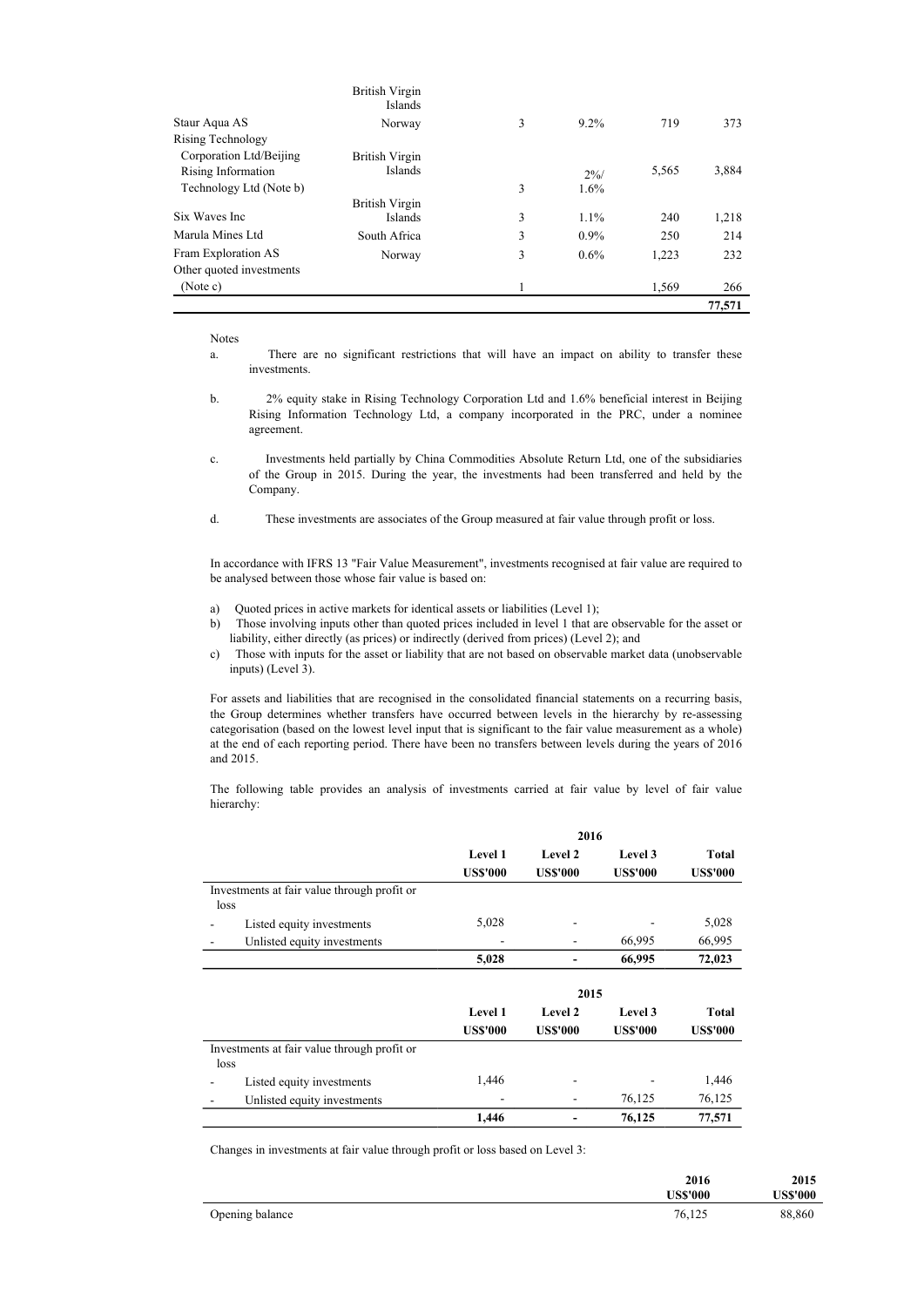| | | | | | |
|---|---|---|---|---|---|
| | British Virgin Islands | | | | |
| Staur Aqua AS | Norway | 3 | 9.2% | 719 | 373 |
| Rising Technology Corporation Ltd/Beijing Rising Information Technology Ltd (Note b) | British Virgin Islands | 3 | 2%/ 1.6% | 5,565 | 3,884 |
| Six Waves Inc | British Virgin Islands | 3 | 1.1% | 240 | 1,218 |
| Marula Mines Ltd | South Africa | 3 | 0.9% | 250 | 214 |
| Fram Exploration AS | Norway | 3 | 0.6% | 1,223 | 232 |
| Other quoted investments (Note c) | | 1 | | 1,569 | 266 |
| | | | | | **77,571** |

Notes

a. There are no significant restrictions that will have an impact on ability to transfer these investments.

b. 2% equity stake in Rising Technology Corporation Ltd and 1.6% beneficial interest in Beijing Rising Information Technology Ltd, a company incorporated in the PRC, under a nominee agreement.

c. Investments held partially by China Commodities Absolute Return Ltd, one of the subsidiaries of the Group in 2015. During the year, the investments had been transferred and held by the Company.

d. These investments are associates of the Group measured at fair value through profit or loss.

In accordance with IFRS 13 "Fair Value Measurement", investments recognised at fair value are required to be analysed between those whose fair value is based on:

a) Quoted prices in active markets for identical assets or liabilities (Level 1);
b) Those involving inputs other than quoted prices included in level 1 that are observable for the asset or liability, either directly (as prices) or indirectly (derived from prices) (Level 2); and
c) Those with inputs for the asset or liability that are not based on observable market data (unobservable inputs) (Level 3).

For assets and liabilities that are recognised in the consolidated financial statements on a recurring basis, the Group determines whether transfers have occurred between levels in the hierarchy by re-assessing categorisation (based on the lowest level input that is significant to the fair value measurement as a whole) at the end of each reporting period. There have been no transfers between levels during the years of 2016 and 2015.

The following table provides an analysis of investments carried at fair value by level of fair value hierarchy:

| | **2016** | | | |
|---|---|---|---|---|
| | **Level 1 US$'000** | **Level 2 US$'000** | **Level 3 US$'000** | **Total US$'000** |
| Investments at fair value through profit or loss | | | | |
| - Listed equity investments | 5,028 | - | - | 5,028 |
| - Unlisted equity investments | - | - | 66,995 | 66,995 |
| | **5,028** | **-** | **66,995** | **72,023** |

| | **2015** | | | |
|---|---|---|---|---|
| | **Level 1 US$'000** | **Level 2 US$'000** | **Level 3 US$'000** | **Total US$'000** |
| Investments at fair value through profit or loss | | | | |
| - Listed equity investments | 1,446 | - | - | 1,446 |
| - Unlisted equity investments | - | - | 76,125 | 76,125 |
| | **1,446** | **-** | **76,125** | **77,571** |

Changes in investments at fair value through profit or loss based on Level 3:

| | **2016 US$'000** | **2015 US$'000** |
|---|---|---|
| Opening balance | 76,125 | 88,860 |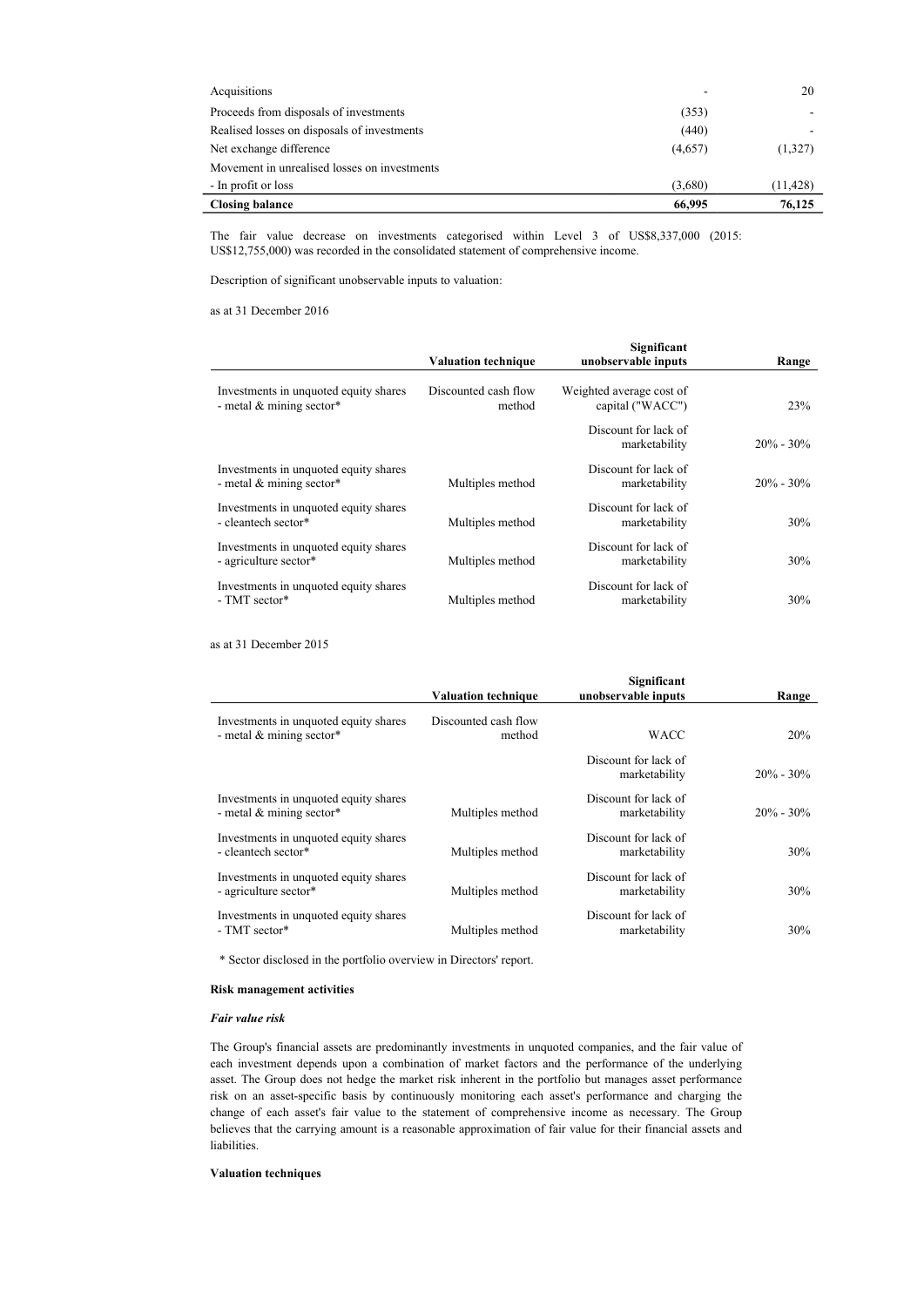| | | |
|---|---|---|
| Acquisitions | - | 20 |
| Proceeds from disposals of investments | (353) | - |
| Realised losses on disposals of investments | (440) | - |
| Net exchange difference | (4,657) | (1,327) |
| Movement in unrealised losses on investments | | |
| - In profit or loss | (3,680) | (11,428) |
| **Closing balance** | **66,995** | **76,125** |

The fair value decrease on investments categorised within Level 3 of US$8,337,000 (2015: US$12,755,000) was recorded in the consolidated statement of comprehensive income.

Description of significant unobservable inputs to valuation:

as at 31 December 2016

| | Valuation technique | Significant unobservable inputs | Range |
|---|---|---|---|
| Investments in unquoted equity shares - metal & mining sector* | Discounted cash flow method | Weighted average cost of capital ("WACC") | 23% |
| | | Discount for lack of marketability | 20% - 30% |
| Investments in unquoted equity shares - metal & mining sector* | Multiples method | Discount for lack of marketability | 20% - 30% |
| Investments in unquoted equity shares - cleantech sector* | Multiples method | Discount for lack of marketability | 30% |
| Investments in unquoted equity shares - agriculture sector* | Multiples method | Discount for lack of marketability | 30% |
| Investments in unquoted equity shares - TMT sector* | Multiples method | Discount for lack of marketability | 30% |

as at 31 December 2015

| | Valuation technique | Significant unobservable inputs | Range |
|---|---|---|---|
| Investments in unquoted equity shares - metal & mining sector* | Discounted cash flow method | WACC | 20% |
| | | Discount for lack of marketability | 20% - 30% |
| Investments in unquoted equity shares - metal & mining sector* | Multiples method | Discount for lack of marketability | 20% - 30% |
| Investments in unquoted equity shares - cleantech sector* | Multiples method | Discount for lack of marketability | 30% |
| Investments in unquoted equity shares - agriculture sector* | Multiples method | Discount for lack of marketability | 30% |
| Investments in unquoted equity shares - TMT sector* | Multiples method | Discount for lack of marketability | 30% |

\* Sector disclosed in the portfolio overview in Directors' report.

**Risk management activities**

***Fair value risk***

The Group's financial assets are predominantly investments in unquoted companies, and the fair value of each investment depends upon a combination of market factors and the performance of the underlying asset. The Group does not hedge the market risk inherent in the portfolio but manages asset performance risk on an asset-specific basis by continuously monitoring each asset's performance and charging the change of each asset's fair value to the statement of comprehensive income as necessary. The Group believes that the carrying amount is a reasonable approximation of fair value for their financial assets and liabilities.

**Valuation techniques**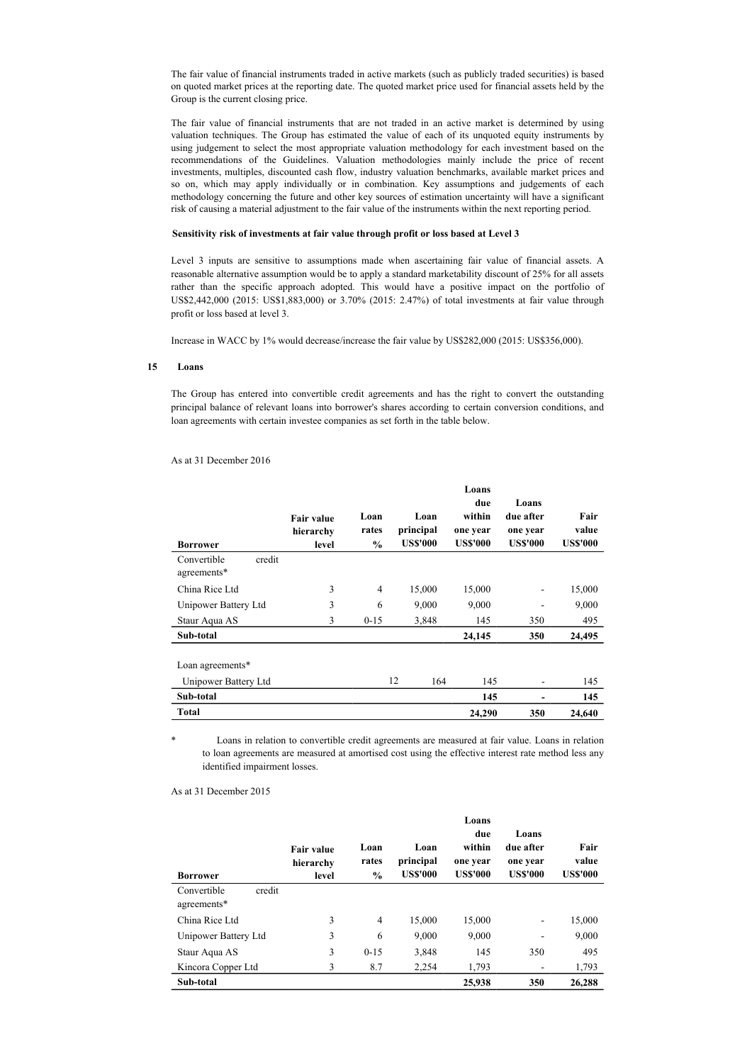The fair value of financial instruments traded in active markets (such as publicly traded securities) is based on quoted market prices at the reporting date. The quoted market price used for financial assets held by the Group is the current closing price.

The fair value of financial instruments that are not traded in an active market is determined by using valuation techniques. The Group has estimated the value of each of its unquoted equity instruments by using judgement to select the most appropriate valuation methodology for each investment based on the recommendations of the Guidelines. Valuation methodologies mainly include the price of recent investments, multiples, discounted cash flow, industry valuation benchmarks, available market prices and so on, which may apply individually or in combination. Key assumptions and judgements of each methodology concerning the future and other key sources of estimation uncertainty will have a significant risk of causing a material adjustment to the fair value of the instruments within the next reporting period.

**Sensitivity risk of investments at fair value through profit or loss based at Level 3**

Level 3 inputs are sensitive to assumptions made when ascertaining fair value of financial assets. A reasonable alternative assumption would be to apply a standard marketability discount of 25% for all assets rather than the specific approach adopted. This would have a positive impact on the portfolio of US$2,442,000 (2015: US$1,883,000) or 3.70% (2015: 2.47%) of total investments at fair value through profit or loss based at level 3.

Increase in WACC by 1% would decrease/increase the fair value by US$282,000 (2015: US$356,000).

## 15 Loans

The Group has entered into convertible credit agreements and has the right to convert the outstanding principal balance of relevant loans into borrower's shares according to certain conversion conditions, and loan agreements with certain investee companies as set forth in the table below.

As at 31 December 2016

| Borrower | Fair value hierarchy level | Loan rates % | Loan principal US$'000 | Loans due within one year US$'000 | Loans due after one year US$'000 | Fair value US$'000 |
|---|---|---|---|---|---|---|
| Convertible credit agreements* | | | | | | |
| China Rice Ltd | 3 | 4 | 15,000 | 15,000 | - | 15,000 |
| Unipower Battery Ltd | 3 | 6 | 9,000 | 9,000 | - | 9,000 |
| Staur Aqua AS | 3 | 0-15 | 3,848 | 145 | 350 | 495 |
| **Sub-total** | | | | **24,145** | **350** | **24,495** |
| | | | | | | |
| Loan agreements* | | | | | | |
| Unipower Battery Ltd | | 12 | 164 | 145 | - | 145 |
| **Sub-total** | | | | **145** | **-** | **145** |
| **Total** | | | | **24,290** | **350** | **24,640** |

\* Loans in relation to convertible credit agreements are measured at fair value. Loans in relation to loan agreements are measured at amortised cost using the effective interest rate method less any identified impairment losses.

As at 31 December 2015

| Borrower | Fair value hierarchy level | Loan rates % | Loan principal US$'000 | Loans due within one year US$'000 | Loans due after one year US$'000 | Fair value US$'000 |
|---|---|---|---|---|---|---|
| Convertible credit agreements* | | | | | | |
| China Rice Ltd | 3 | 4 | 15,000 | 15,000 | - | 15,000 |
| Unipower Battery Ltd | 3 | 6 | 9,000 | 9,000 | - | 9,000 |
| Staur Aqua AS | 3 | 0-15 | 3,848 | 145 | 350 | 495 |
| Kincora Copper Ltd | 3 | 8.7 | 2,254 | 1,793 | - | 1,793 |
| **Sub-total** | | | | **25,938** | **350** | **26,288** |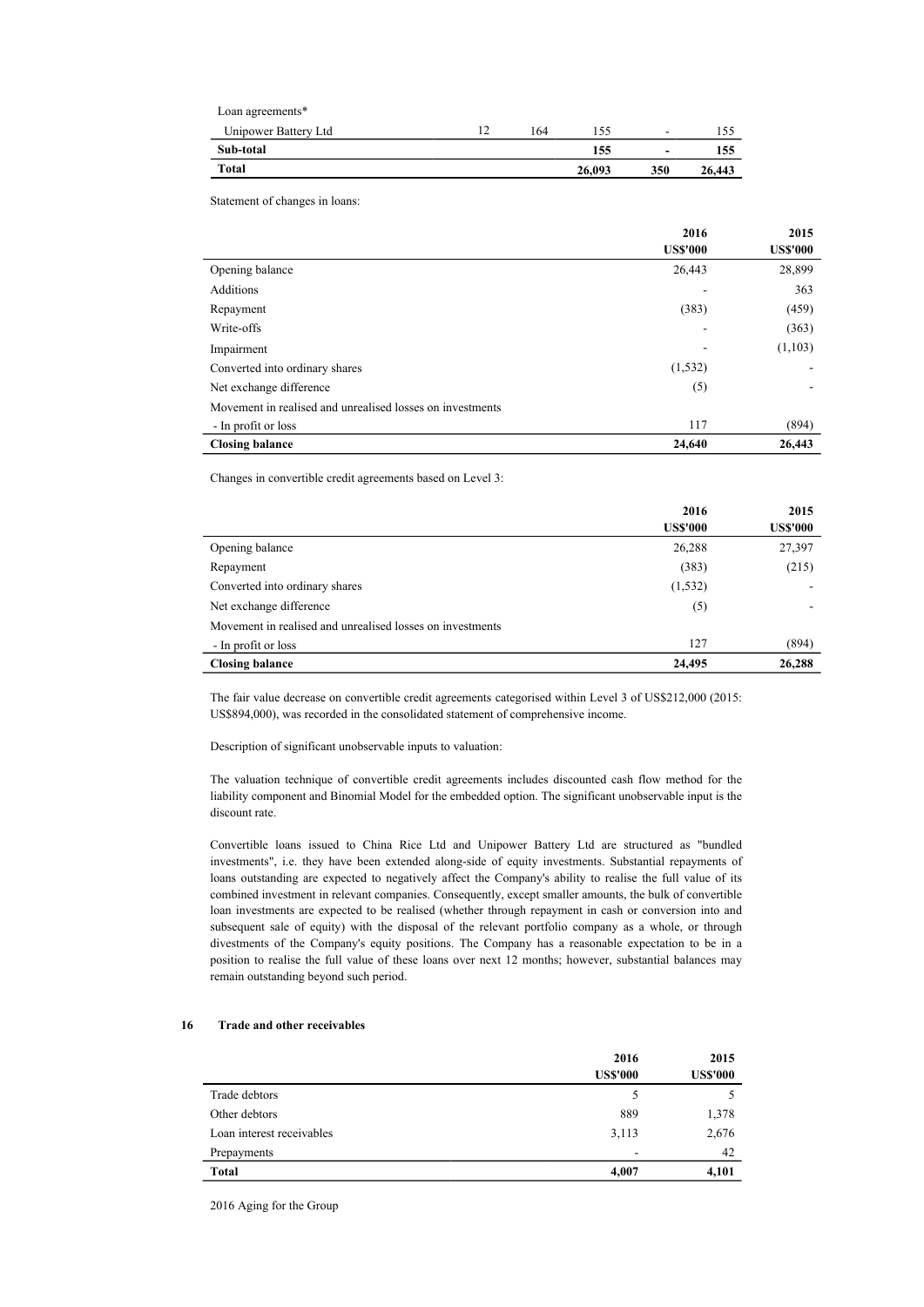| Loan agreements* | | | | | |
|---|---|---|---|---|---|
| Unipower Battery Ltd | 12 | 164 | 155 | - | 155 |
| **Sub-total** | | | **155** | **-** | **155** |
| **Total** | | | **26,093** | **350** | **26,443** |

Statement of changes in loans:

| | 2016 US$'000 | 2015 US$'000 |
|---|---|---|
| Opening balance | 26,443 | 28,899 |
| Additions | - | 363 |
| Repayment | (383) | (459) |
| Write-offs | - | (363) |
| Impairment | - | (1,103) |
| Converted into ordinary shares | (1,532) | - |
| Net exchange difference | (5) | - |
| Movement in realised and unrealised losses on investments | | |
| - In profit or loss | 117 | (894) |
| **Closing balance** | **24,640** | **26,443** |

Changes in convertible credit agreements based on Level 3:

| | 2016 US$'000 | 2015 US$'000 |
|---|---|---|
| Opening balance | 26,288 | 27,397 |
| Repayment | (383) | (215) |
| Converted into ordinary shares | (1,532) | - |
| Net exchange difference | (5) | - |
| Movement in realised and unrealised losses on investments | | |
| - In profit or loss | 127 | (894) |
| **Closing balance** | **24,495** | **26,288** |

The fair value decrease on convertible credit agreements categorised within Level 3 of US$212,000 (2015: US$894,000), was recorded in the consolidated statement of comprehensive income.

Description of significant unobservable inputs to valuation:

The valuation technique of convertible credit agreements includes discounted cash flow method for the liability component and Binomial Model for the embedded option. The significant unobservable input is the discount rate.

Convertible loans issued to China Rice Ltd and Unipower Battery Ltd are structured as "bundled investments", i.e. they have been extended along-side of equity investments. Substantial repayments of loans outstanding are expected to negatively affect the Company's ability to realise the full value of its combined investment in relevant companies. Consequently, except smaller amounts, the bulk of convertible loan investments are expected to be realised (whether through repayment in cash or conversion into and subsequent sale of equity) with the disposal of the relevant portfolio company as a whole, or through divestments of the Company's equity positions. The Company has a reasonable expectation to be in a position to realise the full value of these loans over next 12 months; however, substantial balances may remain outstanding beyond such period.

## 16 Trade and other receivables

| | 2016 US$'000 | 2015 US$'000 |
|---|---|---|
| Trade debtors | 5 | 5 |
| Other debtors | 889 | 1,378 |
| Loan interest receivables | 3,113 | 2,676 |
| Prepayments | - | 42 |
| **Total** | **4,007** | **4,101** |

2016 Aging for the Group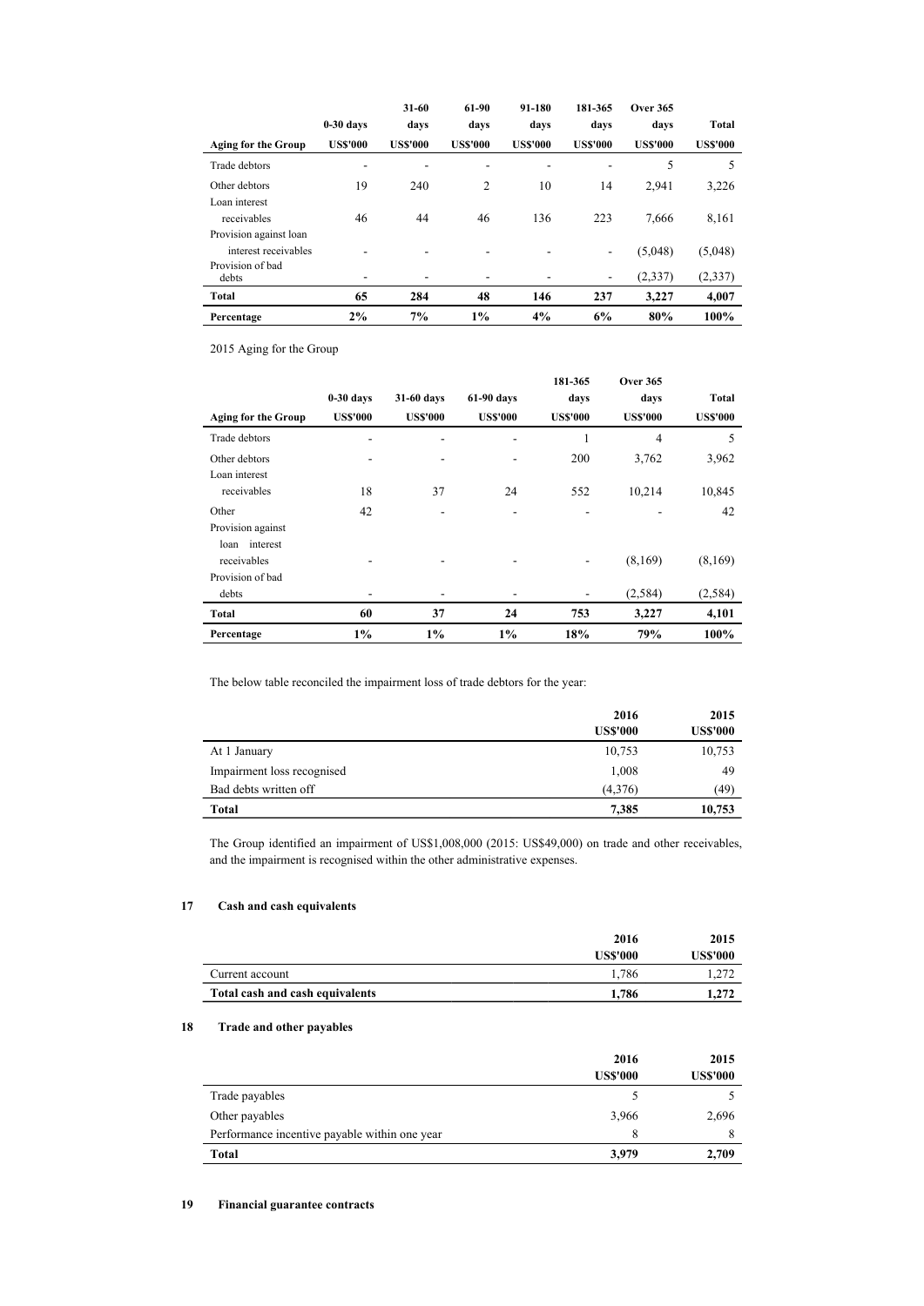| Aging for the Group | 0-30 days US$'000 | 31-60 days US$'000 | 61-90 days US$'000 | 91-180 days US$'000 | 181-365 days US$'000 | Over 365 days US$'000 | Total US$'000 |
|---|---|---|---|---|---|---|---|
| Trade debtors | - | - | - | - | - | 5 | 5 |
| Other debtors | 19 | 240 | 2 | 10 | 14 | 2,941 | 3,226 |
| Loan interest receivables | 46 | 44 | 46 | 136 | 223 | 7,666 | 8,161 |
| Provision against loan interest receivables | - | - | - | - | - | (5,048) | (5,048) |
| Provision of bad debts | - | - | - | - | - | (2,337) | (2,337) |
| **Total** | **65** | **284** | **48** | **146** | **237** | **3,227** | **4,007** |
| **Percentage** | **2%** | **7%** | **1%** | **4%** | **6%** | **80%** | **100%** |

2015 Aging for the Group

| Aging for the Group | 0-30 days US$'000 | 31-60 days US$'000 | 61-90 days US$'000 | 181-365 days US$'000 | Over 365 days US$'000 | Total US$'000 |
|---|---|---|---|---|---|---|
| Trade debtors | - | - | - | 1 | 4 | 5 |
| Other debtors | - | - | - | 200 | 3,762 | 3,962 |
| Loan interest receivables | 18 | 37 | 24 | 552 | 10,214 | 10,845 |
| Other | 42 | - | - | - | - | 42 |
| Provision against loan interest receivables | - | - | - | - | (8,169) | (8,169) |
| Provision of bad debts | - | - | - | - | (2,584) | (2,584) |
| **Total** | **60** | **37** | **24** | **753** | **3,227** | **4,101** |
| **Percentage** | **1%** | **1%** | **1%** | **18%** | **79%** | **100%** |

The below table reconciled the impairment loss of trade debtors for the year:

| | 2016 US$'000 | 2015 US$'000 |
|---|---|---|
| At 1 January | 10,753 | 10,753 |
| Impairment loss recognised | 1,008 | 49 |
| Bad debts written off | (4,376) | (49) |
| **Total** | **7,385** | **10,753** |

The Group identified an impairment of US$1,008,000 (2015: US$49,000) on trade and other receivables, and the impairment is recognised within the other administrative expenses.

## 17 Cash and cash equivalents

| | 2016 US$'000 | 2015 US$'000 |
|---|---|---|
| Current account | 1,786 | 1,272 |
| **Total cash and cash equivalents** | **1,786** | **1,272** |

## 18 Trade and other payables

| | 2016 US$'000 | 2015 US$'000 |
|---|---|---|
| Trade payables | 5 | 5 |
| Other payables | 3,966 | 2,696 |
| Performance incentive payable within one year | 8 | 8 |
| **Total** | **3,979** | **2,709** |

## 19 Financial guarantee contracts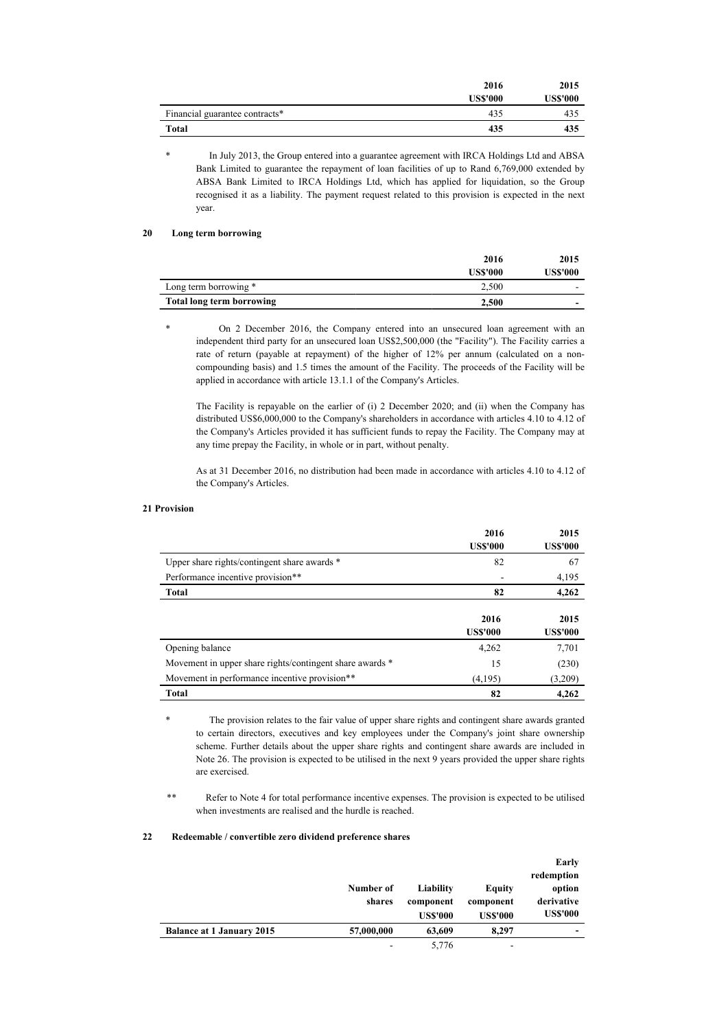| | 2016 | 2015 |
|---|---|---|
| | US$'000 | US$'000 |
| Financial guarantee contracts* | 435 | 435 |
| **Total** | **435** | **435** |

\* In July 2013, the Group entered into a guarantee agreement with IRCA Holdings Ltd and ABSA Bank Limited to guarantee the repayment of loan facilities of up to Rand 6,769,000 extended by ABSA Bank Limited to IRCA Holdings Ltd, which has applied for liquidation, so the Group recognised it as a liability. The payment request related to this provision is expected in the next year.

## 20 Long term borrowing

| | 2016 | 2015 |
|---|---|---|
| | US$'000 | US$'000 |
| Long term borrowing * | 2,500 | - |
| **Total long term borrowing** | **2,500** | **-** |

\* On 2 December 2016, the Company entered into an unsecured loan agreement with an independent third party for an unsecured loan US$2,500,000 (the "Facility"). The Facility carries a rate of return (payable at repayment) of the higher of 12% per annum (calculated on a non-compounding basis) and 1.5 times the amount of the Facility. The proceeds of the Facility will be applied in accordance with article 13.1.1 of the Company's Articles.

The Facility is repayable on the earlier of (i) 2 December 2020; and (ii) when the Company has distributed US$6,000,000 to the Company's shareholders in accordance with articles 4.10 to 4.12 of the Company's Articles provided it has sufficient funds to repay the Facility. The Company may at any time prepay the Facility, in whole or in part, without penalty.

As at 31 December 2016, no distribution had been made in accordance with articles 4.10 to 4.12 of the Company's Articles.

## 21 Provision

| | 2016 | 2015 |
|---|---|---|
| | US$'000 | US$'000 |
| Upper share rights/contingent share awards * | 82 | 67 |
| Performance incentive provision** | - | 4,195 |
| **Total** | **82** | **4,262** |

| | 2016 | 2015 |
|---|---|---|
| | US$'000 | US$'000 |
| Opening balance | 4,262 | 7,701 |
| Movement in upper share rights/contingent share awards * | 15 | (230) |
| Movement in performance incentive provision** | (4,195) | (3,209) |
| **Total** | **82** | **4,262** |

\* The provision relates to the fair value of upper share rights and contingent share awards granted to certain directors, executives and key employees under the Company's joint share ownership scheme. Further details about the upper share rights and contingent share awards are included in Note 26. The provision is expected to be utilised in the next 9 years provided the upper share rights are exercised.

\*\* Refer to Note 4 for total performance incentive expenses. The provision is expected to be utilised when investments are realised and the hurdle is reached.

## 22 Redeemable / convertible zero dividend preference shares

| | Number of shares | Liability component US$'000 | Equity component US$'000 | Early redemption option derivative US$'000 |
|---|---|---|---|---|
| **Balance at 1 January 2015** | **57,000,000** | **63,609** | **8,297** | **-** |
| | - | 5,776 | - | |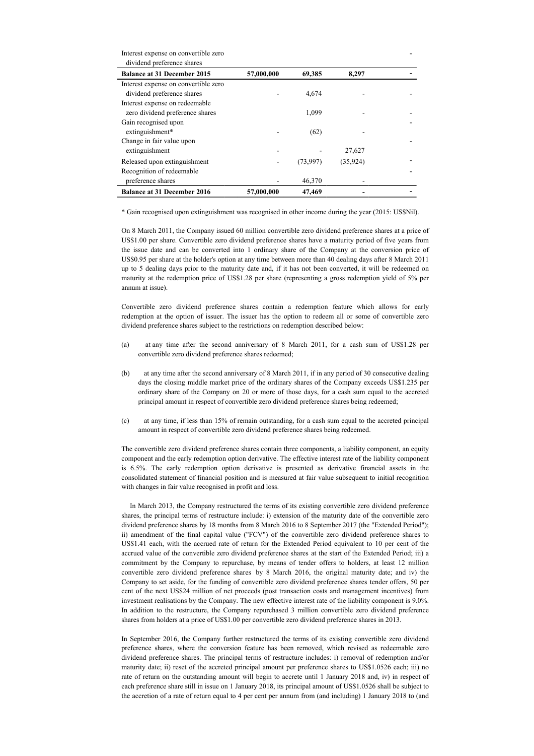| | | | | |
|---|---|---|---|---|
| Interest expense on convertible zero dividend preference shares | | | | - |
| **Balance at 31 December 2015** | **57,000,000** | **69,385** | **8,297** | **-** |
| Interest expense on convertible zero dividend preference shares | - | 4,674 | - | - |
| Interest expense on redeemable zero dividend preference shares | | 1,099 | - | - |
| Gain recognised upon extinguishment* | - | (62) | - | - |
| Change in fair value upon extinguishment | - | - | 27,627 | - |
| Released upon extinguishment | - | (73,997) | (35,924) | - |
| Recognition of redeemable preference shares | - | 46,370 | - | - |
| **Balance at 31 December 2016** | **57,000,000** | **47,469** | **-** | **-** |

* Gain recognised upon extinguishment was recognised in other income during the year (2015: US$Nil).

On 8 March 2011, the Company issued 60 million convertible zero dividend preference shares at a price of US$1.00 per share. Convertible zero dividend preference shares have a maturity period of five years from the issue date and can be converted into 1 ordinary share of the Company at the conversion price of US$0.95 per share at the holder's option at any time between more than 40 dealing days after 8 March 2011 up to 5 dealing days prior to the maturity date and, if it has not been converted, it will be redeemed on maturity at the redemption price of US$1.28 per share (representing a gross redemption yield of 5% per annum at issue).

Convertible zero dividend preference shares contain a redemption feature which allows for early redemption at the option of issuer. The issuer has the option to redeem all or some of convertible zero dividend preference shares subject to the restrictions on redemption described below:

(a) at any time after the second anniversary of 8 March 2011, for a cash sum of US$1.28 per convertible zero dividend preference shares redeemed;

(b) at any time after the second anniversary of 8 March 2011, if in any period of 30 consecutive dealing days the closing middle market price of the ordinary shares of the Company exceeds US$1.235 per ordinary share of the Company on 20 or more of those days, for a cash sum equal to the accreted principal amount in respect of convertible zero dividend preference shares being redeemed;

(c) at any time, if less than 15% of remain outstanding, for a cash sum equal to the accreted principal amount in respect of convertible zero dividend preference shares being redeemed.

The convertible zero dividend preference shares contain three components, a liability component, an equity component and the early redemption option derivative. The effective interest rate of the liability component is 6.5%. The early redemption option derivative is presented as derivative financial assets in the consolidated statement of financial position and is measured at fair value subsequent to initial recognition with changes in fair value recognised in profit and loss.

In March 2013, the Company restructured the terms of its existing convertible zero dividend preference shares, the principal terms of restructure include: i) extension of the maturity date of the convertible zero dividend preference shares by 18 months from 8 March 2016 to 8 September 2017 (the "Extended Period"); ii) amendment of the final capital value ("FCV") of the convertible zero dividend preference shares to US$1.41 each, with the accrued rate of return for the Extended Period equivalent to 10 per cent of the accrued value of the convertible zero dividend preference shares at the start of the Extended Period; iii) a commitment by the Company to repurchase, by means of tender offers to holders, at least 12 million convertible zero dividend preference shares by 8 March 2016, the original maturity date; and iv) the Company to set aside, for the funding of convertible zero dividend preference shares tender offers, 50 per cent of the next US$24 million of net proceeds (post transaction costs and management incentives) from investment realisations by the Company. The new effective interest rate of the liability component is 9.0%. In addition to the restructure, the Company repurchased 3 million convertible zero dividend preference shares from holders at a price of US$1.00 per convertible zero dividend preference shares in 2013.

In September 2016, the Company further restructured the terms of its existing convertible zero dividend preference shares, where the conversion feature has been removed, which revised as redeemable zero dividend preference shares. The principal terms of restructure includes: i) removal of redemption and/or maturity date; ii) reset of the accreted principal amount per preference shares to US$1.0526 each; iii) no rate of return on the outstanding amount will begin to accrete until 1 January 2018 and, iv) in respect of each preference share still in issue on 1 January 2018, its principal amount of US$1.0526 shall be subject to the accretion of a rate of return equal to 4 per cent per annum from (and including) 1 January 2018 to (and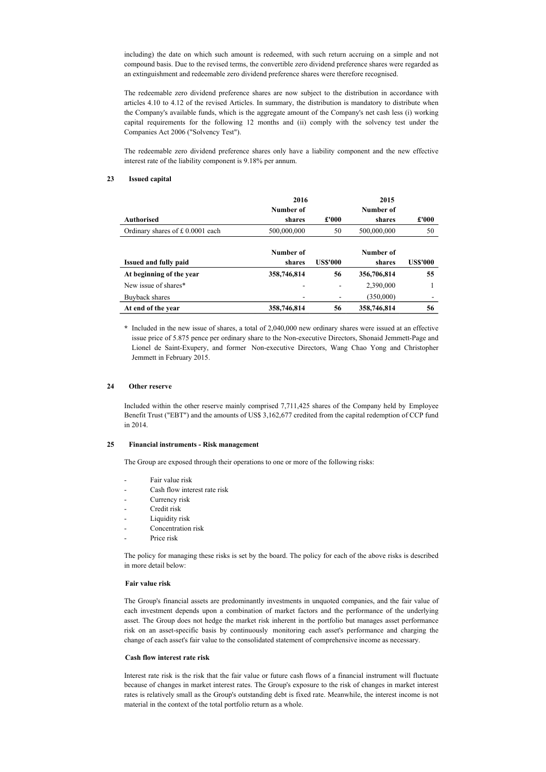including) the date on which such amount is redeemed, with such return accruing on a simple and not compound basis. Due to the revised terms, the convertible zero dividend preference shares were regarded as an extinguishment and redeemable zero dividend preference shares were therefore recognised.

The redeemable zero dividend preference shares are now subject to the distribution in accordance with articles 4.10 to 4.12 of the revised Articles. In summary, the distribution is mandatory to distribute when the Company's available funds, which is the aggregate amount of the Company's net cash less (i) working capital requirements for the following 12 months and (ii) comply with the solvency test under the Companies Act 2006 ("Solvency Test").

The redeemable zero dividend preference shares only have a liability component and the new effective interest rate of the liability component is 9.18% per annum.

## 23 Issued capital

| | 2016 | | 2015 | |
|---|---|---|---|---|
| **Authorised** | **Number of shares** | **£'000** | **Number of shares** | **£'000** |
| Ordinary shares of £ 0.0001 each | 500,000,000 | 50 | 500,000,000 | 50 |

| **Issued and fully paid** | **Number of shares** | **US$'000** | **Number of shares** | **US$'000** |
|---|---|---|---|---|
| **At beginning of the year** | **358,746,814** | **56** | **356,706,814** | **55** |
| New issue of shares* | - | - | 2,390,000 | 1 |
| Buyback shares | - | - | (350,000) | - |
| **At end of the year** | **358,746,814** | **56** | **358,746,814** | **56** |

**\*** Included in the new issue of shares, a total of 2,040,000 new ordinary shares were issued at an effective issue price of 5.875 pence per ordinary share to the Non-executive Directors, Shonaid Jemmett-Page and Lionel de Saint-Exupery, and former Non-executive Directors, Wang Chao Yong and Christopher Jemmett in February 2015.

## 24 Other reserve

Included within the other reserve mainly comprised 7,711,425 shares of the Company held by Employee Benefit Trust ("EBT") and the amounts of US$ 3,162,677 credited from the capital redemption of CCP fund in 2014.

## 25 Financial instruments - Risk management

The Group are exposed through their operations to one or more of the following risks:

- Fair value risk
- Cash flow interest rate risk
- Currency risk
- Credit risk
- Liquidity risk
- Concentration risk
- Price risk

The policy for managing these risks is set by the board. The policy for each of the above risks is described in more detail below:

**Fair value risk**

The Group's financial assets are predominantly investments in unquoted companies, and the fair value of each investment depends upon a combination of market factors and the performance of the underlying asset. The Group does not hedge the market risk inherent in the portfolio but manages asset performance risk on an asset-specific basis by continuously monitoring each asset's performance and charging the change of each asset's fair value to the consolidated statement of comprehensive income as necessary.

**Cash flow interest rate risk**

Interest rate risk is the risk that the fair value or future cash flows of a financial instrument will fluctuate because of changes in market interest rates. The Group's exposure to the risk of changes in market interest rates is relatively small as the Group's outstanding debt is fixed rate. Meanwhile, the interest income is not material in the context of the total portfolio return as a whole.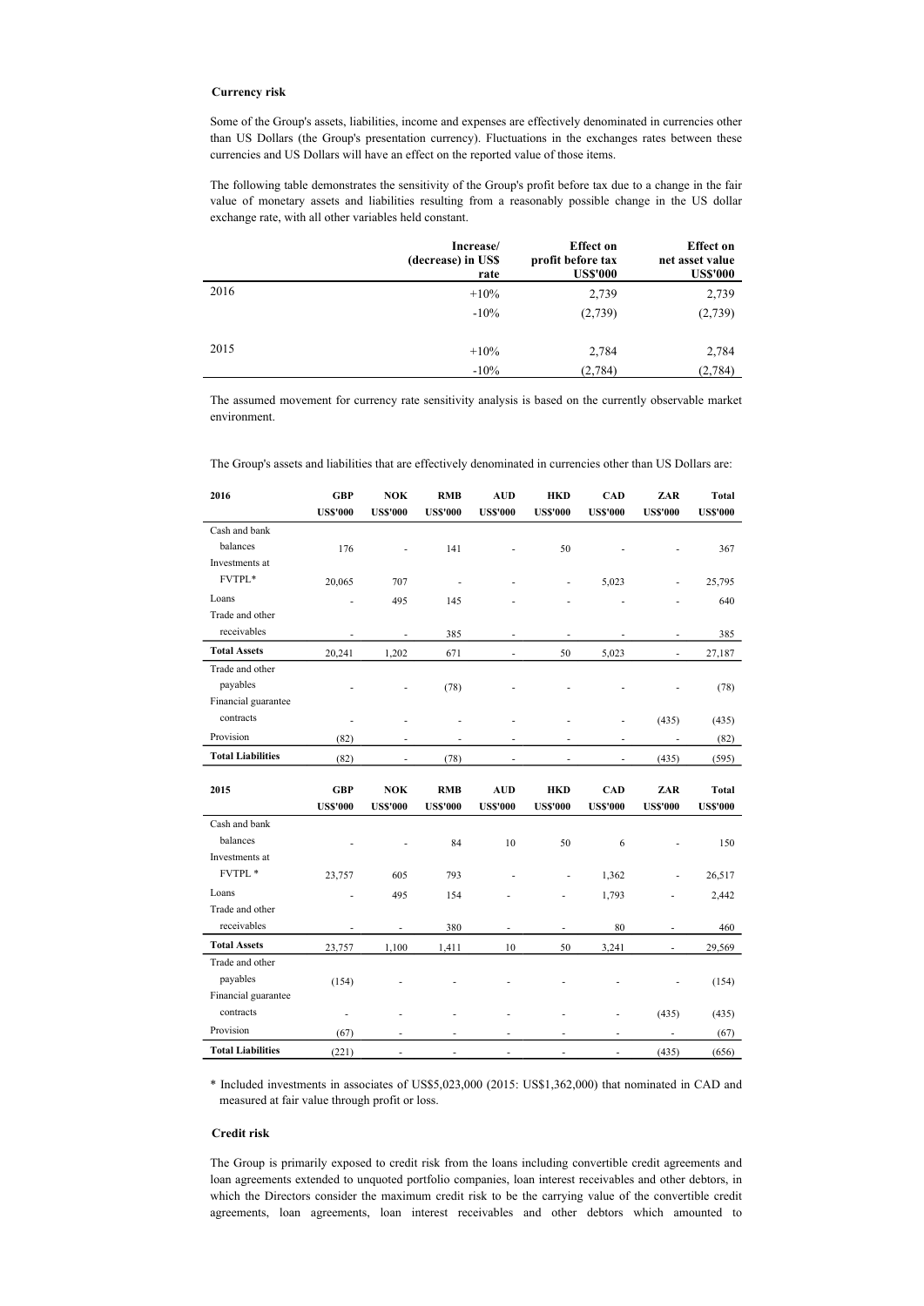### Currency risk

Some of the Group's assets, liabilities, income and expenses are effectively denominated in currencies other than US Dollars (the Group's presentation currency). Fluctuations in the exchanges rates between these currencies and US Dollars will have an effect on the reported value of those items.

The following table demonstrates the sensitivity of the Group's profit before tax due to a change in the fair value of monetary assets and liabilities resulting from a reasonably possible change in the US dollar exchange rate, with all other variables held constant.

| | Increase/ (decrease) in US$ rate | Effect on profit before tax US$'000 | Effect on net asset value US$'000 |
|---|---|---|---|
| 2016 | +10% | 2,739 | 2,739 |
| | -10% | (2,739) | (2,739) |
| 2015 | +10% | 2,784 | 2,784 |
| | -10% | (2,784) | (2,784) |

The assumed movement for currency rate sensitivity analysis is based on the currently observable market environment.

The Group's assets and liabilities that are effectively denominated in currencies other than US Dollars are:

| 2016 | GBP US$'000 | NOK US$'000 | RMB US$'000 | AUD US$'000 | HKD US$'000 | CAD US$'000 | ZAR US$'000 | Total US$'000 |
|---|---|---|---|---|---|---|---|---|
| Cash and bank balances | 176 | - | 141 | - | 50 | - | - | 367 |
| Investments at FVTPL* | 20,065 | 707 | - | - | - | 5,023 | - | 25,795 |
| Loans | - | 495 | 145 | - | - | - | - | 640 |
| Trade and other receivables | - | - | 385 | - | - | - | - | 385 |
| **Total Assets** | 20,241 | 1,202 | 671 | - | 50 | 5,023 | - | 27,187 |
| Trade and other payables | - | - | (78) | - | - | - | - | (78) |
| Financial guarantee contracts | - | - | - | - | - | - | (435) | (435) |
| Provision | (82) | - | - | - | - | - | - | (82) |
| **Total Liabilities** | (82) | - | (78) | - | - | - | (435) | (595) |

| 2015 | GBP US$'000 | NOK US$'000 | RMB US$'000 | AUD US$'000 | HKD US$'000 | CAD US$'000 | ZAR US$'000 | Total US$'000 |
|---|---|---|---|---|---|---|---|---|
| Cash and bank balances | - | - | 84 | 10 | 50 | 6 | - | 150 |
| Investments at FVTPL * | 23,757 | 605 | 793 | - | - | 1,362 | - | 26,517 |
| Loans | - | 495 | 154 | - | - | 1,793 | - | 2,442 |
| Trade and other receivables | - | - | 380 | - | - | 80 | - | 460 |
| **Total Assets** | 23,757 | 1,100 | 1,411 | 10 | 50 | 3,241 | - | 29,569 |
| Trade and other payables | (154) | - | - | - | - | - | - | (154) |
| Financial guarantee contracts | - | - | - | - | - | - | (435) | (435) |
| Provision | (67) | - | - | - | - | - | - | (67) |
| **Total Liabilities** | (221) | - | - | - | - | - | (435) | (656) |

\* Included investments in associates of US$5,023,000 (2015: US$1,362,000) that nominated in CAD and measured at fair value through profit or loss.

### Credit risk

The Group is primarily exposed to credit risk from the loans including convertible credit agreements and loan agreements extended to unquoted portfolio companies, loan interest receivables and other debtors, in which the Directors consider the maximum credit risk to be the carrying value of the convertible credit agreements, loan agreements, loan interest receivables and other debtors which amounted to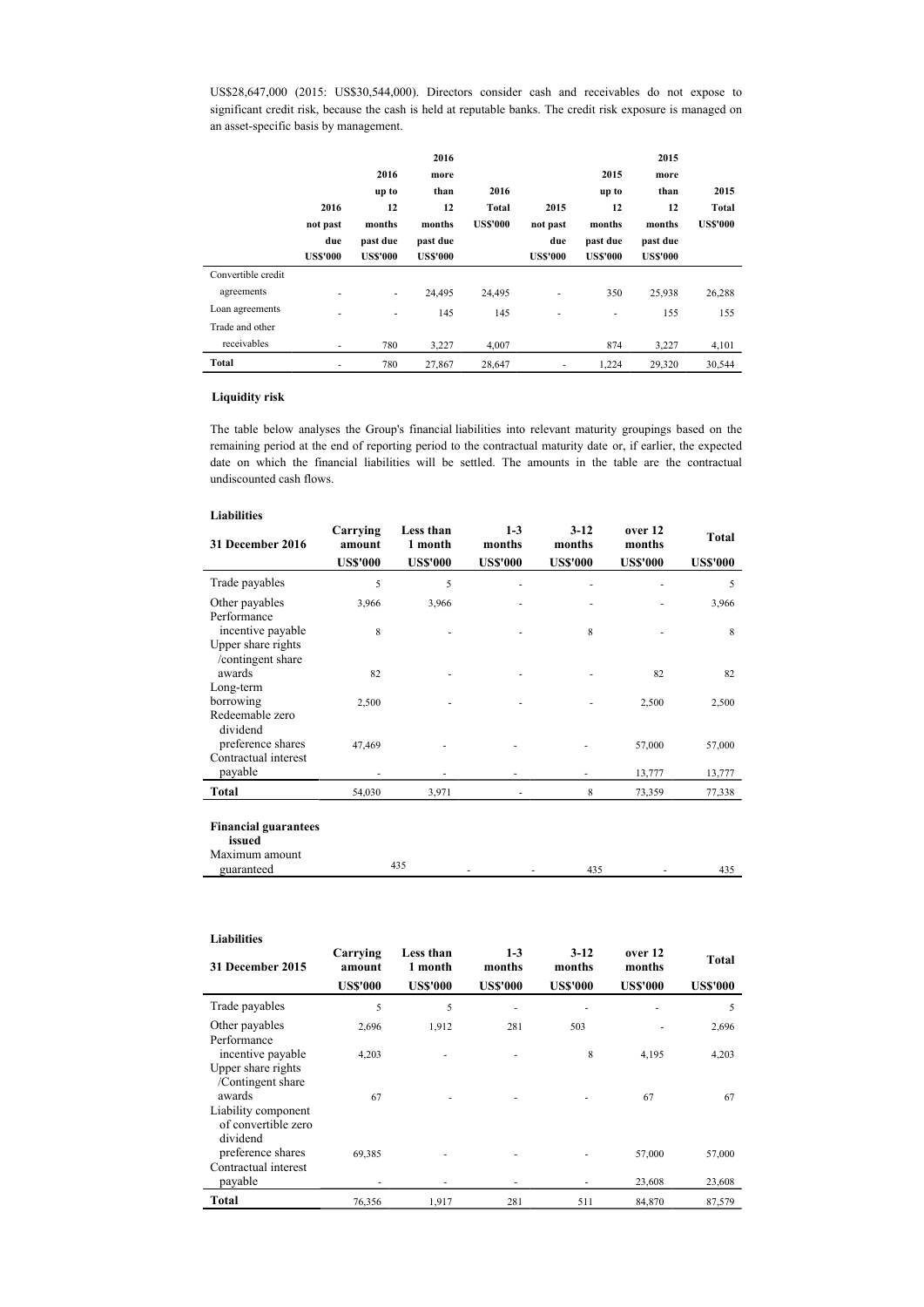US$28,647,000 (2015: US$30,544,000). Directors consider cash and receivables do not expose to significant credit risk, because the cash is held at reputable banks. The credit risk exposure is managed on an asset-specific basis by management.

| | 2016 not past due US$'000 | 2016 up to 12 months past due US$'000 | 2016 more than 12 months past due US$'000 | 2016 Total US$'000 | 2015 not past due US$'000 | 2015 up to 12 months past due US$'000 | 2015 more than 12 months past due US$'000 | 2015 Total US$'000 |
|---|---|---|---|---|---|---|---|---|
| Convertible credit agreements | - | - | 24,495 | 24,495 | - | 350 | 25,938 | 26,288 |
| Loan agreements | - | - | 145 | 145 | - | - | 155 | 155 |
| Trade and other receivables | - | 780 | 3,227 | 4,007 | | 874 | 3,227 | 4,101 |
| **Total** | - | 780 | 27,867 | 28,647 | - | 1,224 | 29,320 | 30,544 |

**Liquidity risk**

The table below analyses the Group's financial liabilities into relevant maturity groupings based on the remaining period at the end of reporting period to the contractual maturity date or, if earlier, the expected date on which the financial liabilities will be settled. The amounts in the table are the contractual undiscounted cash flows.

**Liabilities**

| 31 December 2016 | Carrying amount US$'000 | Less than 1 month US$'000 | 1-3 months US$'000 | 3-12 months US$'000 | over 12 months US$'000 | Total US$'000 |
|---|---|---|---|---|---|---|
| Trade payables | 5 | 5 | - | - | - | 5 |
| Other payables | 3,966 | 3,966 | - | - | - | 3,966 |
| Performance incentive payable | 8 | - | - | 8 | - | 8 |
| Upper share rights /contingent share awards | 82 | - | - | - | 82 | 82 |
| Long-term borrowing | 2,500 | - | - | - | 2,500 | 2,500 |
| Redeemable zero dividend preference shares | 47,469 | - | - | - | 57,000 | 57,000 |
| Contractual interest payable | - | - | - | - | 13,777 | 13,777 |
| **Total** | 54,030 | 3,971 | - | 8 | 73,359 | 77,338 |
| **Financial guarantees issued** | | | | | | |
| Maximum amount guaranteed | 435 | - | - | 435 | - | 435 |

**Liabilities**

| 31 December 2015 | Carrying amount US$'000 | Less than 1 month US$'000 | 1-3 months US$'000 | 3-12 months US$'000 | over 12 months US$'000 | Total US$'000 |
|---|---|---|---|---|---|---|
| Trade payables | 5 | 5 | - | - | - | 5 |
| Other payables | 2,696 | 1,912 | 281 | 503 | - | 2,696 |
| Performance incentive payable | 4,203 | - | - | 8 | 4,195 | 4,203 |
| Upper share rights /Contingent share awards | 67 | - | - | - | 67 | 67 |
| Liability component of convertible zero dividend preference shares | 69,385 | - | - | - | 57,000 | 57,000 |
| Contractual interest payable | - | - | - | - | 23,608 | 23,608 |
| **Total** | 76,356 | 1,917 | 281 | 511 | 84,870 | 87,579 |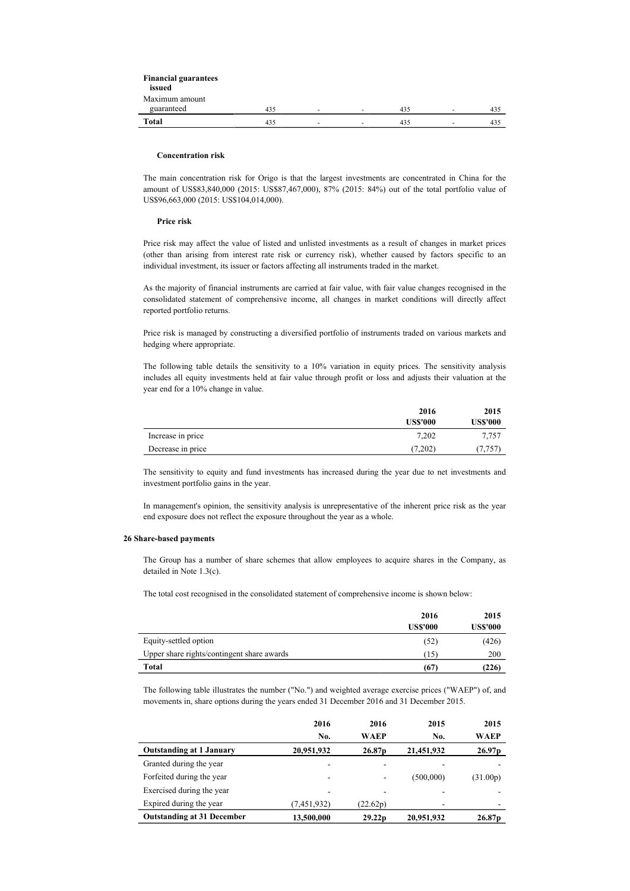| Financial guarantees issued | | | | | | |
|---|---|---|---|---|---|---|
| Maximum amount guaranteed | 435 | - | - | 435 | - | 435 |
| **Total** | 435 | - | - | 435 | - | 435 |

**Concentration risk**

The main concentration risk for Origo is that the largest investments are concentrated in China for the amount of US$83,840,000 (2015: US$87,467,000), 87% (2015: 84%) out of the total portfolio value of US$96,663,000 (2015: US$104,014,000).

**Price risk**

Price risk may affect the value of listed and unlisted investments as a result of changes in market prices (other than arising from interest rate risk or currency risk), whether caused by factors specific to an individual investment, its issuer or factors affecting all instruments traded in the market.

As the majority of financial instruments are carried at fair value, with fair value changes recognised in the consolidated statement of comprehensive income, all changes in market conditions will directly affect reported portfolio returns.

Price risk is managed by constructing a diversified portfolio of instruments traded on various markets and hedging where appropriate.

The following table details the sensitivity to a 10% variation in equity prices. The sensitivity analysis includes all equity investments held at fair value through profit or loss and adjusts their valuation at the year end for a 10% change in value.

| | **2016 US$'000** | **2015 US$'000** |
|---|---|---|
| Increase in price | 7,202 | 7,757 |
| Decrease in price | (7,202) | (7,757) |

The sensitivity to equity and fund investments has increased during the year due to net investments and investment portfolio gains in the year.

In management's opinion, the sensitivity analysis is unrepresentative of the inherent price risk as the year end exposure does not reflect the exposure throughout the year as a whole.

## 26 Share-based payments

The Group has a number of share schemes that allow employees to acquire shares in the Company, as detailed in Note 1.3(c).

The total cost recognised in the consolidated statement of comprehensive income is shown below:

| | **2016 US$'000** | **2015 US$'000** |
|---|---|---|
| Equity-settled option | (52) | (426) |
| Upper share rights/contingent share awards | (15) | 200 |
| **Total** | **(67)** | **(226)** |

The following table illustrates the number ("No.") and weighted average exercise prices ("WAEP") of, and movements in, share options during the years ended 31 December 2016 and 31 December 2015.

| | **2016 No.** | **2016 WAEP** | **2015 No.** | **2015 WAEP** |
|---|---|---|---|---|
| **Outstanding at 1 January** | **20,951,932** | **26.87p** | **21,451,932** | **26.97p** |
| Granted during the year | - | - | - | - |
| Forfeited during the year | - | - | (500,000) | (31.00p) |
| Exercised during the year | - | - | - | - |
| Expired during the year | (7,451,932) | (22.62p) | - | - |
| **Outstanding at 31 December** | **13,500,000** | **29.22p** | **20,951,932** | **26.87p** |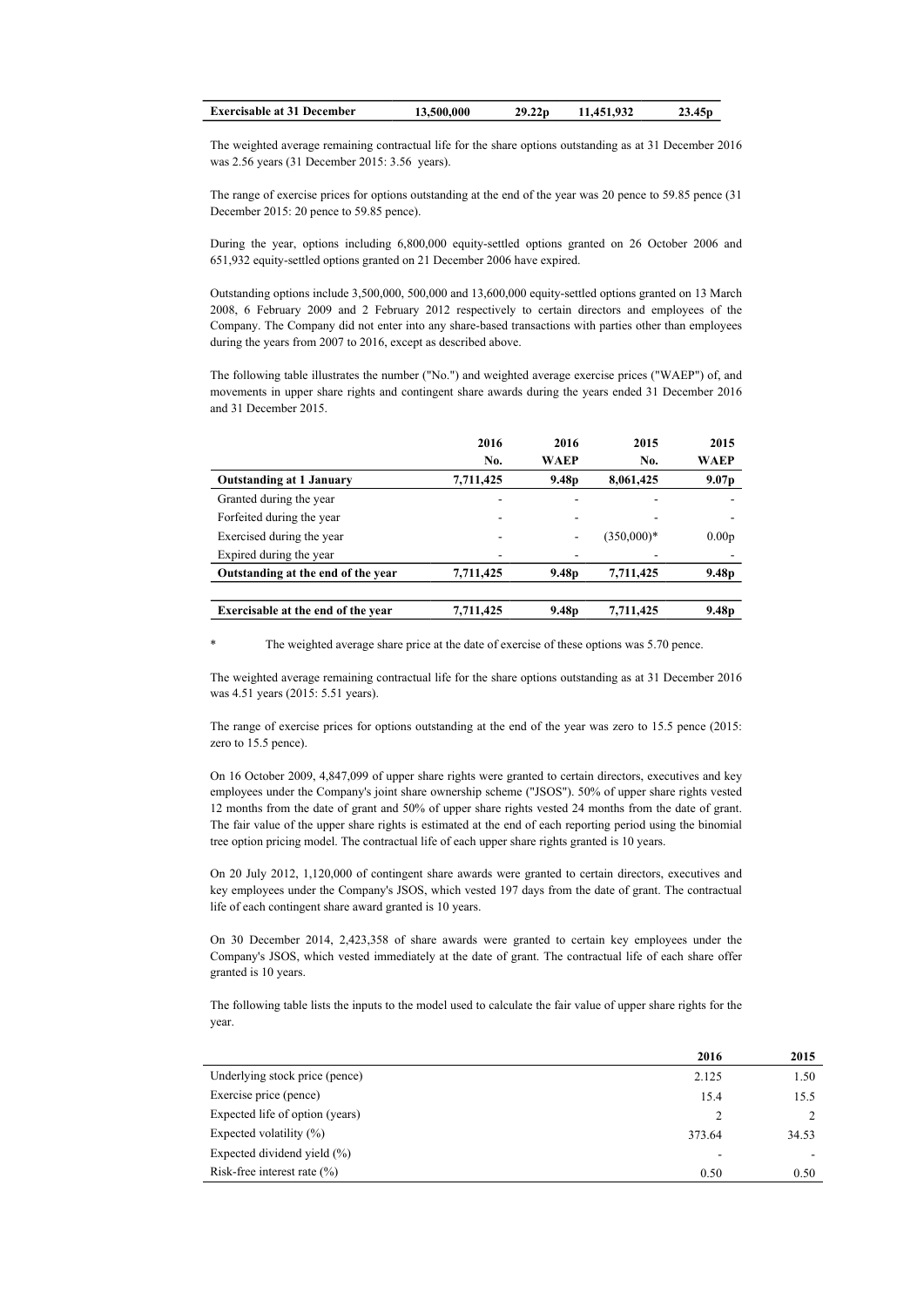| Exercisable at 31 December | 13,500,000 | 29.22p | 11,451,932 | 23.45p |
|---|---|---|---|---|

The weighted average remaining contractual life for the share options outstanding as at 31 December 2016 was 2.56 years (31 December 2015: 3.56 years).

The range of exercise prices for options outstanding at the end of the year was 20 pence to 59.85 pence (31 December 2015: 20 pence to 59.85 pence).

During the year, options including 6,800,000 equity-settled options granted on 26 October 2006 and 651,932 equity-settled options granted on 21 December 2006 have expired.

Outstanding options include 3,500,000, 500,000 and 13,600,000 equity-settled options granted on 13 March 2008, 6 February 2009 and 2 February 2012 respectively to certain directors and employees of the Company. The Company did not enter into any share-based transactions with parties other than employees during the years from 2007 to 2016, except as described above.

The following table illustrates the number ("No.") and weighted average exercise prices ("WAEP") of, and movements in upper share rights and contingent share awards during the years ended 31 December 2016 and 31 December 2015.

| | 2016 No. | 2016 WAEP | 2015 No. | 2015 WAEP |
|---|---|---|---|---|
| **Outstanding at 1 January** | **7,711,425** | **9.48p** | **8,061,425** | **9.07p** |
| Granted during the year | - | - | - | - |
| Forfeited during the year | - | - | - | - |
| Exercised during the year | - | - | (350,000)* | 0.00p |
| Expired during the year | - | - | - | - |
| **Outstanding at the end of the year** | **7,711,425** | **9.48p** | **7,711,425** | **9.48p** |
| | | | | |
| **Exercisable at the end of the year** | **7,711,425** | **9.48p** | **7,711,425** | **9.48p** |

\* The weighted average share price at the date of exercise of these options was 5.70 pence.

The weighted average remaining contractual life for the share options outstanding as at 31 December 2016 was 4.51 years (2015: 5.51 years).

The range of exercise prices for options outstanding at the end of the year was zero to 15.5 pence (2015: zero to 15.5 pence).

On 16 October 2009, 4,847,099 of upper share rights were granted to certain directors, executives and key employees under the Company's joint share ownership scheme ("JSOS"). 50% of upper share rights vested 12 months from the date of grant and 50% of upper share rights vested 24 months from the date of grant. The fair value of the upper share rights is estimated at the end of each reporting period using the binomial tree option pricing model. The contractual life of each upper share rights granted is 10 years.

On 20 July 2012, 1,120,000 of contingent share awards were granted to certain directors, executives and key employees under the Company's JSOS, which vested 197 days from the date of grant. The contractual life of each contingent share award granted is 10 years.

On 30 December 2014, 2,423,358 of share awards were granted to certain key employees under the Company's JSOS, which vested immediately at the date of grant. The contractual life of each share offer granted is 10 years.

The following table lists the inputs to the model used to calculate the fair value of upper share rights for the year.

| | 2016 | 2015 |
|---|---|---|
| Underlying stock price (pence) | 2.125 | 1.50 |
| Exercise price (pence) | 15.4 | 15.5 |
| Expected life of option (years) | 2 | 2 |
| Expected volatility (%) | 373.64 | 34.53 |
| Expected dividend yield (%) | - | - |
| Risk-free interest rate (%) | 0.50 | 0.50 |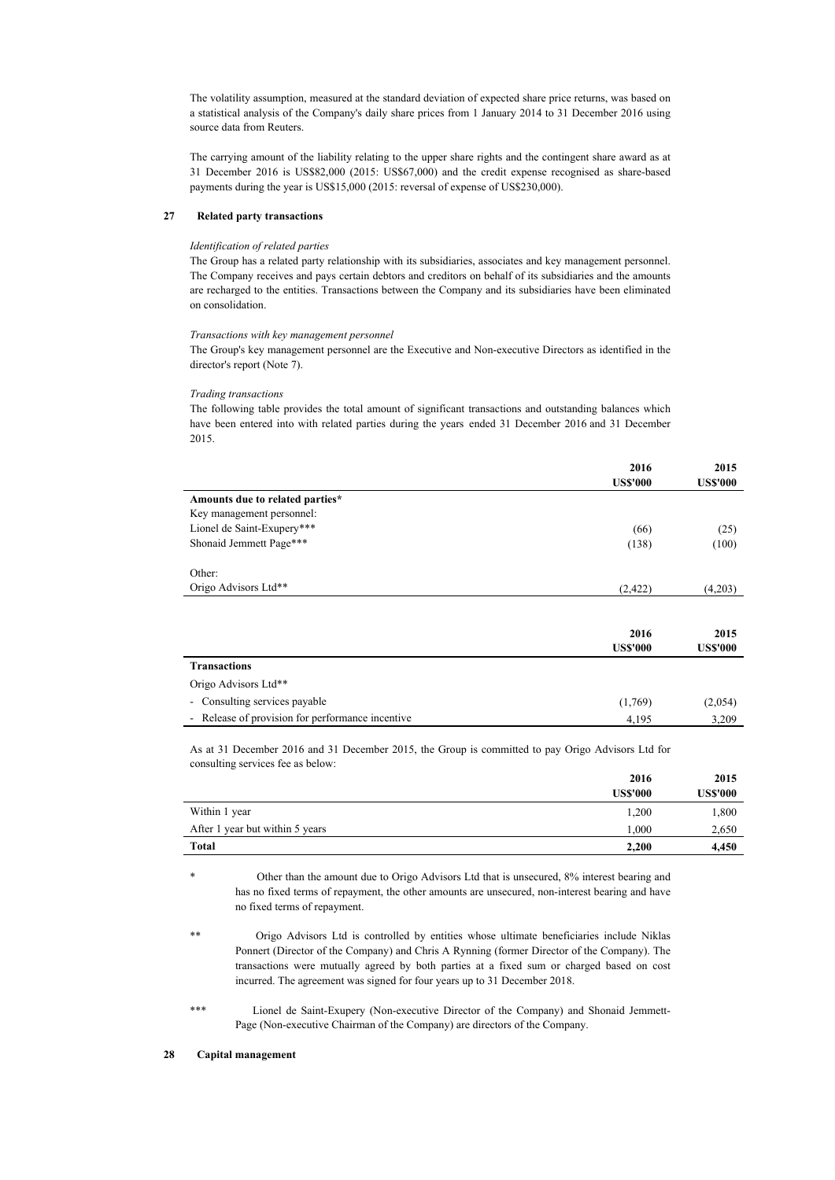The volatility assumption, measured at the standard deviation of expected share price returns, was based on a statistical analysis of the Company's daily share prices from 1 January 2014 to 31 December 2016 using source data from Reuters.

The carrying amount of the liability relating to the upper share rights and the contingent share award as at 31 December 2016 is US$82,000 (2015: US$67,000) and the credit expense recognised as share-based payments during the year is US$15,000 (2015: reversal of expense of US$230,000).

## 27 Related party transactions

*Identification of related parties*

The Group has a related party relationship with its subsidiaries, associates and key management personnel. The Company receives and pays certain debtors and creditors on behalf of its subsidiaries and the amounts are recharged to the entities. Transactions between the Company and its subsidiaries have been eliminated on consolidation.

*Transactions with key management personnel*

The Group's key management personnel are the Executive and Non-executive Directors as identified in the director's report (Note 7).

*Trading transactions*

The following table provides the total amount of significant transactions and outstanding balances which have been entered into with related parties during the years ended 31 December 2016 and 31 December 2015.

| | 2016 US$'000 | 2015 US$'000 |
|---|---|---|
| **Amounts due to related parties*** | | |
| Key management personnel: | | |
| Lionel de Saint-Exupery*** | (66) | (25) |
| Shonaid Jemmett Page*** | (138) | (100) |
| | | |
| Other: | | |
| Origo Advisors Ltd** | (2,422) | (4,203) |

| | 2016 US$'000 | 2015 US$'000 |
|---|---|---|
| **Transactions** | | |
| Origo Advisors Ltd** | | |
| - Consulting services payable | (1,769) | (2,054) |
| - Release of provision for performance incentive | 4,195 | 3,209 |

As at 31 December 2016 and 31 December 2015, the Group is committed to pay Origo Advisors Ltd for consulting services fee as below:

| | 2016 US$'000 | 2015 US$'000 |
|---|---|---|
| Within 1 year | 1,200 | 1,800 |
| After 1 year but within 5 years | 1,000 | 2,650 |
| **Total** | **2,200** | **4,450** |

\* Other than the amount due to Origo Advisors Ltd that is unsecured, 8% interest bearing and has no fixed terms of repayment, the other amounts are unsecured, non-interest bearing and have no fixed terms of repayment.

\** Origo Advisors Ltd is controlled by entities whose ultimate beneficiaries include Niklas Ponnert (Director of the Company) and Chris A Rynning (former Director of the Company). The transactions were mutually agreed by both parties at a fixed sum or charged based on cost incurred. The agreement was signed for four years up to 31 December 2018.

\*** Lionel de Saint-Exupery (Non-executive Director of the Company) and Shonaid Jemmett-Page (Non-executive Chairman of the Company) are directors of the Company.

## 28 Capital management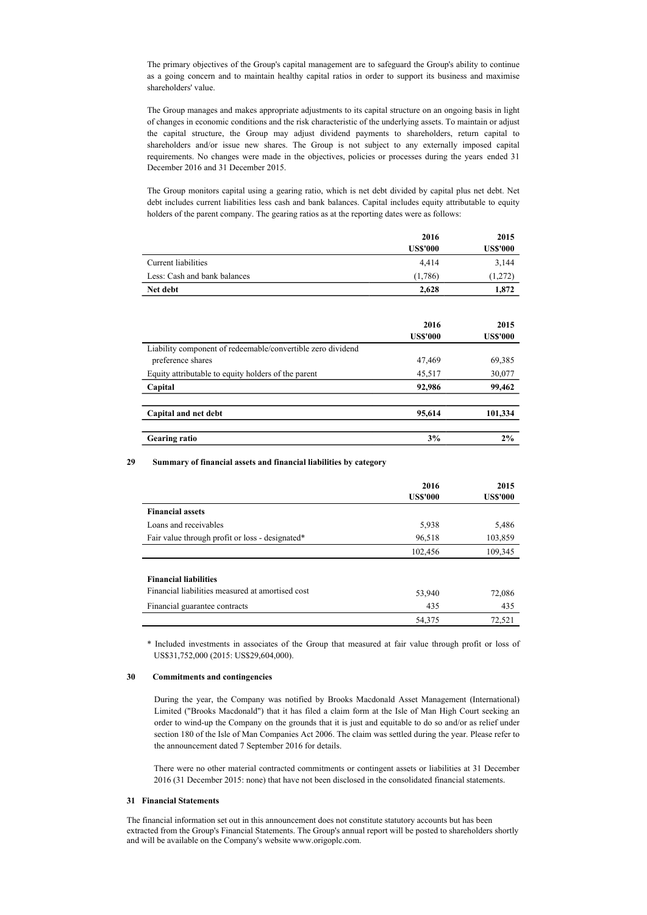The primary objectives of the Group's capital management are to safeguard the Group's ability to continue as a going concern and to maintain healthy capital ratios in order to support its business and maximise shareholders' value.

The Group manages and makes appropriate adjustments to its capital structure on an ongoing basis in light of changes in economic conditions and the risk characteristic of the underlying assets. To maintain or adjust the capital structure, the Group may adjust dividend payments to shareholders, return capital to shareholders and/or issue new shares. The Group is not subject to any externally imposed capital requirements. No changes were made in the objectives, policies or processes during the years ended 31 December 2016 and 31 December 2015.

The Group monitors capital using a gearing ratio, which is net debt divided by capital plus net debt. Net debt includes current liabilities less cash and bank balances. Capital includes equity attributable to equity holders of the parent company. The gearing ratios as at the reporting dates were as follows:

| | 2016 US$'000 | 2015 US$'000 |
|---|---|---|
| Current liabilities | 4,414 | 3,144 |
| Less: Cash and bank balances | (1,786) | (1,272) |
| **Net debt** | **2,628** | **1,872** |

| | 2016 US$'000 | 2015 US$'000 |
|---|---|---|
| Liability component of redeemable/convertible zero dividend preference shares | 47,469 | 69,385 |
| Equity attributable to equity holders of the parent | 45,517 | 30,077 |
| **Capital** | **92,986** | **99,462** |
| **Capital and net debt** | **95,614** | **101,334** |
| **Gearing ratio** | **3%** | **2%** |

## 29 Summary of financial assets and financial liabilities by category

| | 2016 US$'000 | 2015 US$'000 |
|---|---|---|
| **Financial assets** | | |
| Loans and receivables | 5,938 | 5,486 |
| Fair value through profit or loss - designated* | 96,518 | 103,859 |
| | 102,456 | 109,345 |
| **Financial liabilities** | | |
| Financial liabilities measured at amortised cost | 53,940 | 72,086 |
| Financial guarantee contracts | 435 | 435 |
| | 54,375 | 72,521 |

\* Included investments in associates of the Group that measured at fair value through profit or loss of US$31,752,000 (2015: US$29,604,000).

## 30 Commitments and contingencies

During the year, the Company was notified by Brooks Macdonald Asset Management (International) Limited ("Brooks Macdonald") that it has filed a claim form at the Isle of Man High Court seeking an order to wind-up the Company on the grounds that it is just and equitable to do so and/or as relief under section 180 of the Isle of Man Companies Act 2006. The claim was settled during the year. Please refer to the announcement dated 7 September 2016 for details.

There were no other material contracted commitments or contingent assets or liabilities at 31 December 2016 (31 December 2015: none) that have not been disclosed in the consolidated financial statements.

## 31 Financial Statements

The financial information set out in this announcement does not constitute statutory accounts but has been extracted from the Group's Financial Statements. The Group's annual report will be posted to shareholders shortly and will be available on the Company's website www.origoplc.com.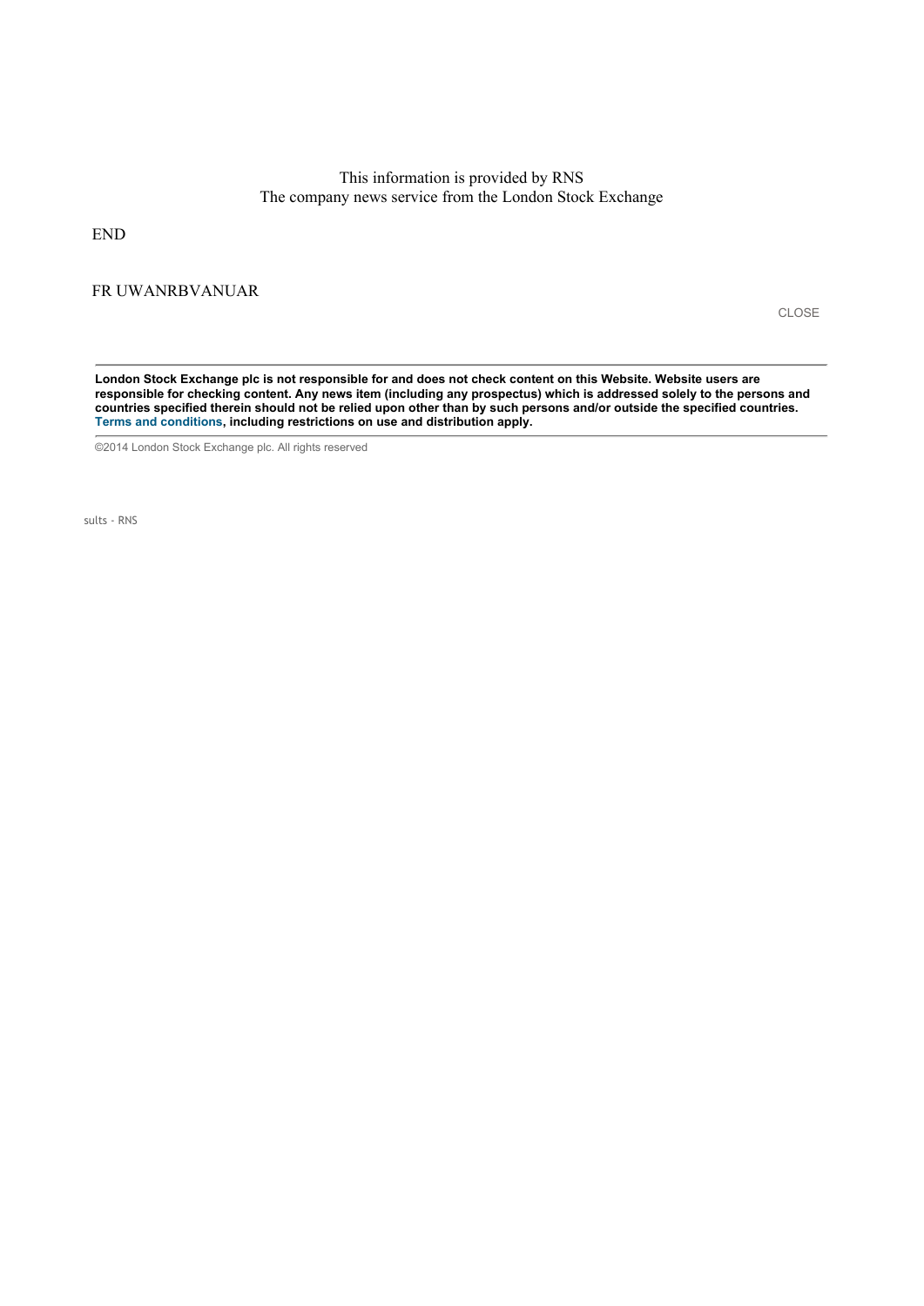This information is provided by RNS
The company news service from the London Stock Exchange

END

FR UWANRBVANUAR

CLOSE

**London Stock Exchange plc is not responsible for and does not check content on this Website. Website users are responsible for checking content. Any news item (including any prospectus) which is addressed solely to the persons and countries specified therein should not be relied upon other than by such persons and/or outside the specified countries. Terms and conditions, including restrictions on use and distribution apply.**

©2014 London Stock Exchange plc. All rights reserved